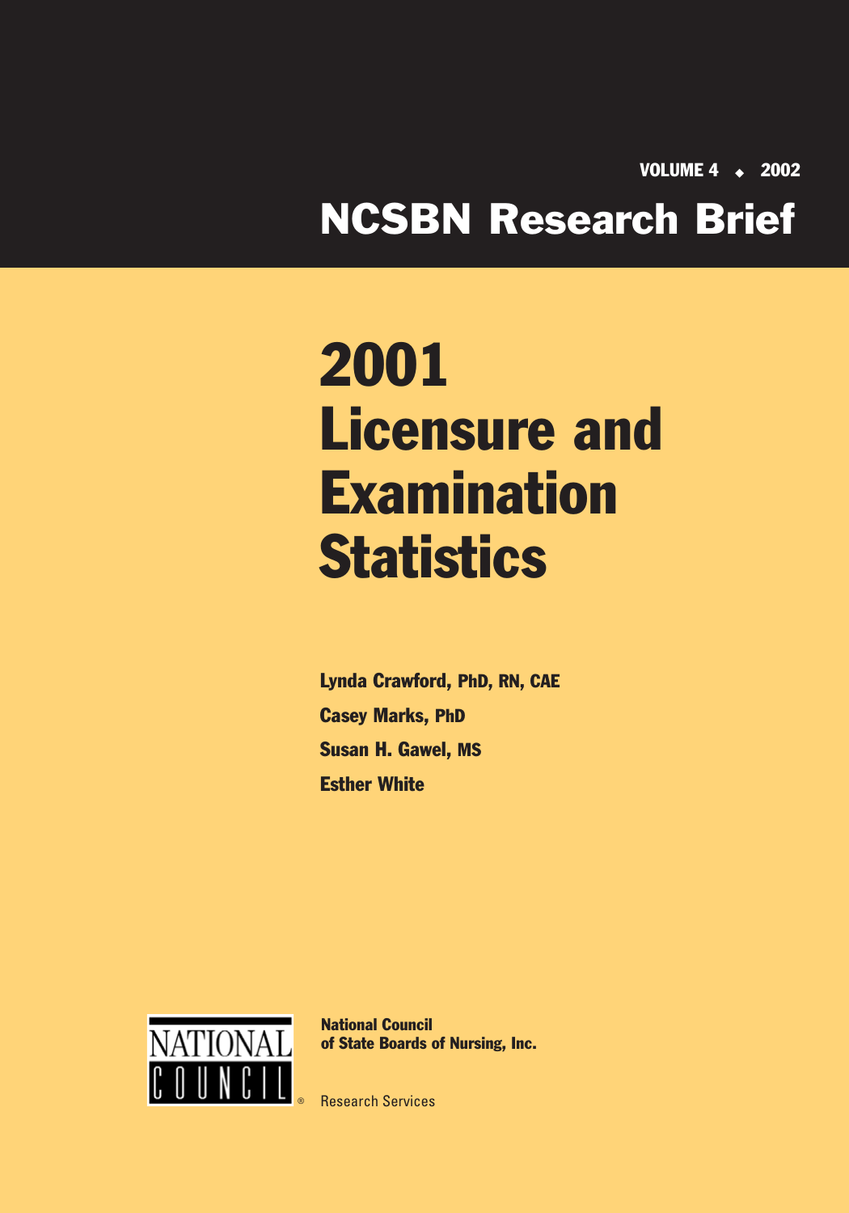VOLUME 4 ◆ 2002

# NCSBN Research Brief

# 2001 Licensure and Examination Statistics

**Lynda Crawford, PhD, RN, CAE**

**Casey Marks, PhD**

**Susan H. Gawel, MS**

**Esther White**

NATIONAL COUNCIL®

**National Council of State Boards of Nursing, Inc.**

Research Services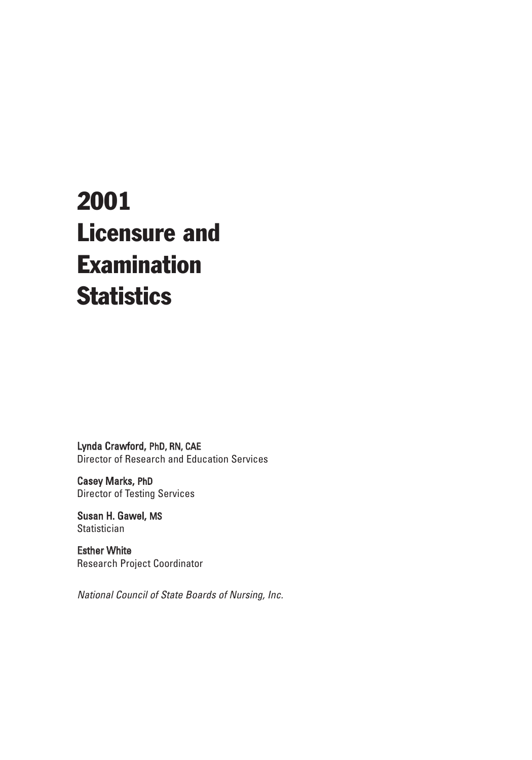# 2001 Licensure and Examination Statistics

**Lynda Crawford, PhD, RN, CAE**
Director of Research and Education Services

**Casey Marks, PhD**
Director of Testing Services

**Susan H. Gawel, MS**
Statistician

**Esther White**
Research Project Coordinator

*National Council of State Boards of Nursing, Inc.*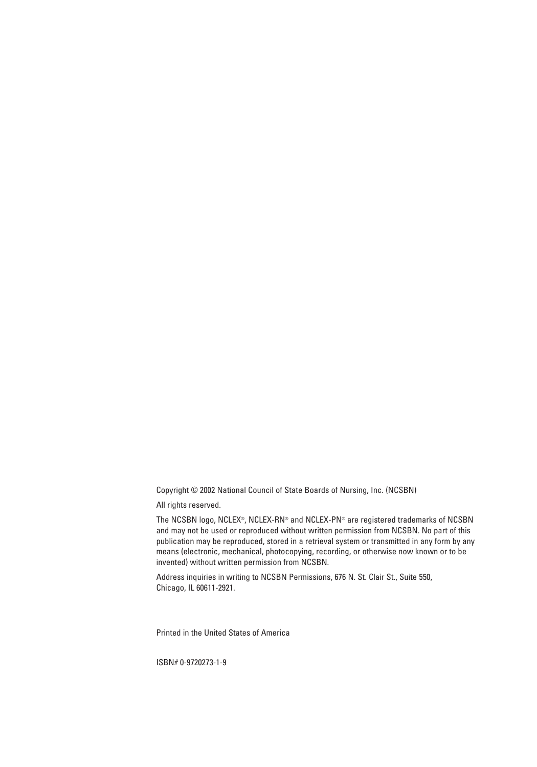Copyright © 2002 National Council of State Boards of Nursing, Inc. (NCSBN)

All rights reserved.

The NCSBN logo, NCLEX®, NCLEX-RN® and NCLEX-PN® are registered trademarks of NCSBN and may not be used or reproduced without written permission from NCSBN. No part of this publication may be reproduced, stored in a retrieval system or transmitted in any form by any means (electronic, mechanical, photocopying, recording, or otherwise now known or to be invented) without written permission from NCSBN.

Address inquiries in writing to NCSBN Permissions, 676 N. St. Clair St., Suite 550, Chicago, IL 60611-2921.

Printed in the United States of America

ISBN# 0-9720273-1-9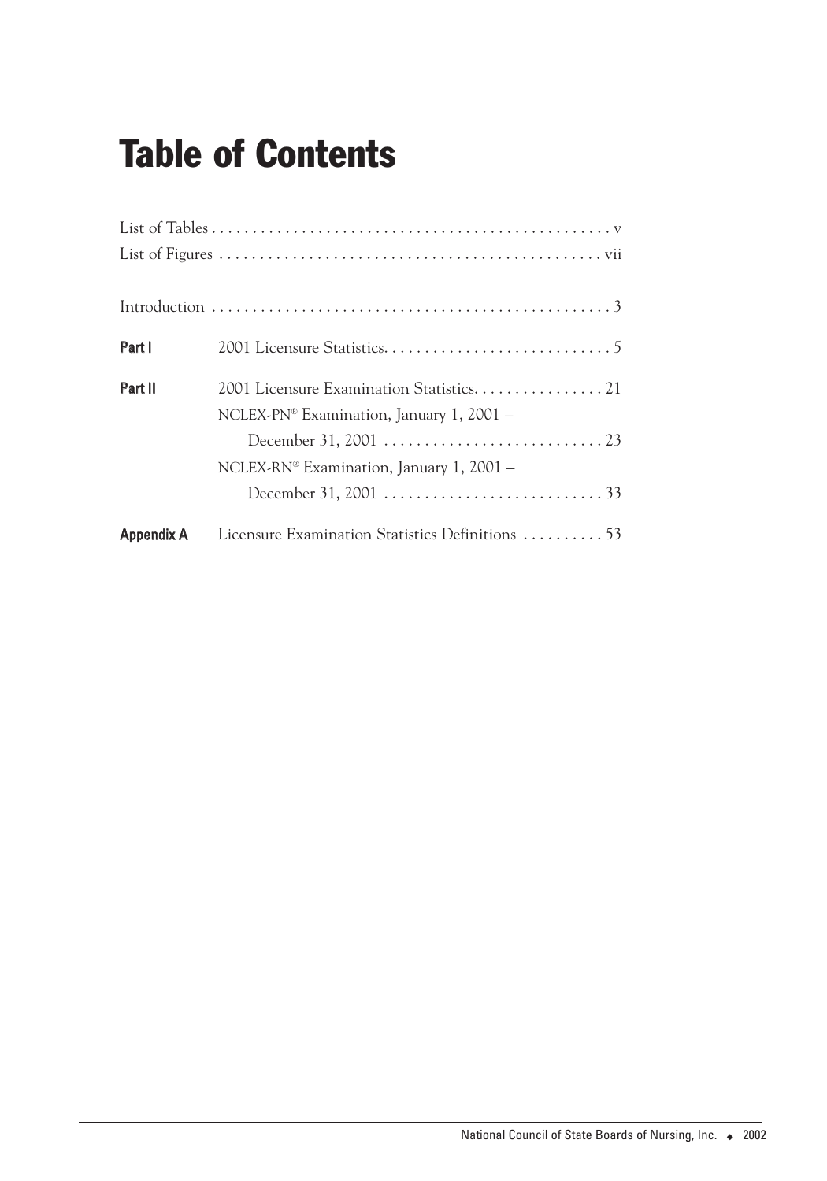# Table of Contents

List of Tables . . . . . . . . . . . . . . . . . . . . . . . . . . . . . . . . . . . . . . . . . . . . . . . . . v
List of Figures . . . . . . . . . . . . . . . . . . . . . . . . . . . . . . . . . . . . . . . . . . . . . . . vii

Introduction . . . . . . . . . . . . . . . . . . . . . . . . . . . . . . . . . . . . . . . . . . . . . . . . . 3

**Part I** 2001 Licensure Statistics. . . . . . . . . . . . . . . . . . . . . . . . . . . . 5

**Part II** 2001 Licensure Examination Statistics. . . . . . . . . . . . . . . . 21
NCLEX-PN® Examination, January 1, 2001 –
December 31, 2001 . . . . . . . . . . . . . . . . . . . . . . . . . . . 23
NCLEX-RN® Examination, January 1, 2001 –
December 31, 2001 . . . . . . . . . . . . . . . . . . . . . . . . . . . 33

**Appendix A** Licensure Examination Statistics Definitions . . . . . . . . . . 53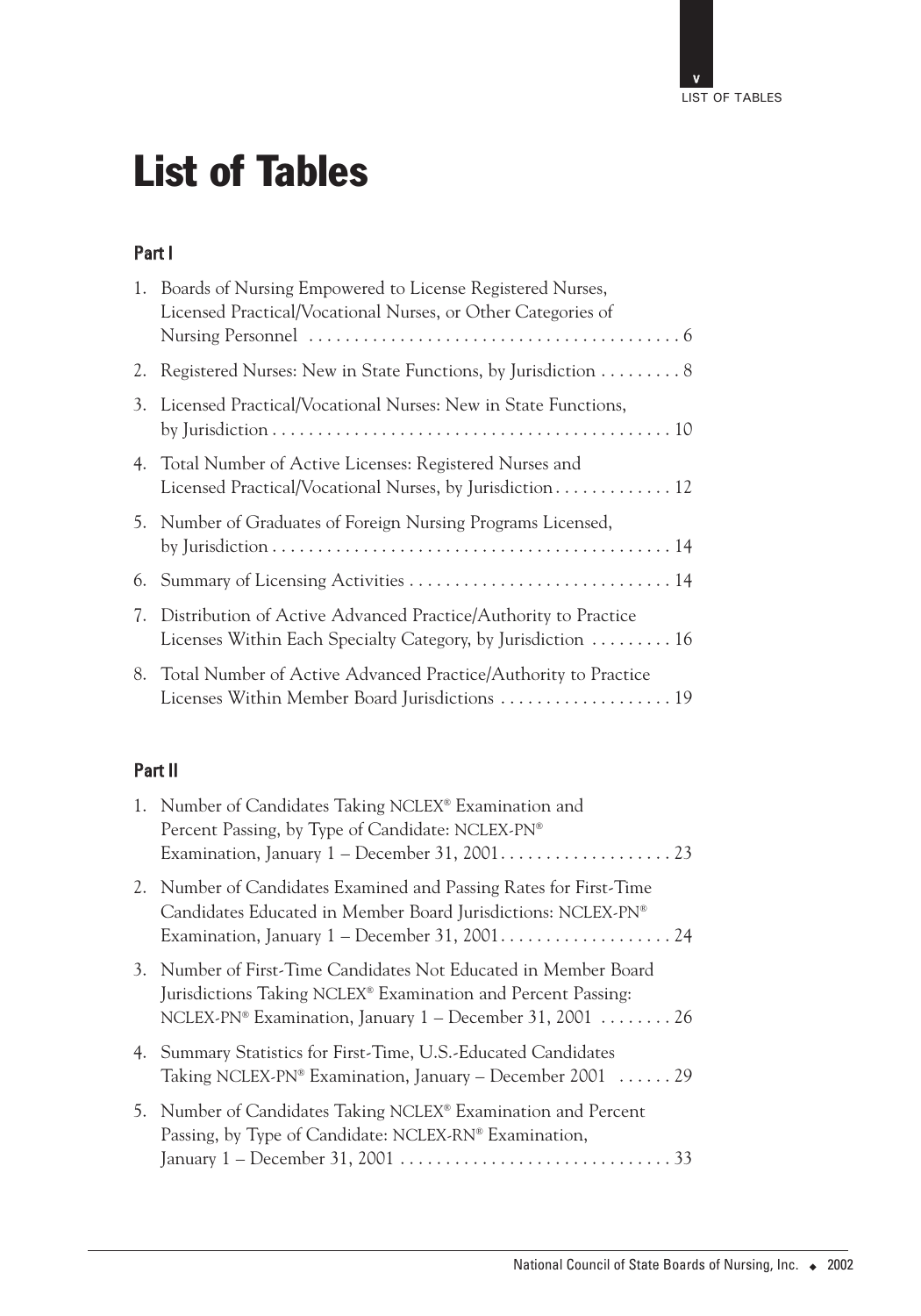# List of Tables

## Part I

1. Boards of Nursing Empowered to License Registered Nurses, Licensed Practical/Vocational Nurses, or Other Categories of Nursing Personnel . . . . . . . . . . . . . . . . . . . . . . . . . . . . . . . . . . . . . . . . . 6
2. Registered Nurses: New in State Functions, by Jurisdiction . . . . . . . . . 8
3. Licensed Practical/Vocational Nurses: New in State Functions, by Jurisdiction . . . . . . . . . . . . . . . . . . . . . . . . . . . . . . . . . . . . . . . . . . . 10
4. Total Number of Active Licenses: Registered Nurses and Licensed Practical/Vocational Nurses, by Jurisdiction . . . . . . . . . . . . . 12
5. Number of Graduates of Foreign Nursing Programs Licensed, by Jurisdiction . . . . . . . . . . . . . . . . . . . . . . . . . . . . . . . . . . . . . . . . . . . 14
6. Summary of Licensing Activities . . . . . . . . . . . . . . . . . . . . . . . . . . . . . 14
7. Distribution of Active Advanced Practice/Authority to Practice Licenses Within Each Specialty Category, by Jurisdiction . . . . . . . . . 16
8. Total Number of Active Advanced Practice/Authority to Practice Licenses Within Member Board Jurisdictions . . . . . . . . . . . . . . . . . . . 19

## Part II

1. Number of Candidates Taking NCLEX® Examination and Percent Passing, by Type of Candidate: NCLEX-PN® Examination, January 1 – December 31, 2001. . . . . . . . . . . . . . . . . . . 23
2. Number of Candidates Examined and Passing Rates for First-Time Candidates Educated in Member Board Jurisdictions: NCLEX-PN® Examination, January 1 – December 31, 2001. . . . . . . . . . . . . . . . . . . 24
3. Number of First-Time Candidates Not Educated in Member Board Jurisdictions Taking NCLEX® Examination and Percent Passing: NCLEX-PN® Examination, January 1 – December 31, 2001 . . . . . . . . 26
4. Summary Statistics for First-Time, U.S.-Educated Candidates Taking NCLEX-PN® Examination, January – December 2001 . . . . . . 29
5. Number of Candidates Taking NCLEX® Examination and Percent Passing, by Type of Candidate: NCLEX-RN® Examination, January 1 – December 31, 2001 . . . . . . . . . . . . . . . . . . . . . . . . . . . . . . 33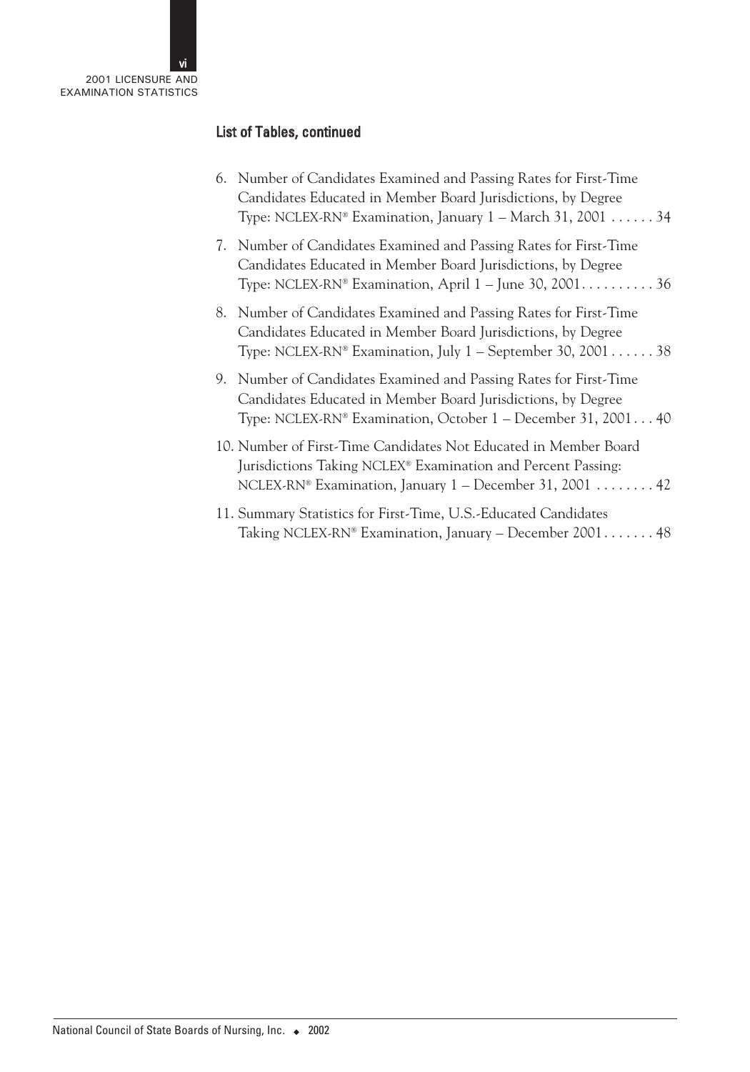## List of Tables, continued

6. Number of Candidates Examined and Passing Rates for First-Time Candidates Educated in Member Board Jurisdictions, by Degree Type: NCLEX-RN® Examination, January 1 – March 31, 2001 . . . . . . 34

7. Number of Candidates Examined and Passing Rates for First-Time Candidates Educated in Member Board Jurisdictions, by Degree Type: NCLEX-RN® Examination, April 1 – June 30, 2001. . . . . . . . . . 36

8. Number of Candidates Examined and Passing Rates for First-Time Candidates Educated in Member Board Jurisdictions, by Degree Type: NCLEX-RN® Examination, July 1 – September 30, 2001 . . . . . . 38

9. Number of Candidates Examined and Passing Rates for First-Time Candidates Educated in Member Board Jurisdictions, by Degree Type: NCLEX-RN® Examination, October 1 – December 31, 2001 . . . 40

10. Number of First-Time Candidates Not Educated in Member Board Jurisdictions Taking NCLEX® Examination and Percent Passing: NCLEX-RN® Examination, January 1 – December 31, 2001 . . . . . . . . 42

11. Summary Statistics for First-Time, U.S.-Educated Candidates Taking NCLEX-RN® Examination, January – December 2001 . . . . . . . 48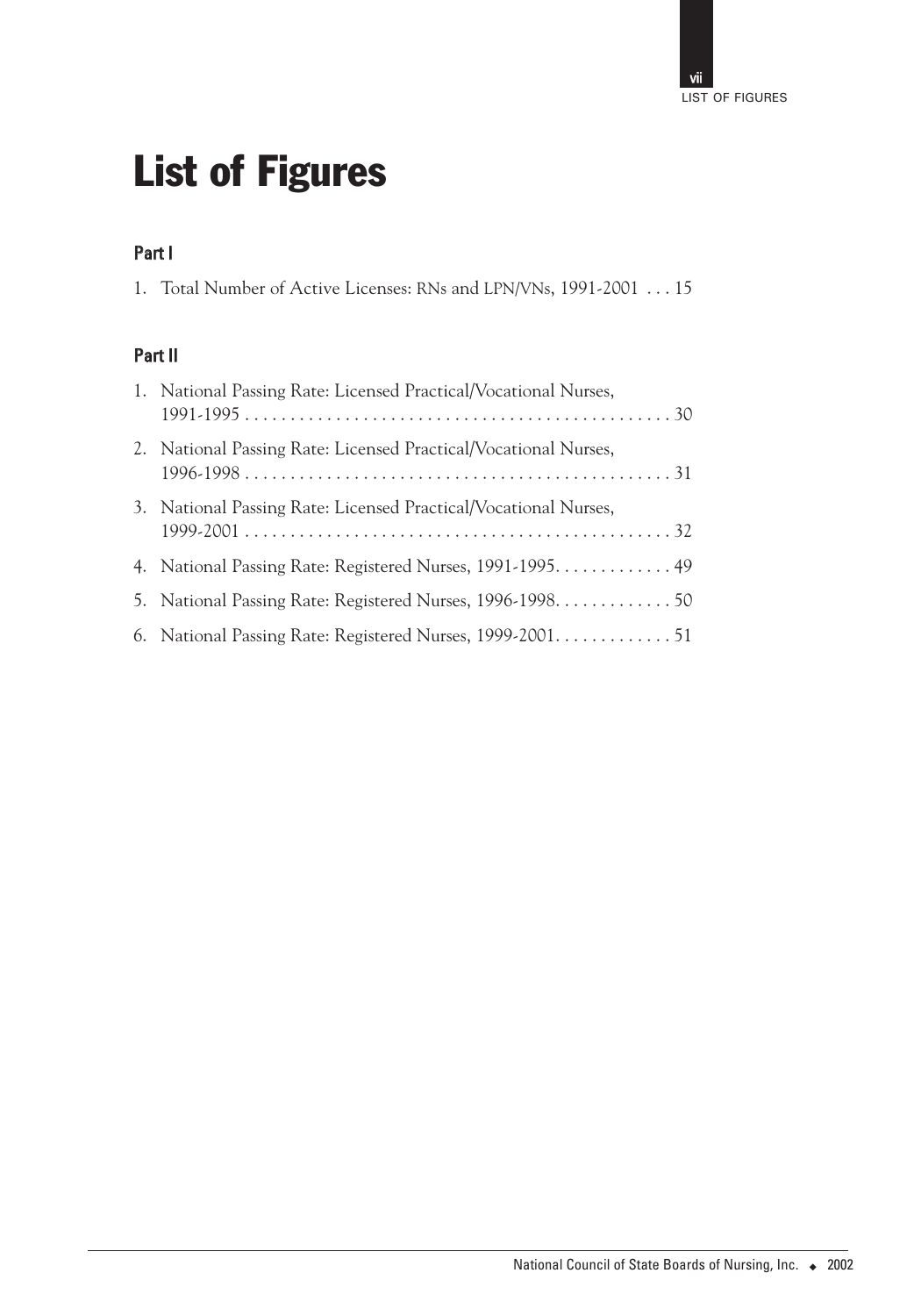# List of Figures

### Part I

1. Total Number of Active Licenses: RNs and LPN/VNs, 1991-2001 . . . 15

### Part II

1. National Passing Rate: Licensed Practical/Vocational Nurses, 1991-1995 . . . . . . . . . . . . . . . . . . . . . . . . . . . . . . . . . . . . . . . . . . . . . . . 30
2. National Passing Rate: Licensed Practical/Vocational Nurses, 1996-1998 . . . . . . . . . . . . . . . . . . . . . . . . . . . . . . . . . . . . . . . . . . . . . . . 31
3. National Passing Rate: Licensed Practical/Vocational Nurses, 1999-2001 . . . . . . . . . . . . . . . . . . . . . . . . . . . . . . . . . . . . . . . . . . . . . . . 32
4. National Passing Rate: Registered Nurses, 1991-1995. . . . . . . . . . . . . 49
5. National Passing Rate: Registered Nurses, 1996-1998. . . . . . . . . . . . . 50
6. National Passing Rate: Registered Nurses, 1999-2001. . . . . . . . . . . . . 51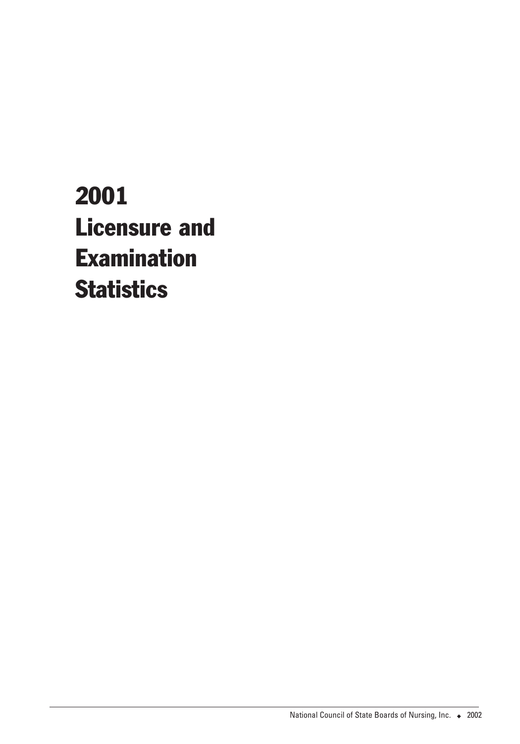# 2001 Licensure and Examination Statistics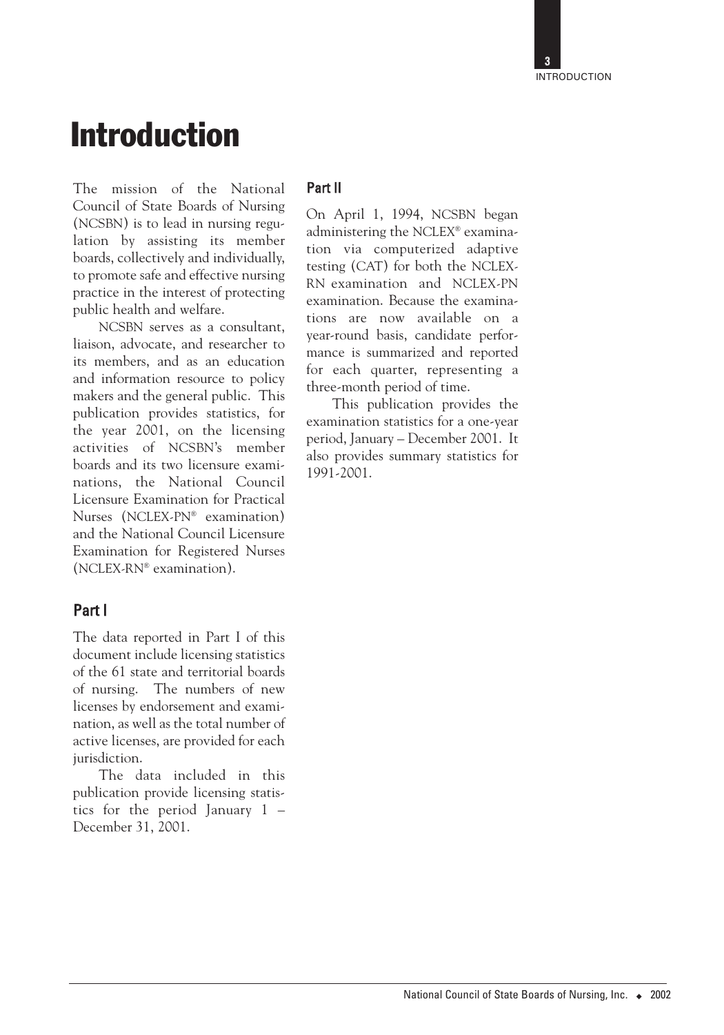# Introduction

The mission of the National Council of State Boards of Nursing (NCSBN) is to lead in nursing regulation by assisting its member boards, collectively and individually, to promote safe and effective nursing practice in the interest of protecting public health and welfare.

NCSBN serves as a consultant, liaison, advocate, and researcher to its members, and as an education and information resource to policy makers and the general public. This publication provides statistics, for the year 2001, on the licensing activities of NCSBN's member boards and its two licensure examinations, the National Council Licensure Examination for Practical Nurses (NCLEX-PN® examination) and the National Council Licensure Examination for Registered Nurses (NCLEX-RN® examination).

## Part I

The data reported in Part I of this document include licensing statistics of the 61 state and territorial boards of nursing. The numbers of new licenses by endorsement and examination, as well as the total number of active licenses, are provided for each jurisdiction.

The data included in this publication provide licensing statistics for the period January 1 – December 31, 2001.

## Part II

On April 1, 1994, NCSBN began administering the NCLEX® examination via computerized adaptive testing (CAT) for both the NCLEX-RN examination and NCLEX-PN examination. Because the examinations are now available on a year-round basis, candidate performance is summarized and reported for each quarter, representing a three-month period of time.

This publication provides the examination statistics for a one-year period, January – December 2001. It also provides summary statistics for 1991-2001.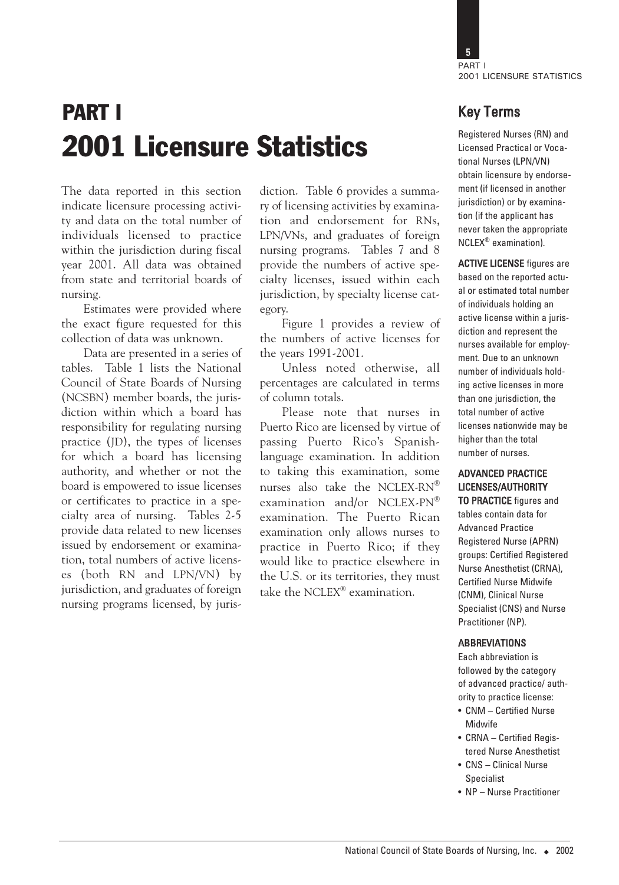# PART I
# 2001 Licensure Statistics

The data reported in this section indicate licensure processing activity and data on the total number of individuals licensed to practice within the jurisdiction during fiscal year 2001. All data was obtained from state and territorial boards of nursing.

Estimates were provided where the exact figure requested for this collection of data was unknown.

Data are presented in a series of tables. Table 1 lists the National Council of State Boards of Nursing (NCSBN) member boards, the jurisdiction within which a board has responsibility for regulating nursing practice (JD), the types of licenses for which a board has licensing authority, and whether or not the board is empowered to issue licenses or certificates to practice in a specialty area of nursing. Tables 2-5 provide data related to new licenses issued by endorsement or examination, total numbers of active licenses (both RN and LPN/VN) by jurisdiction, and graduates of foreign nursing programs licensed, by jurisdiction. Table 6 provides a summary of licensing activities by examination and endorsement for RNs, LPN/VNs, and graduates of foreign nursing programs. Tables 7 and 8 provide the numbers of active specialty licenses, issued within each jurisdiction, by specialty license category.

Figure 1 provides a review of the numbers of active licenses for the years 1991-2001.

Unless noted otherwise, all percentages are calculated in terms of column totals.

Please note that nurses in Puerto Rico are licensed by virtue of passing Puerto Rico's Spanish-language examination. In addition to taking this examination, some nurses also take the NCLEX-RN® examination and/or NCLEX-PN® examination. The Puerto Rican examination only allows nurses to practice in Puerto Rico; if they would like to practice elsewhere in the U.S. or its territories, they must take the NCLEX® examination.

## Key Terms

Registered Nurses (RN) and Licensed Practical or Vocational Nurses (LPN/VN) obtain licensure by endorsement (if licensed in another jurisdiction) or by examination (if the applicant has never taken the appropriate NCLEX® examination).

**ACTIVE LICENSE** figures are based on the reported actual or estimated total number of individuals holding an active license within a jurisdiction and represent the nurses available for employment. Due to an unknown number of individuals holding active licenses in more than one jurisdiction, the total number of active licenses nationwide may be higher than the total number of nurses.

**ADVANCED PRACTICE LICENSES/AUTHORITY TO PRACTICE** figures and tables contain data for Advanced Practice Registered Nurse (APRN) groups: Certified Registered Nurse Anesthetist (CRNA), Certified Nurse Midwife (CNM), Clinical Nurse Specialist (CNS) and Nurse Practitioner (NP).

**ABBREVIATIONS**

Each abbreviation is followed by the category of advanced practice/ authority to practice license:

- CNM – Certified Nurse Midwife
- CRNA – Certified Registered Nurse Anesthetist
- CNS – Clinical Nurse Specialist
- NP – Nurse Practitioner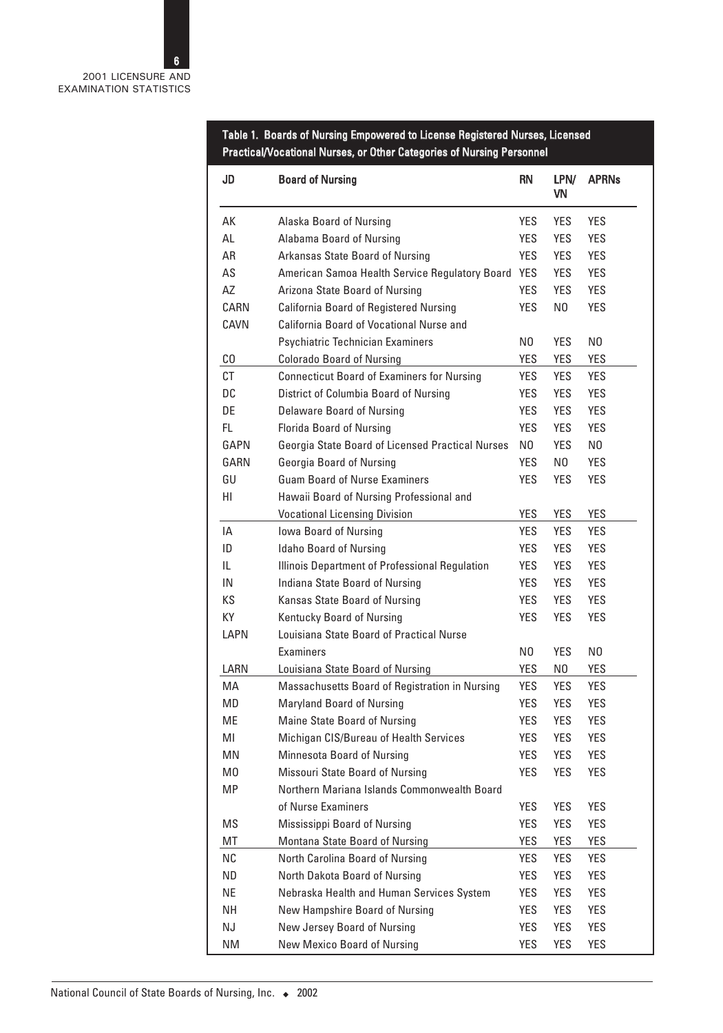**Table 1. Boards of Nursing Empowered to License Registered Nurses, Licensed Practical/Vocational Nurses, or Other Categories of Nursing Personnel**

| JD | Board of Nursing | RN | LPN/VN | APRNs |
|---|---|---|---|---|
| AK | Alaska Board of Nursing | YES | YES | YES |
| AL | Alabama Board of Nursing | YES | YES | YES |
| AR | Arkansas State Board of Nursing | YES | YES | YES |
| AS | American Samoa Health Service Regulatory Board | YES | YES | YES |
| AZ | Arizona State Board of Nursing | YES | YES | YES |
| CARN | California Board of Registered Nursing | YES | NO | YES |
| CAVN | California Board of Vocational Nurse and Psychiatric Technician Examiners | NO | YES | NO |
| CO | Colorado Board of Nursing | YES | YES | YES |
| CT | Connecticut Board of Examiners for Nursing | YES | YES | YES |
| DC | District of Columbia Board of Nursing | YES | YES | YES |
| DE | Delaware Board of Nursing | YES | YES | YES |
| FL | Florida Board of Nursing | YES | YES | YES |
| GAPN | Georgia State Board of Licensed Practical Nurses | NO | YES | NO |
| GARN | Georgia Board of Nursing | YES | NO | YES |
| GU | Guam Board of Nurse Examiners | YES | YES | YES |
| HI | Hawaii Board of Nursing Professional and Vocational Licensing Division | YES | YES | YES |
| IA | Iowa Board of Nursing | YES | YES | YES |
| ID | Idaho Board of Nursing | YES | YES | YES |
| IL | Illinois Department of Professional Regulation | YES | YES | YES |
| IN | Indiana State Board of Nursing | YES | YES | YES |
| KS | Kansas State Board of Nursing | YES | YES | YES |
| KY | Kentucky Board of Nursing | YES | YES | YES |
| LAPN | Louisiana State Board of Practical Nurse Examiners | NO | YES | NO |
| LARN | Louisiana State Board of Nursing | YES | NO | YES |
| MA | Massachusetts Board of Registration in Nursing | YES | YES | YES |
| MD | Maryland Board of Nursing | YES | YES | YES |
| ME | Maine State Board of Nursing | YES | YES | YES |
| MI | Michigan CIS/Bureau of Health Services | YES | YES | YES |
| MN | Minnesota Board of Nursing | YES | YES | YES |
| MO | Missouri State Board of Nursing | YES | YES | YES |
| MP | Northern Mariana Islands Commonwealth Board of Nurse Examiners | YES | YES | YES |
| MS | Mississippi Board of Nursing | YES | YES | YES |
| MT | Montana State Board of Nursing | YES | YES | YES |
| NC | North Carolina Board of Nursing | YES | YES | YES |
| ND | North Dakota Board of Nursing | YES | YES | YES |
| NE | Nebraska Health and Human Services System | YES | YES | YES |
| NH | New Hampshire Board of Nursing | YES | YES | YES |
| NJ | New Jersey Board of Nursing | YES | YES | YES |
| NM | New Mexico Board of Nursing | YES | YES | YES |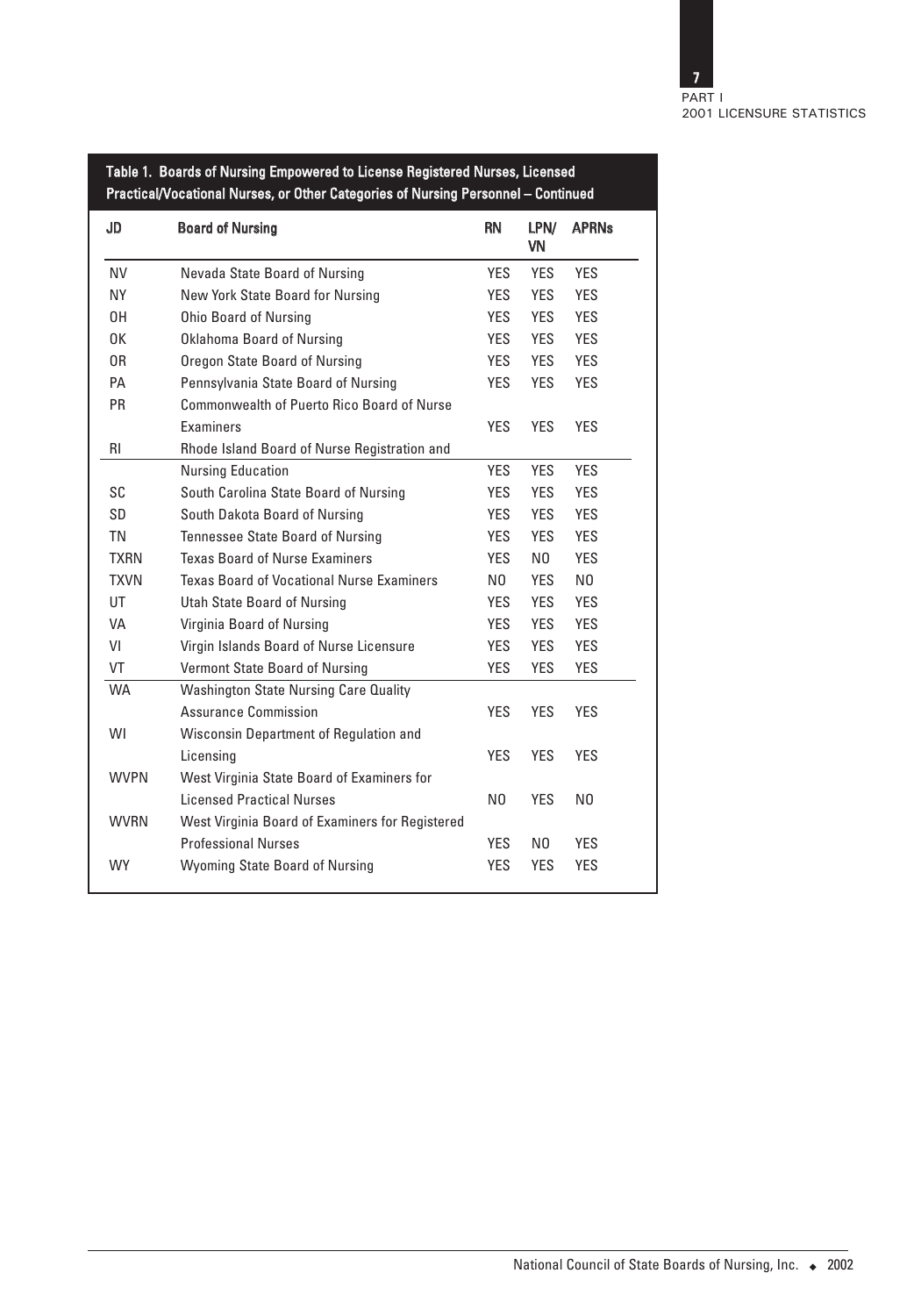**Table 1. Boards of Nursing Empowered to License Registered Nurses, Licensed Practical/Vocational Nurses, or Other Categories of Nursing Personnel – Continued**

| JD | Board of Nursing | RN | LPN/VN | APRNs |
|---|---|---|---|---|
| NV | Nevada State Board of Nursing | YES | YES | YES |
| NY | New York State Board for Nursing | YES | YES | YES |
| OH | Ohio Board of Nursing | YES | YES | YES |
| OK | Oklahoma Board of Nursing | YES | YES | YES |
| OR | Oregon State Board of Nursing | YES | YES | YES |
| PA | Pennsylvania State Board of Nursing | YES | YES | YES |
| PR | Commonwealth of Puerto Rico Board of Nurse Examiners | YES | YES | YES |
| RI | Rhode Island Board of Nurse Registration and Nursing Education | YES | YES | YES |
| SC | South Carolina State Board of Nursing | YES | YES | YES |
| SD | South Dakota Board of Nursing | YES | YES | YES |
| TN | Tennessee State Board of Nursing | YES | YES | YES |
| TXRN | Texas Board of Nurse Examiners | YES | NO | YES |
| TXVN | Texas Board of Vocational Nurse Examiners | NO | YES | NO |
| UT | Utah State Board of Nursing | YES | YES | YES |
| VA | Virginia Board of Nursing | YES | YES | YES |
| VI | Virgin Islands Board of Nurse Licensure | YES | YES | YES |
| VT | Vermont State Board of Nursing | YES | YES | YES |
| WA | Washington State Nursing Care Quality Assurance Commission | YES | YES | YES |
| WI | Wisconsin Department of Regulation and Licensing | YES | YES | YES |
| WVPN | West Virginia State Board of Examiners for Licensed Practical Nurses | NO | YES | NO |
| WVRN | West Virginia Board of Examiners for Registered Professional Nurses | YES | NO | YES |
| WY | Wyoming State Board of Nursing | YES | YES | YES |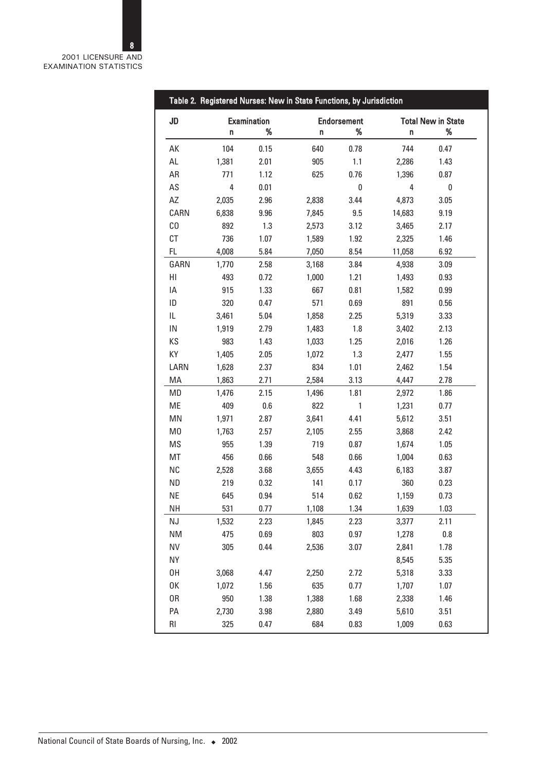## Table 2. Registered Nurses: New in State Functions, by Jurisdiction

| JD | Examination | | Endorsement | | Total New in State | |
|---|---|---|---|---|---|---|
| | n | % | n | % | n | % |
| AK | 104 | 0.15 | 640 | 0.78 | 744 | 0.47 |
| AL | 1,381 | 2.01 | 905 | 1.1 | 2,286 | 1.43 |
| AR | 771 | 1.12 | 625 | 0.76 | 1,396 | 0.87 |
| AS | 4 | 0.01 | | 0 | 4 | 0 |
| AZ | 2,035 | 2.96 | 2,838 | 3.44 | 4,873 | 3.05 |
| CARN | 6,838 | 9.96 | 7,845 | 9.5 | 14,683 | 9.19 |
| CO | 892 | 1.3 | 2,573 | 3.12 | 3,465 | 2.17 |
| CT | 736 | 1.07 | 1,589 | 1.92 | 2,325 | 1.46 |
| FL | 4,008 | 5.84 | 7,050 | 8.54 | 11,058 | 6.92 |
| GARN | 1,770 | 2.58 | 3,168 | 3.84 | 4,938 | 3.09 |
| HI | 493 | 0.72 | 1,000 | 1.21 | 1,493 | 0.93 |
| IA | 915 | 1.33 | 667 | 0.81 | 1,582 | 0.99 |
| ID | 320 | 0.47 | 571 | 0.69 | 891 | 0.56 |
| IL | 3,461 | 5.04 | 1,858 | 2.25 | 5,319 | 3.33 |
| IN | 1,919 | 2.79 | 1,483 | 1.8 | 3,402 | 2.13 |
| KS | 983 | 1.43 | 1,033 | 1.25 | 2,016 | 1.26 |
| KY | 1,405 | 2.05 | 1,072 | 1.3 | 2,477 | 1.55 |
| LARN | 1,628 | 2.37 | 834 | 1.01 | 2,462 | 1.54 |
| MA | 1,863 | 2.71 | 2,584 | 3.13 | 4,447 | 2.78 |
| MD | 1,476 | 2.15 | 1,496 | 1.81 | 2,972 | 1.86 |
| ME | 409 | 0.6 | 822 | 1 | 1,231 | 0.77 |
| MN | 1,971 | 2.87 | 3,641 | 4.41 | 5,612 | 3.51 |
| MO | 1,763 | 2.57 | 2,105 | 2.55 | 3,868 | 2.42 |
| MS | 955 | 1.39 | 719 | 0.87 | 1,674 | 1.05 |
| MT | 456 | 0.66 | 548 | 0.66 | 1,004 | 0.63 |
| NC | 2,528 | 3.68 | 3,655 | 4.43 | 6,183 | 3.87 |
| ND | 219 | 0.32 | 141 | 0.17 | 360 | 0.23 |
| NE | 645 | 0.94 | 514 | 0.62 | 1,159 | 0.73 |
| NH | 531 | 0.77 | 1,108 | 1.34 | 1,639 | 1.03 |
| NJ | 1,532 | 2.23 | 1,845 | 2.23 | 3,377 | 2.11 |
| NM | 475 | 0.69 | 803 | 0.97 | 1,278 | 0.8 |
| NV | 305 | 0.44 | 2,536 | 3.07 | 2,841 | 1.78 |
| NY | | | | | 8,545 | 5.35 |
| OH | 3,068 | 4.47 | 2,250 | 2.72 | 5,318 | 3.33 |
| OK | 1,072 | 1.56 | 635 | 0.77 | 1,707 | 1.07 |
| OR | 950 | 1.38 | 1,388 | 1.68 | 2,338 | 1.46 |
| PA | 2,730 | 3.98 | 2,880 | 3.49 | 5,610 | 3.51 |
| RI | 325 | 0.47 | 684 | 0.83 | 1,009 | 0.63 |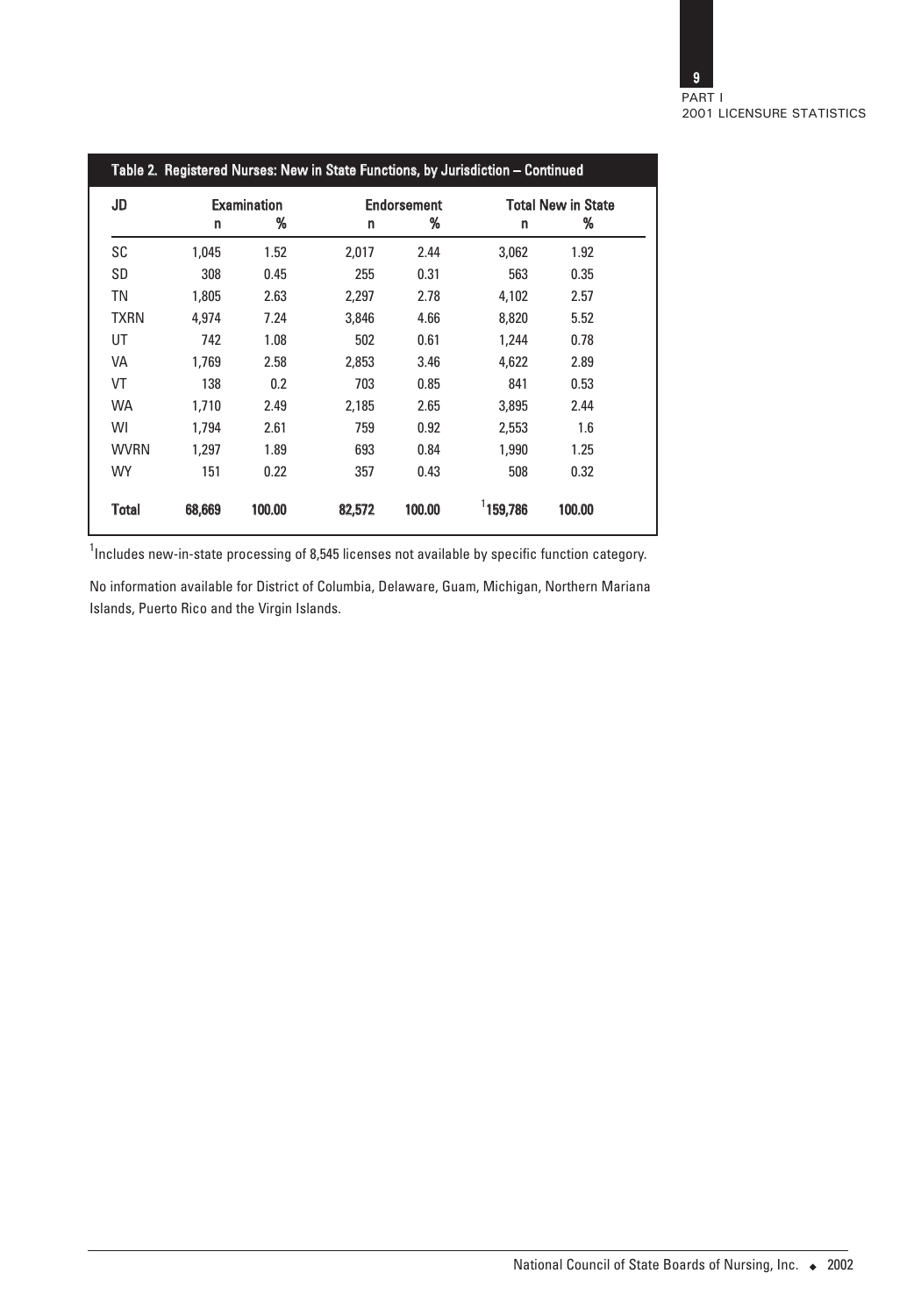**Table 2. Registered Nurses: New in State Functions, by Jurisdiction – Continued**

| JD | Examination | | Endorsement | | Total New in State | |
|---|---|---|---|---|---|---|
| | n | % | n | % | n | % |
| SC | 1,045 | 1.52 | 2,017 | 2.44 | 3,062 | 1.92 |
| SD | 308 | 0.45 | 255 | 0.31 | 563 | 0.35 |
| TN | 1,805 | 2.63 | 2,297 | 2.78 | 4,102 | 2.57 |
| TXRN | 4,974 | 7.24 | 3,846 | 4.66 | 8,820 | 5.52 |
| UT | 742 | 1.08 | 502 | 0.61 | 1,244 | 0.78 |
| VA | 1,769 | 2.58 | 2,853 | 3.46 | 4,622 | 2.89 |
| VT | 138 | 0.2 | 703 | 0.85 | 841 | 0.53 |
| WA | 1,710 | 2.49 | 2,185 | 2.65 | 3,895 | 2.44 |
| WI | 1,794 | 2.61 | 759 | 0.92 | 2,553 | 1.6 |
| WVRN | 1,297 | 1.89 | 693 | 0.84 | 1,990 | 1.25 |
| WY | 151 | 0.22 | 357 | 0.43 | 508 | 0.32 |
| **Total** | **68,669** | **100.00** | **82,572** | **100.00** | [1]**159,786** | **100.00** |

[1]Includes new-in-state processing of 8,545 licenses not available by specific function category.

No information available for District of Columbia, Delaware, Guam, Michigan, Northern Mariana Islands, Puerto Rico and the Virgin Islands.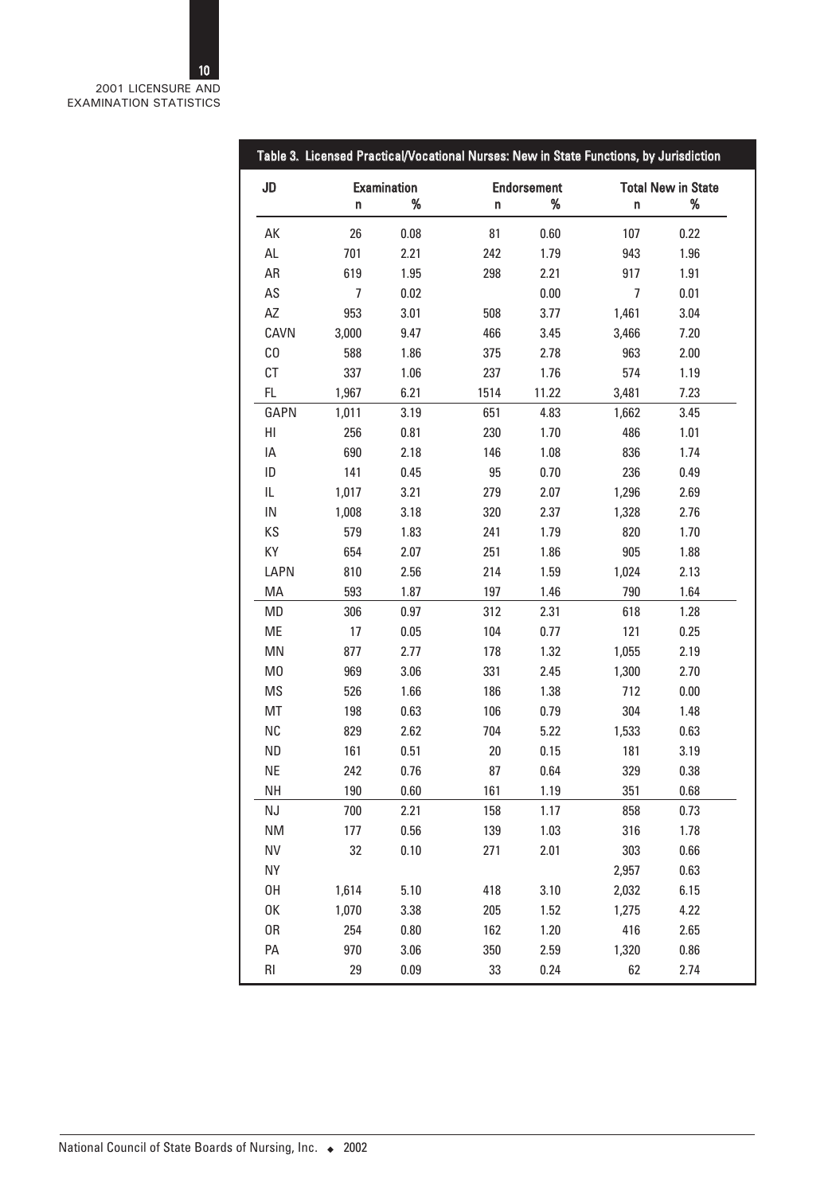**Table 3. Licensed Practical/Vocational Nurses: New in State Functions, by Jurisdiction**

| JD | Examination | | Endorsement | | Total New in State | |
|---|---|---|---|---|---|---|
| | n | % | n | % | n | % |
| AK | 26 | 0.08 | 81 | 0.60 | 107 | 0.22 |
| AL | 701 | 2.21 | 242 | 1.79 | 943 | 1.96 |
| AR | 619 | 1.95 | 298 | 2.21 | 917 | 1.91 |
| AS | 7 | 0.02 | | 0.00 | 7 | 0.01 |
| AZ | 953 | 3.01 | 508 | 3.77 | 1,461 | 3.04 |
| CAVN | 3,000 | 9.47 | 466 | 3.45 | 3,466 | 7.20 |
| CO | 588 | 1.86 | 375 | 2.78 | 963 | 2.00 |
| CT | 337 | 1.06 | 237 | 1.76 | 574 | 1.19 |
| FL | 1,967 | 6.21 | 1514 | 11.22 | 3,481 | 7.23 |
| GAPN | 1,011 | 3.19 | 651 | 4.83 | 1,662 | 3.45 |
| HI | 256 | 0.81 | 230 | 1.70 | 486 | 1.01 |
| IA | 690 | 2.18 | 146 | 1.08 | 836 | 1.74 |
| ID | 141 | 0.45 | 95 | 0.70 | 236 | 0.49 |
| IL | 1,017 | 3.21 | 279 | 2.07 | 1,296 | 2.69 |
| IN | 1,008 | 3.18 | 320 | 2.37 | 1,328 | 2.76 |
| KS | 579 | 1.83 | 241 | 1.79 | 820 | 1.70 |
| KY | 654 | 2.07 | 251 | 1.86 | 905 | 1.88 |
| LAPN | 810 | 2.56 | 214 | 1.59 | 1,024 | 2.13 |
| MA | 593 | 1.87 | 197 | 1.46 | 790 | 1.64 |
| MD | 306 | 0.97 | 312 | 2.31 | 618 | 1.28 |
| ME | 17 | 0.05 | 104 | 0.77 | 121 | 0.25 |
| MN | 877 | 2.77 | 178 | 1.32 | 1,055 | 2.19 |
| MO | 969 | 3.06 | 331 | 2.45 | 1,300 | 2.70 |
| MS | 526 | 1.66 | 186 | 1.38 | 712 | 0.00 |
| MT | 198 | 0.63 | 106 | 0.79 | 304 | 1.48 |
| NC | 829 | 2.62 | 704 | 5.22 | 1,533 | 0.63 |
| ND | 161 | 0.51 | 20 | 0.15 | 181 | 3.19 |
| NE | 242 | 0.76 | 87 | 0.64 | 329 | 0.38 |
| NH | 190 | 0.60 | 161 | 1.19 | 351 | 0.68 |
| NJ | 700 | 2.21 | 158 | 1.17 | 858 | 0.73 |
| NM | 177 | 0.56 | 139 | 1.03 | 316 | 1.78 |
| NV | 32 | 0.10 | 271 | 2.01 | 303 | 0.66 |
| NY | | | | | 2,957 | 0.63 |
| OH | 1,614 | 5.10 | 418 | 3.10 | 2,032 | 6.15 |
| OK | 1,070 | 3.38 | 205 | 1.52 | 1,275 | 4.22 |
| OR | 254 | 0.80 | 162 | 1.20 | 416 | 2.65 |
| PA | 970 | 3.06 | 350 | 2.59 | 1,320 | 0.86 |
| RI | 29 | 0.09 | 33 | 0.24 | 62 | 2.74 |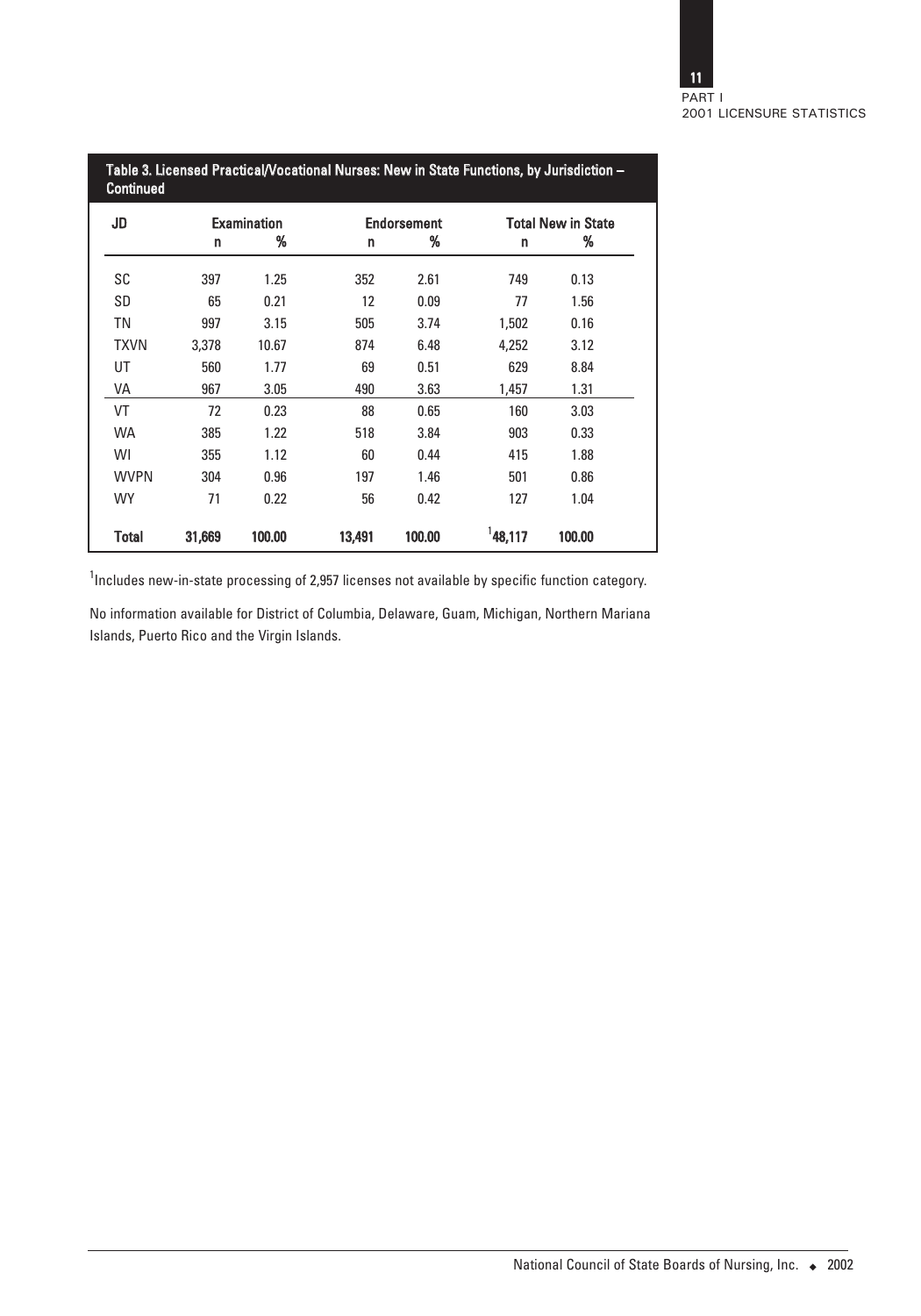## Table 3. Licensed Practical/Vocational Nurses: New in State Functions, by Jurisdiction – Continued

| JD | Examination | | Endorsement | | Total New in State | |
|---|---|---|---|---|---|---|
| | n | % | n | % | n | % |
| SC | 397 | 1.25 | 352 | 2.61 | 749 | 0.13 |
| SD | 65 | 0.21 | 12 | 0.09 | 77 | 1.56 |
| TN | 997 | 3.15 | 505 | 3.74 | 1,502 | 0.16 |
| TXVN | 3,378 | 10.67 | 874 | 6.48 | 4,252 | 3.12 |
| UT | 560 | 1.77 | 69 | 0.51 | 629 | 8.84 |
| VA | 967 | 3.05 | 490 | 3.63 | 1,457 | 1.31 |
| VT | 72 | 0.23 | 88 | 0.65 | 160 | 3.03 |
| WA | 385 | 1.22 | 518 | 3.84 | 903 | 0.33 |
| WI | 355 | 1.12 | 60 | 0.44 | 415 | 1.88 |
| WVPN | 304 | 0.96 | 197 | 1.46 | 501 | 0.86 |
| WY | 71 | 0.22 | 56 | 0.42 | 127 | 1.04 |
| **Total** | **31,669** | **100.00** | **13,491** | **100.00** | [1]**48,117** | **100.00** |

[1]Includes new-in-state processing of 2,957 licenses not available by specific function category.

No information available for District of Columbia, Delaware, Guam, Michigan, Northern Mariana Islands, Puerto Rico and the Virgin Islands.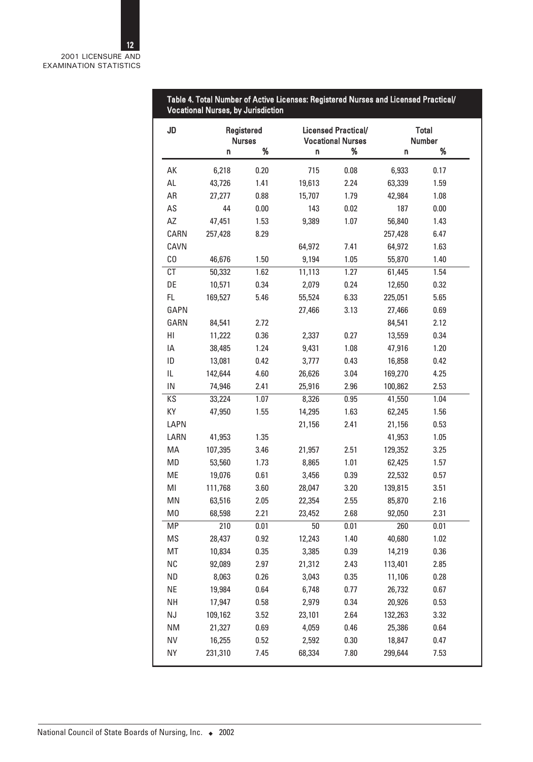**Table 4. Total Number of Active Licenses: Registered Nurses and Licensed Practical/ Vocational Nurses, by Jurisdiction**

| JD | Registered Nurses | | Licensed Practical/ Vocational Nurses | | Total Number | |
|---|---|---|---|---|---|---|
| | n | % | n | % | n | % |
| AK | 6,218 | 0.20 | 715 | 0.08 | 6,933 | 0.17 |
| AL | 43,726 | 1.41 | 19,613 | 2.24 | 63,339 | 1.59 |
| AR | 27,277 | 0.88 | 15,707 | 1.79 | 42,984 | 1.08 |
| AS | 44 | 0.00 | 143 | 0.02 | 187 | 0.00 |
| AZ | 47,451 | 1.53 | 9,389 | 1.07 | 56,840 | 1.43 |
| CARN | 257,428 | 8.29 | | | 257,428 | 6.47 |
| CAVN | | | 64,972 | 7.41 | 64,972 | 1.63 |
| CO | 46,676 | 1.50 | 9,194 | 1.05 | 55,870 | 1.40 |
| CT | 50,332 | 1.62 | 11,113 | 1.27 | 61,445 | 1.54 |
| DE | 10,571 | 0.34 | 2,079 | 0.24 | 12,650 | 0.32 |
| FL | 169,527 | 5.46 | 55,524 | 6.33 | 225,051 | 5.65 |
| GAPN | | | 27,466 | 3.13 | 27,466 | 0.69 |
| GARN | 84,541 | 2.72 | | | 84,541 | 2.12 |
| HI | 11,222 | 0.36 | 2,337 | 0.27 | 13,559 | 0.34 |
| IA | 38,485 | 1.24 | 9,431 | 1.08 | 47,916 | 1.20 |
| ID | 13,081 | 0.42 | 3,777 | 0.43 | 16,858 | 0.42 |
| IL | 142,644 | 4.60 | 26,626 | 3.04 | 169,270 | 4.25 |
| IN | 74,946 | 2.41 | 25,916 | 2.96 | 100,862 | 2.53 |
| KS | 33,224 | 1.07 | 8,326 | 0.95 | 41,550 | 1.04 |
| KY | 47,950 | 1.55 | 14,295 | 1.63 | 62,245 | 1.56 |
| LAPN | | | 21,156 | 2.41 | 21,156 | 0.53 |
| LARN | 41,953 | 1.35 | | | 41,953 | 1.05 |
| MA | 107,395 | 3.46 | 21,957 | 2.51 | 129,352 | 3.25 |
| MD | 53,560 | 1.73 | 8,865 | 1.01 | 62,425 | 1.57 |
| ME | 19,076 | 0.61 | 3,456 | 0.39 | 22,532 | 0.57 |
| MI | 111,768 | 3.60 | 28,047 | 3.20 | 139,815 | 3.51 |
| MN | 63,516 | 2.05 | 22,354 | 2.55 | 85,870 | 2.16 |
| MO | 68,598 | 2.21 | 23,452 | 2.68 | 92,050 | 2.31 |
| MP | 210 | 0.01 | 50 | 0.01 | 260 | 0.01 |
| MS | 28,437 | 0.92 | 12,243 | 1.40 | 40,680 | 1.02 |
| MT | 10,834 | 0.35 | 3,385 | 0.39 | 14,219 | 0.36 |
| NC | 92,089 | 2.97 | 21,312 | 2.43 | 113,401 | 2.85 |
| ND | 8,063 | 0.26 | 3,043 | 0.35 | 11,106 | 0.28 |
| NE | 19,984 | 0.64 | 6,748 | 0.77 | 26,732 | 0.67 |
| NH | 17,947 | 0.58 | 2,979 | 0.34 | 20,926 | 0.53 |
| NJ | 109,162 | 3.52 | 23,101 | 2.64 | 132,263 | 3.32 |
| NM | 21,327 | 0.69 | 4,059 | 0.46 | 25,386 | 0.64 |
| NV | 16,255 | 0.52 | 2,592 | 0.30 | 18,847 | 0.47 |
| NY | 231,310 | 7.45 | 68,334 | 7.80 | 299,644 | 7.53 |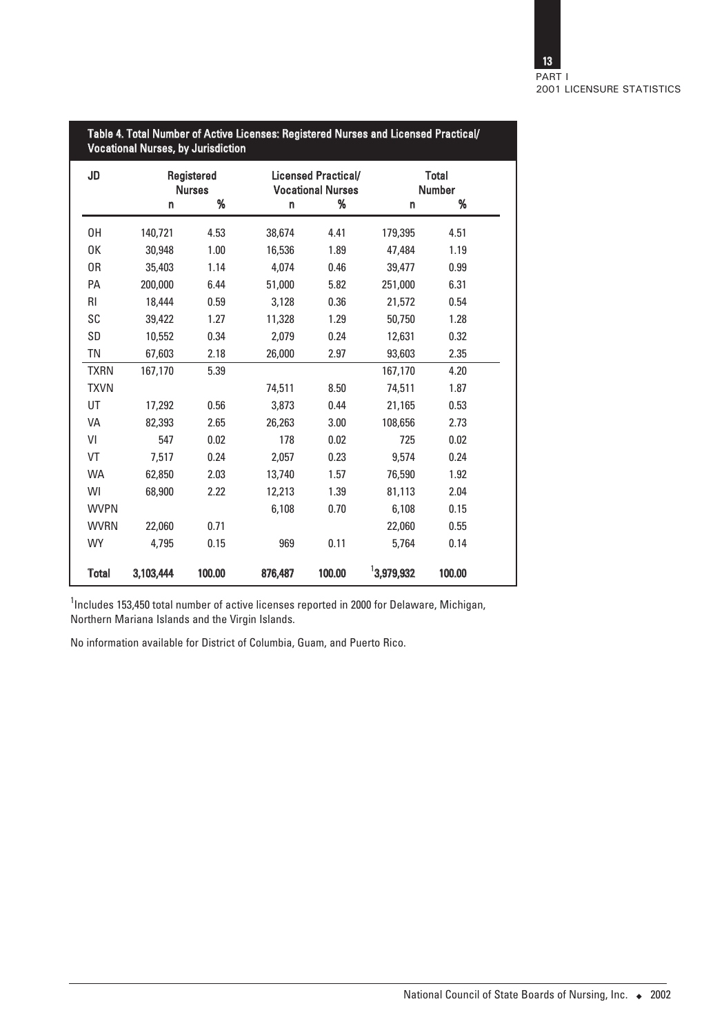### Table 4. Total Number of Active Licenses: Registered Nurses and Licensed Practical/ Vocational Nurses, by Jurisdiction

| JD | Registered Nurses | | Licensed Practical/ Vocational Nurses | | Total Number | |
|---|---|---|---|---|---|---|
| | n | % | n | % | n | % |
| OH | 140,721 | 4.53 | 38,674 | 4.41 | 179,395 | 4.51 |
| OK | 30,948 | 1.00 | 16,536 | 1.89 | 47,484 | 1.19 |
| OR | 35,403 | 1.14 | 4,074 | 0.46 | 39,477 | 0.99 |
| PA | 200,000 | 6.44 | 51,000 | 5.82 | 251,000 | 6.31 |
| RI | 18,444 | 0.59 | 3,128 | 0.36 | 21,572 | 0.54 |
| SC | 39,422 | 1.27 | 11,328 | 1.29 | 50,750 | 1.28 |
| SD | 10,552 | 0.34 | 2,079 | 0.24 | 12,631 | 0.32 |
| TN | 67,603 | 2.18 | 26,000 | 2.97 | 93,603 | 2.35 |
| TXRN | 167,170 | 5.39 | | | 167,170 | 4.20 |
| TXVN | | | 74,511 | 8.50 | 74,511 | 1.87 |
| UT | 17,292 | 0.56 | 3,873 | 0.44 | 21,165 | 0.53 |
| VA | 82,393 | 2.65 | 26,263 | 3.00 | 108,656 | 2.73 |
| VI | 547 | 0.02 | 178 | 0.02 | 725 | 0.02 |
| VT | 7,517 | 0.24 | 2,057 | 0.23 | 9,574 | 0.24 |
| WA | 62,850 | 2.03 | 13,740 | 1.57 | 76,590 | 1.92 |
| WI | 68,900 | 2.22 | 12,213 | 1.39 | 81,113 | 2.04 |
| WVPN | | | 6,108 | 0.70 | 6,108 | 0.15 |
| WVRN | 22,060 | 0.71 | | | 22,060 | 0.55 |
| WY | 4,795 | 0.15 | 969 | 0.11 | 5,764 | 0.14 |
| **Total** | **3,103,444** | **100.00** | **876,487** | **100.00** | [1]**3,979,932** | **100.00** |

[1]Includes 153,450 total number of active licenses reported in 2000 for Delaware, Michigan, Northern Mariana Islands and the Virgin Islands.

No information available for District of Columbia, Guam, and Puerto Rico.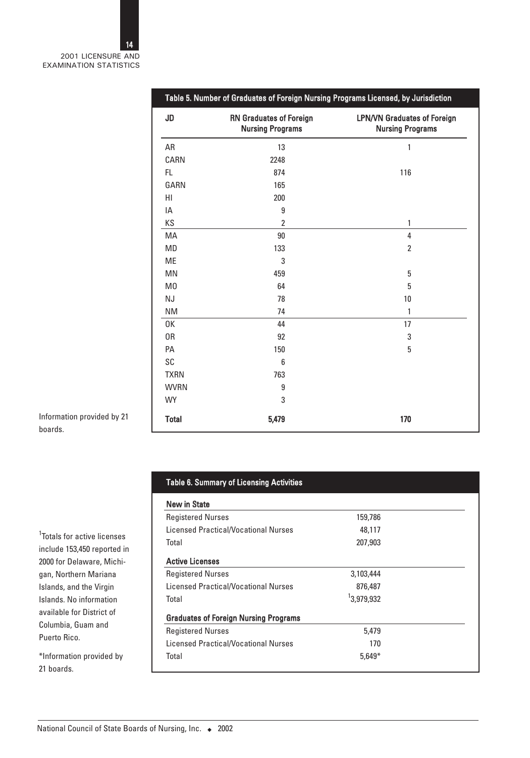## Table 5. Number of Graduates of Foreign Nursing Programs Licensed, by Jurisdiction

| JD | RN Graduates of Foreign Nursing Programs | LPN/VN Graduates of Foreign Nursing Programs |
|---|---|---|
| AR | 13 | 1 |
| CARN | 2248 | |
| FL | 874 | 116 |
| GARN | 165 | |
| HI | 200 | |
| IA | 9 | |
| KS | 2 | 1 |
| MA | 90 | 4 |
| MD | 133 | 2 |
| ME | 3 | |
| MN | 459 | 5 |
| MO | 64 | 5 |
| NJ | 78 | 10 |
| NM | 74 | 1 |
| OK | 44 | 17 |
| OR | 92 | 3 |
| PA | 150 | 5 |
| SC | 6 | |
| TXRN | 763 | |
| WVRN | 9 | |
| WY | 3 | |
| **Total** | **5,479** | **170** |

Information provided by 21 boards.

## Table 6. Summary of Licensing Activities

| | |
|---|---|
| **New in State** | |
| Registered Nurses | 159,786 |
| Licensed Practical/Vocational Nurses | 48,117 |
| Total | 207,903 |
| **Active Licenses** | |
| Registered Nurses | 3,103,444 |
| Licensed Practical/Vocational Nurses | 876,487 |
| Total | [1]3,979,932 |
| **Graduates of Foreign Nursing Programs** | |
| Registered Nurses | 5,479 |
| Licensed Practical/Vocational Nurses | 170 |
| Total | 5,649* |

[1]Totals for active licenses include 153,450 reported in 2000 for Delaware, Michigan, Northern Mariana Islands, and the Virgin Islands. No information available for District of Columbia, Guam and Puerto Rico.

*Information provided by 21 boards.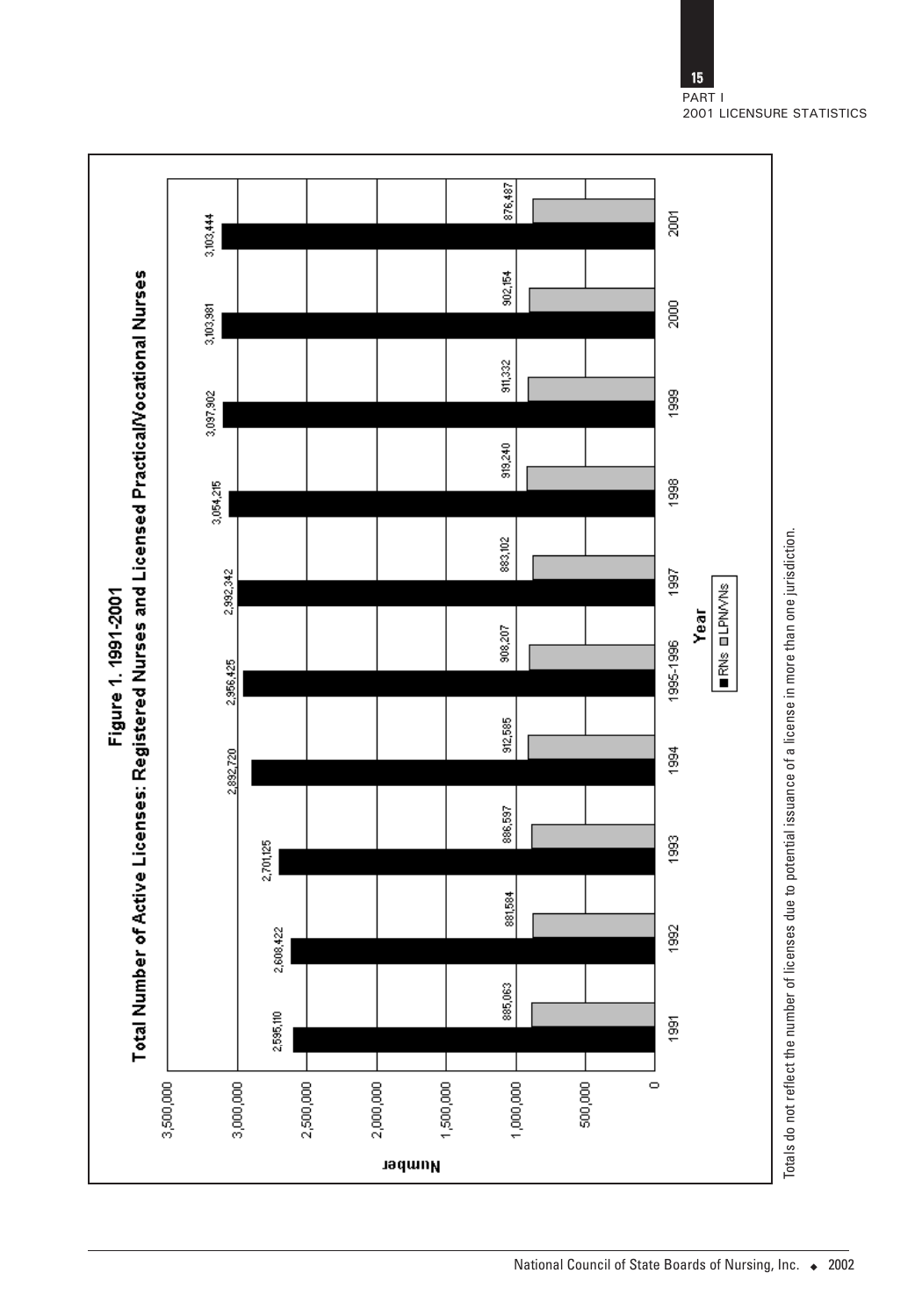## Figure 1. 1991-2001
## Total Number of Active Licenses: Registered Nurses and Licensed Practical/Vocational Nurses

| Year | RNs | LPN/VNs |
|---|---|---|
| 1991 | 2,595,110 | 885,063 |
| 1992 | 2,608,422 | 881,584 |
| 1993 | 2,701,125 | 886,597 |
| 1994 | 2,892,720 | 912,585 |
| 1995-1996 | 2,956,425 | 908,207 |
| 1997 | 2,992,342 | 883,102 |
| 1998 | 3,054,215 | 919,240 |
| 1999 | 3,097,902 | 911,332 |
| 2000 | 3,103,981 | 902,154 |
| 2001 | 3,103,444 | 876,487 |

Totals do not reflect the number of licenses due to potential issuance of a license in more than one jurisdiction.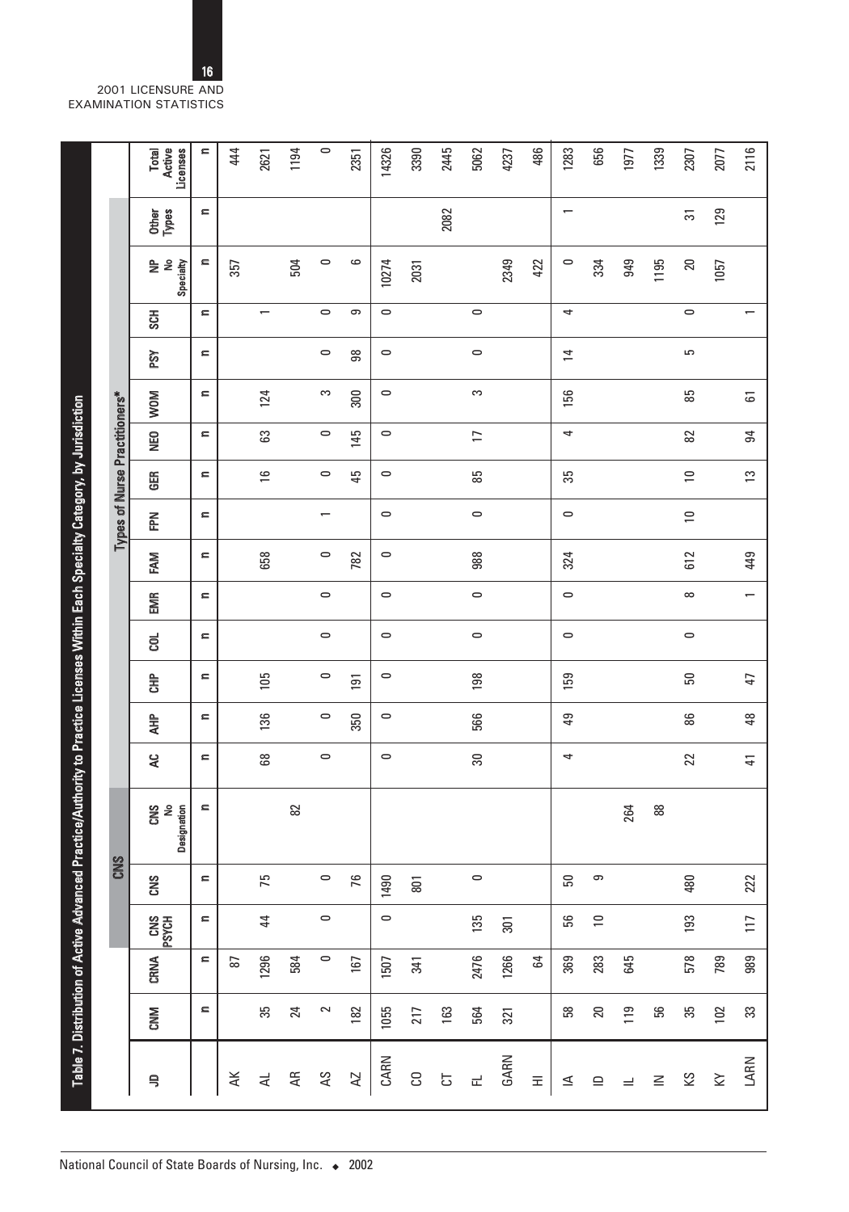**Table 7. Distribution of Active Advanced Practice/Authority to Practice Licenses Within Each Specialty Category, by Jurisdiction**

| JD | CNM | CRNA | CNS | | | Types of Nurse Practitioners* | | | | | | | | | | | | | | |
|---|---|---|---|---|---|---|---|---|---|---|---|---|---|---|---|---|---|---|---|---|
| | | | CNS PSYCH | CNS | CNS No Designation | AC | AHP | CHP | COL | EMR | FAM | FPN | GER | NEO | WOM | PSY | SCH | NP No Specialty | Other Types | Total Active Licenses |
| | n | n | n | n | n | n | n | n | n | n | n | n | n | n | n | n | n | n | n | n |
| AK | | 87 | | | | | | | | | | | | | | | | 357 | | 444 |
| AL | 35 | 1296 | 44 | 75 | | 68 | 136 | 105 | | | 658 | | 16 | 63 | 124 | | 1 | | | 2621 |
| AR | 24 | 584 | | | 82 | | | | | | | | | | | | | 504 | | 1194 |
| AS | 2 | 0 | 0 | 0 | | 0 | 0 | 0 | 0 | 0 | 0 | 1 | 0 | 0 | 3 | 0 | 0 | 0 | | 0 |
| AZ | 182 | 167 | | 76 | | | 350 | 191 | | | 782 | | 45 | 145 | 300 | 98 | 9 | 6 | | 2351 |
| CARN | 1055 | 1507 | 0 | 1490 | | 0 | 0 | 0 | 0 | 0 | 0 | 0 | 0 | 0 | 0 | 0 | 0 | 10274 | | 14326 |
| CO | 217 | 341 | | 801 | | | | | | | | | | | | | | 2031 | | 3390 |
| CT | 163 | | | | | | | | | | | | | | | | | | 2082 | 2445 |
| FL | 564 | 2476 | 135 | 0 | | 30 | 566 | 198 | 0 | 0 | 988 | 0 | 85 | 17 | 3 | 0 | 0 | | | 5062 |
| GARN | 321 | 1266 | 301 | | | | | | | | | | | | | | | 2349 | | 4237 |
| HI | | 64 | | | | | | | | | | | | | | | | 422 | | 486 |
| IA | 58 | 369 | 56 | 50 | | 4 | 49 | 159 | 0 | 0 | 324 | 0 | 35 | 4 | 156 | 14 | 4 | 0 | 1 | 1283 |
| ID | 20 | 283 | 10 | 9 | | | | | | | | | | | | | | 334 | | 656 |
| IL | 119 | 645 | | | 264 | | | | | | | | | | | | | 949 | | 1977 |
| IN | 56 | | | | 88 | | | | | | | | | | | | | 1195 | | 1339 |
| KS | 35 | 578 | 193 | 480 | | 22 | 86 | 50 | 0 | 8 | 612 | 10 | 10 | 82 | 85 | 5 | 0 | 20 | 31 | 2307 |
| KY | 102 | 789 | | | | | | | | | | | | | | | | 1057 | 129 | 2077 |
| LARN | 33 | 989 | 117 | 222 | | 41 | 48 | 47 | | 1 | 449 | | 13 | 94 | 61 | | 1 | | | 2116 |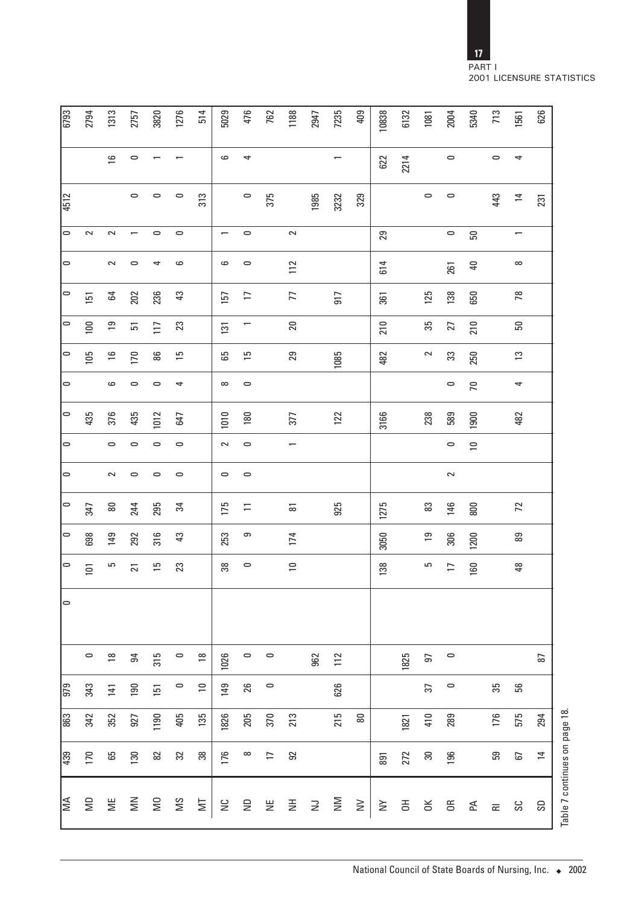| | | | | | | | | | | | | | | | | | | | |
|---|---|---|---|---|---|---|---|---|---|---|---|---|---|---|---|---|---|---|---|
| MA | 439 | 863 | 979 | | 0 | 0 | 0 | 0 | 0 | 0 | 0 | 0 | 0 | 0 | 0 | 0 | 0 | 4512 | | 6793 |
| MD | 170 | 342 | 343 | 0 | | 101 | 698 | 347 | | | 435 | | 105 | 100 | 151 | | 2 | | | 2794 |
| ME | 65 | 352 | 141 | 18 | | 5 | 149 | 80 | 2 | 0 | 376 | 6 | 16 | 19 | 64 | 2 | 2 | | 16 | 1313 |
| MN | 130 | 927 | 190 | 94 | | 21 | 292 | 244 | 0 | 0 | 435 | 0 | 170 | 51 | 202 | 0 | 1 | 0 | 0 | 2757 |
| MO | 82 | 1190 | 151 | 315 | | 15 | 316 | 295 | 0 | 0 | 1012 | 0 | 86 | 117 | 236 | 4 | 0 | 0 | 1 | 3820 |
| MS | 32 | 405 | 0 | 0 | | 23 | 43 | 34 | 0 | 0 | 647 | 4 | 15 | 23 | 43 | 6 | 0 | 0 | 1 | 1276 |
| MT | 38 | 135 | 10 | 18 | | | | | | | | | | | | | | 313 | | 514 |
| NC | 176 | 1826 | 149 | 1026 | | 38 | 253 | 175 | 0 | 2 | 1010 | 8 | 65 | 131 | 157 | 6 | 1 | | 6 | 5029 |
| ND | 8 | 205 | 26 | 0 | | 0 | 9 | 11 | 0 | 0 | 180 | 0 | 15 | 1 | 17 | 0 | 0 | 0 | 4 | 476 |
| NE | 17 | 370 | 0 | 0 | | | | | | | | | | | | | | 375 | | 762 |
| NH | 92 | 213 | | | | 10 | 174 | 81 | | 1 | 377 | | 29 | 20 | 77 | 112 | 2 | | | 1188 |
| NJ | | | | 962 | | | | | | | | | | | | | | 1985 | | 2947 |
| NM | | 215 | 626 | 112 | | | | 925 | | | 122 | | 1085 | | 917 | | | 3232 | 1 | 7235 |
| NV | | 80 | | | | | | | | | | | | | | | | 329 | | 409 |
| NY | 891 | | | | | 138 | 3050 | 1275 | | | 3166 | | 482 | 210 | 361 | 614 | 29 | | 622 | 10838 |
| OH | 272 | 1821 | | 1825 | | | | | | | | | | | | | | | 2214 | 6132 |
| OK | 30 | 410 | 37 | 97 | | 5 | 19 | 83 | | | 238 | | 2 | 35 | 125 | | | 0 | | 1081 |
| OR | 196 | 289 | 0 | 0 | | 17 | 306 | 146 | 2 | 0 | 589 | 0 | 33 | 27 | 138 | 261 | 0 | 0 | 0 | 2004 |
| PA | | | | | | 160 | 1200 | 800 | | 10 | 1900 | 70 | 250 | 210 | 650 | 40 | 50 | | | 5340 |
| RI | 59 | 176 | 35 | | | | | | | | | | | | | | | 443 | 0 | 713 |
| SC | 67 | 575 | 56 | | | 48 | 89 | 72 | | | 482 | 4 | 13 | 50 | 78 | 8 | 1 | 14 | 4 | 1561 |
| SD | 14 | 294 | | 87 | | | | | | | | | | | | | | 231 | | 626 |

Table 7 continues on page 18.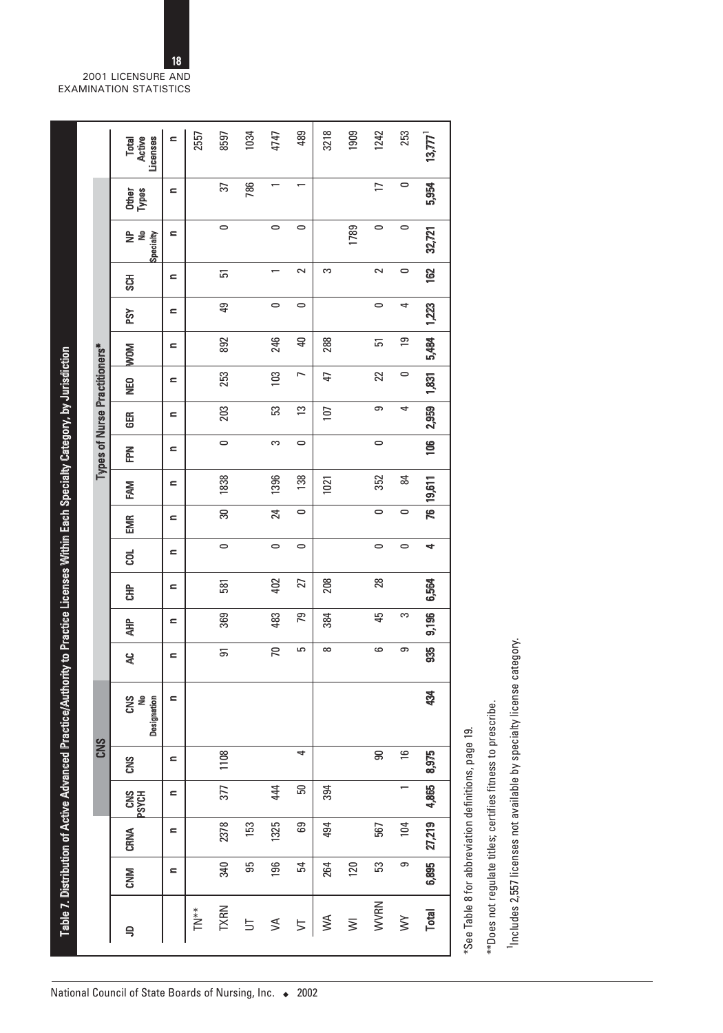**Table 7. Distribution of Active Advanced Practice/Authority to Practice Licenses Within Each Specialty Category, by Jurisdiction**

| JD | CNM | CRNA | CNS | | | Types of Nurse Practitioners* | | | | | | | | | | | | | | Total Active Licenses |
|---|---|---|---|---|---|---|---|---|---|---|---|---|---|---|---|---|---|---|---|---|
| | | | CNS PSYCH | CNS | CNS No Designation | AC | AHP | CHP | COL | EMR | FAM | FPN | GER | NEO | WOM | PSY | SCH | NP No Specialty | Other Types | |
| | n | n | n | n | n | n | n | n | n | n | n | n | n | n | n | n | n | n | n | n |
| TN** | | | | | | | | | | | | | | | | | | | | 2557 |
| TXRN | 340 | 2378 | 377 | 1108 | | 91 | 369 | 581 | 0 | 30 | 1838 | 0 | 203 | 253 | 892 | 49 | 51 | 0 | 37 | 8597 |
| UT | 95 | 153 | | | | | | | | | | | | | | | | | 786 | 1034 |
| VA | 196 | 1325 | 444 | | | 70 | 483 | 402 | 0 | 24 | 1396 | 3 | 53 | 103 | 246 | 0 | 1 | 0 | 1 | 4747 |
| VT | 54 | 69 | 50 | 4 | | 5 | 79 | 27 | 0 | 0 | 138 | 0 | 13 | 7 | 40 | 0 | 2 | 0 | 1 | 489 |
| WA | 264 | 494 | 394 | | | 8 | 384 | 208 | | | 1021 | | 107 | 47 | 288 | | 3 | | | 3218 |
| WI | 120 | | | | | | | | | | | | | | | | | 1789 | | 1909 |
| WVRN | 53 | 567 | | 90 | | 6 | 45 | 28 | 0 | 0 | 352 | 0 | 9 | 22 | 51 | 0 | 2 | 0 | 17 | 1242 |
| WY | 9 | 104 | 1 | 16 | | 9 | 3 | | 0 | 0 | 84 | | 4 | 0 | 19 | 4 | 0 | 0 | 0 | 253 |
| **Total** | **6,895** | **27,219** | **4,865** | **8,975** | **434** | **935** | **9,196** | **6,564** | **4** | **76** | **19,611** | **106** | **2,959** | **1,831** | **5,484** | **1,223** | **162** | **32,721** | **5,954** | **13,777[1]** |

*See Table 8 for abbreviation definitions, page 19.

**Does not regulate titles; certifies fitness to prescribe.

[1]Includes 2,557 licenses not available by specialty license category.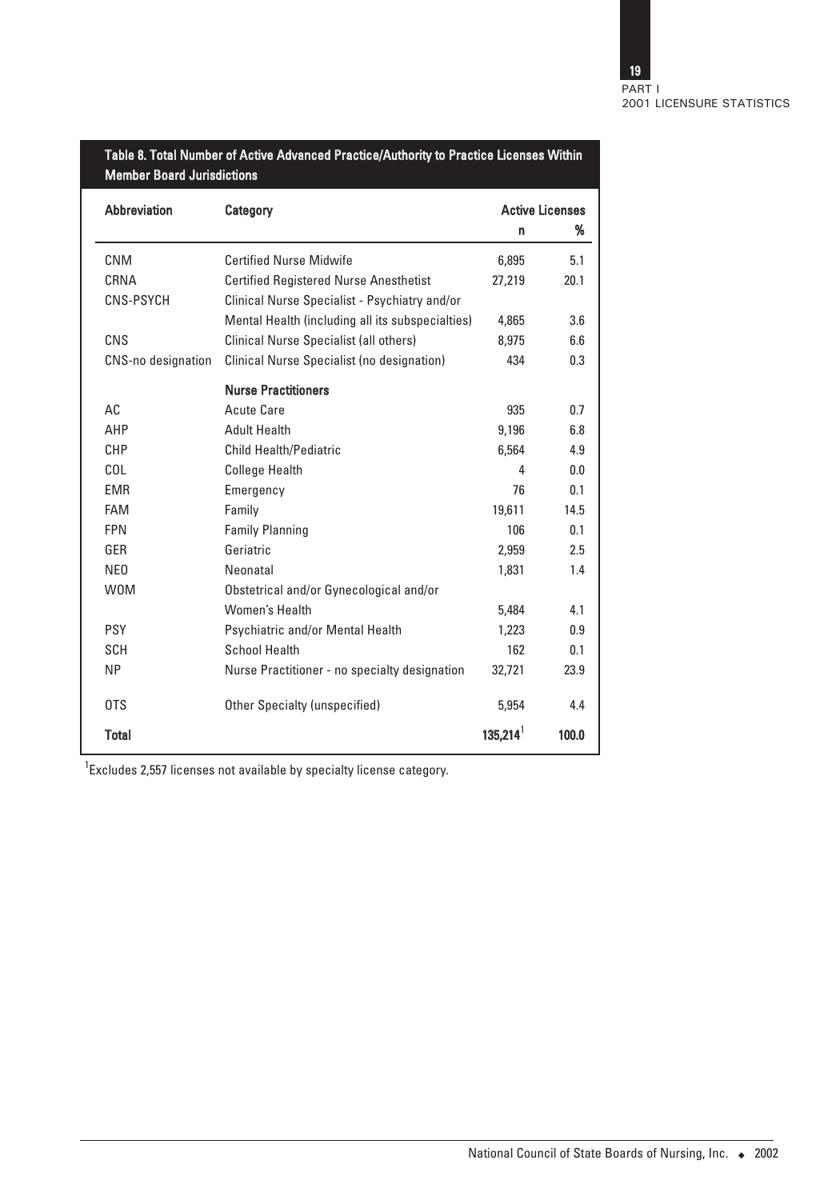**Table 8. Total Number of Active Advanced Practice/Authority to Practice Licenses Within Member Board Jurisdictions**

| Abbreviation | Category | Active Licenses | |
|---|---|---|---|
| | | n | % |
| CNM | Certified Nurse Midwife | 6,895 | 5.1 |
| CRNA | Certified Registered Nurse Anesthetist | 27,219 | 20.1 |
| CNS-PSYCH | Clinical Nurse Specialist - Psychiatry and/or Mental Health (including all its subspecialties) | 4,865 | 3.6 |
| CNS | Clinical Nurse Specialist (all others) | 8,975 | 6.6 |
| CNS-no designation | Clinical Nurse Specialist (no designation) | 434 | 0.3 |
| | **Nurse Practitioners** | | |
| AC | Acute Care | 935 | 0.7 |
| AHP | Adult Health | 9,196 | 6.8 |
| CHP | Child Health/Pediatric | 6,564 | 4.9 |
| COL | College Health | 4 | 0.0 |
| EMR | Emergency | 76 | 0.1 |
| FAM | Family | 19,611 | 14.5 |
| FPN | Family Planning | 106 | 0.1 |
| GER | Geriatric | 2,959 | 2.5 |
| NEO | Neonatal | 1,831 | 1.4 |
| WOM | Obstetrical and/or Gynecological and/or Women's Health | 5,484 | 4.1 |
| PSY | Psychiatric and/or Mental Health | 1,223 | 0.9 |
| SCH | School Health | 162 | 0.1 |
| NP | Nurse Practitioner - no specialty designation | 32,721 | 23.9 |
| OTS | Other Specialty (unspecified) | 5,954 | 4.4 |
| **Total** | | **135,214**[1] | **100.0** |

[1]Excludes 2,557 licenses not available by specialty license category.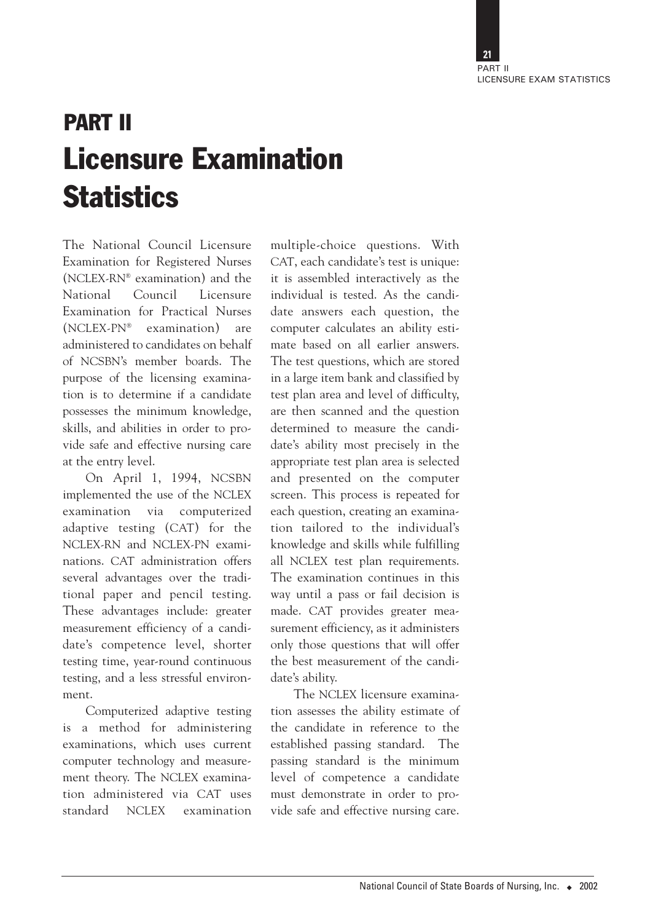# PART II

# Licensure Examination Statistics

The National Council Licensure Examination for Registered Nurses (NCLEX-RN® examination) and the National Council Licensure Examination for Practical Nurses (NCLEX-PN® examination) are administered to candidates on behalf of NCSBN's member boards. The purpose of the licensing examination is to determine if a candidate possesses the minimum knowledge, skills, and abilities in order to provide safe and effective nursing care at the entry level.

On April 1, 1994, NCSBN implemented the use of the NCLEX examination via computerized adaptive testing (CAT) for the NCLEX-RN and NCLEX-PN examinations. CAT administration offers several advantages over the traditional paper and pencil testing. These advantages include: greater measurement efficiency of a candidate's competence level, shorter testing time, year-round continuous testing, and a less stressful environment.

Computerized adaptive testing is a method for administering examinations, which uses current computer technology and measurement theory. The NCLEX examination administered via CAT uses standard NCLEX examination multiple-choice questions. With CAT, each candidate's test is unique: it is assembled interactively as the individual is tested. As the candidate answers each question, the computer calculates an ability estimate based on all earlier answers. The test questions, which are stored in a large item bank and classified by test plan area and level of difficulty, are then scanned and the question determined to measure the candidate's ability most precisely in the appropriate test plan area is selected and presented on the computer screen. This process is repeated for each question, creating an examination tailored to the individual's knowledge and skills while fulfilling all NCLEX test plan requirements. The examination continues in this way until a pass or fail decision is made. CAT provides greater measurement efficiency, as it administers only those questions that will offer the best measurement of the candidate's ability.

The NCLEX licensure examination assesses the ability estimate of the candidate in reference to the established passing standard. The passing standard is the minimum level of competence a candidate must demonstrate in order to provide safe and effective nursing care.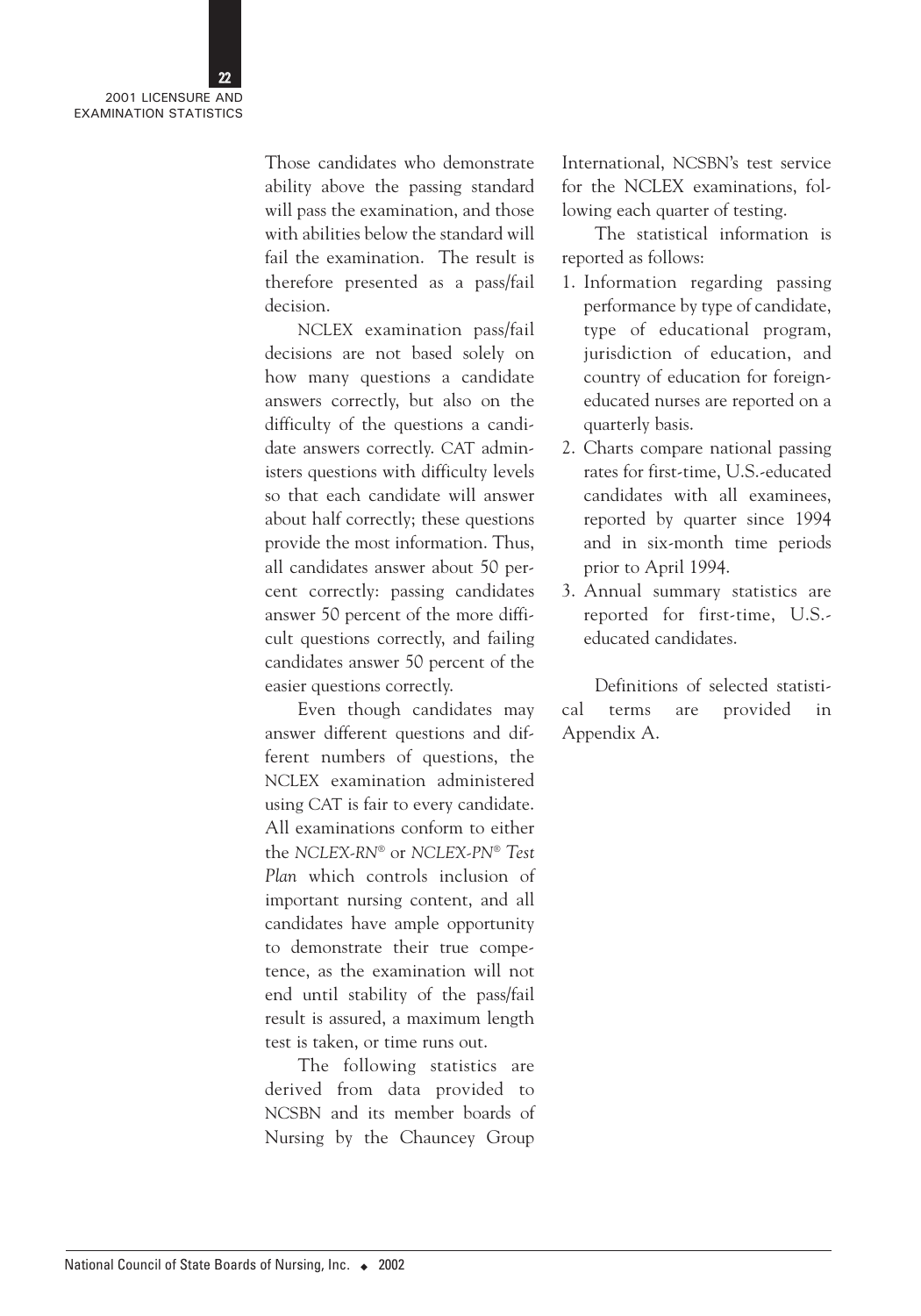Those candidates who demonstrate ability above the passing standard will pass the examination, and those with abilities below the standard will fail the examination. The result is therefore presented as a pass/fail decision.

NCLEX examination pass/fail decisions are not based solely on how many questions a candidate answers correctly, but also on the difficulty of the questions a candidate answers correctly. CAT administers questions with difficulty levels so that each candidate will answer about half correctly; these questions provide the most information. Thus, all candidates answer about 50 percent correctly: passing candidates answer 50 percent of the more difficult questions correctly, and failing candidates answer 50 percent of the easier questions correctly.

Even though candidates may answer different questions and different numbers of questions, the NCLEX examination administered using CAT is fair to every candidate. All examinations conform to either the *NCLEX-RN® or NCLEX-PN® Test Plan* which controls inclusion of important nursing content, and all candidates have ample opportunity to demonstrate their true competence, as the examination will not end until stability of the pass/fail result is assured, a maximum length test is taken, or time runs out.

The following statistics are derived from data provided to NCSBN and its member boards of Nursing by the Chauncey Group International, NCSBN's test service for the NCLEX examinations, following each quarter of testing.

The statistical information is reported as follows:

1. Information regarding passing performance by type of candidate, type of educational program, jurisdiction of education, and country of education for foreign-educated nurses are reported on a quarterly basis.
2. Charts compare national passing rates for first-time, U.S.-educated candidates with all examinees, reported by quarter since 1994 and in six-month time periods prior to April 1994.
3. Annual summary statistics are reported for first-time, U.S.-educated candidates.

Definitions of selected statistical terms are provided in Appendix A.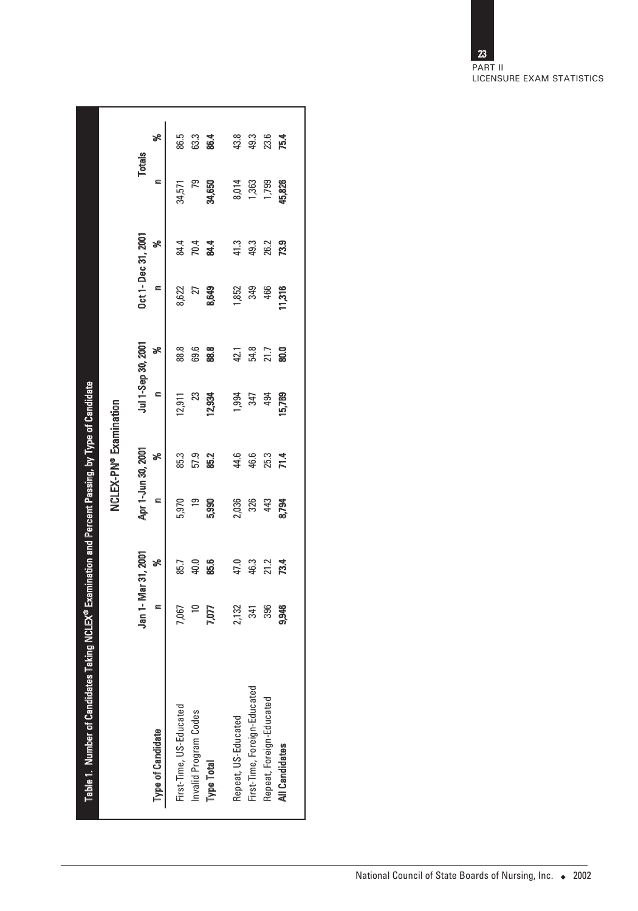**Table 1. Number of Candidates Taking NCLEX® Examination and Percent Passing, by Type of Candidate**

| | NCLEX-PN® Examination | | | | | | | | | |
|---|---|---|---|---|---|---|---|---|---|---|
| | Jan 1- Mar 31, 2001 | | Apr 1-Jun 30, 2001 | | Jul 1-Sep 30, 2001 | | Oct 1- Dec 31, 2001 | | Totals | |
| **Type of Candidate** | n | % | n | % | n | % | n | % | n | % |
| First-Time, US-Educated | 7,067 | 85.7 | 5,970 | 85.3 | 12,911 | 88.8 | 8,622 | 84.4 | 34,571 | 86.5 |
| Invalid Program Codes | 10 | 40.0 | 19 | 57.9 | 23 | 69.6 | 27 | 70.4 | 79 | 63.3 |
| **Type Total** | **7,077** | **85.6** | **5,990** | **85.2** | **12,934** | **88.8** | **8,649** | **84.4** | **34,650** | **86.4** |
| Repeat, US-Educated | 2,132 | 47.0 | 2,036 | 44.6 | 1,994 | 42.1 | 1,852 | 41.3 | 8,014 | 43.8 |
| First-Time, Foreign-Educated | 341 | 46.3 | 326 | 46.6 | 347 | 54.8 | 349 | 49.3 | 1,363 | 49.3 |
| Repeat, Foreign-Educated | 396 | 21.2 | 443 | 25.3 | 494 | 21.7 | 466 | 26.2 | 1,799 | 23.6 |
| **All Candidates** | **9,946** | **73.4** | **8,794** | **71.4** | **15,769** | **80.0** | **11,316** | **73.9** | **45,826** | **75.4** |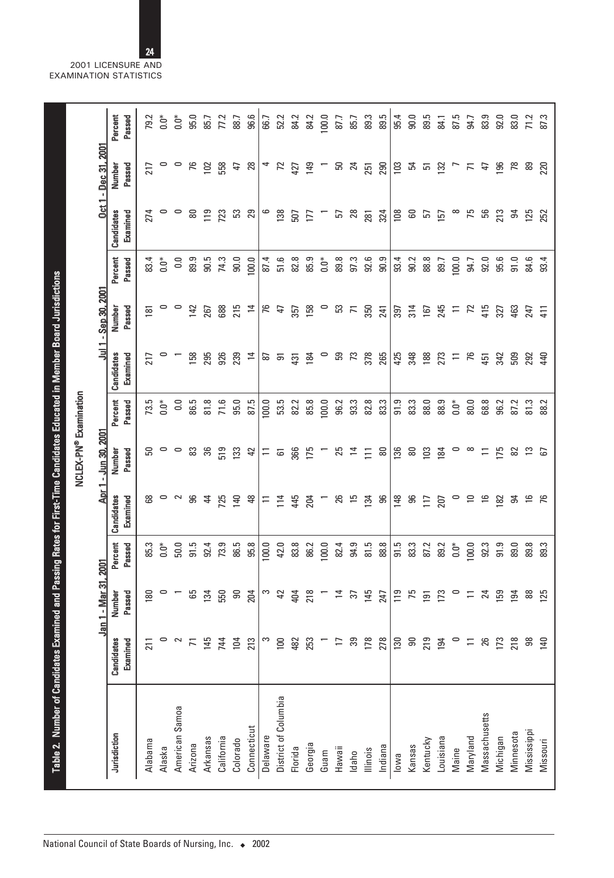## Table 2. Number of Candidates Examined and Passing Rates for First-Time Candidates Educated in Member Board Jurisdictions

### NCLEX-PN® Examination

| Jurisdiction | Jan 1 - Mar 31, 2001 | | | Apr 1 - Jun 30, 2001 | | | Jul 1 - Sep 30, 2001 | | | Oct 1 - Dec 31, 2001 | | |
|---|---|---|---|---|---|---|---|---|---|---|---|---|
| | Candidates Examined | Number Passed | Percent Passed | Candidates Examined | Number Passed | Percent Passed | Candidates Examined | Number Passed | Percent Passed | Candidates Examined | Number Passed | Percent Passed |
| Alabama | 211 | 180 | 85.3 | 68 | 50 | 73.5 | 217 | 181 | 83.4 | 274 | 217 | 79.2 |
| Alaska | 0 | 0 | 0.0* | 0 | 0 | 0.0* | 0 | 0 | 0.0* | 0 | 0 | 0.0* |
| American Samoa | 2 | 1 | 50.0 | 2 | 0 | 0.0 | 1 | 0 | 0.0 | 0 | 0 | 0.0* |
| Arizona | 71 | 65 | 91.5 | 96 | 83 | 86.5 | 158 | 142 | 89.9 | 80 | 76 | 95.0 |
| Arkansas | 145 | 134 | 92.4 | 44 | 36 | 81.8 | 295 | 267 | 90.5 | 119 | 102 | 85.7 |
| California | 744 | 550 | 73.9 | 725 | 519 | 71.6 | 926 | 688 | 74.3 | 723 | 558 | 77.2 |
| Colorado | 104 | 90 | 86.5 | 140 | 133 | 95.0 | 239 | 215 | 90.0 | 53 | 47 | 88.7 |
| Connecticut | 213 | 204 | 95.8 | 48 | 42 | 87.5 | 14 | 14 | 100.0 | 29 | 28 | 96.6 |
| Delaware | 3 | 3 | 100.0 | 11 | 11 | 100.0 | 87 | 76 | 87.4 | 6 | 4 | 66.7 |
| District of Columbia | 100 | 42 | 42.0 | 114 | 61 | 53.5 | 91 | 47 | 51.6 | 138 | 72 | 52.2 |
| Florida | 482 | 404 | 83.8 | 445 | 366 | 82.2 | 431 | 357 | 82.8 | 507 | 427 | 84.2 |
| Georgia | 253 | 218 | 86.2 | 204 | 175 | 85.8 | 184 | 158 | 85.9 | 177 | 149 | 84.2 |
| Guam | 1 | 1 | 100.0 | 1 | 1 | 100.0 | 0 | 0 | 0.0* | 1 | 1 | 100.0 |
| Hawaii | 17 | 14 | 82.4 | 26 | 25 | 96.2 | 59 | 53 | 89.8 | 57 | 50 | 87.7 |
| Idaho | 39 | 37 | 94.9 | 15 | 14 | 93.3 | 73 | 71 | 97.3 | 28 | 24 | 85.7 |
| Illinois | 178 | 145 | 81.5 | 134 | 111 | 82.8 | 378 | 350 | 92.6 | 281 | 251 | 89.3 |
| Indiana | 278 | 247 | 88.8 | 96 | 80 | 83.3 | 265 | 241 | 90.9 | 324 | 290 | 89.5 |
| Iowa | 130 | 119 | 91.5 | 148 | 136 | 91.9 | 425 | 397 | 93.4 | 108 | 103 | 95.4 |
| Kansas | 90 | 75 | 83.3 | 96 | 80 | 83.3 | 348 | 314 | 90.2 | 60 | 54 | 90.0 |
| Kentucky | 219 | 191 | 87.2 | 117 | 103 | 88.0 | 188 | 167 | 88.8 | 57 | 51 | 89.5 |
| Louisiana | 194 | 173 | 89.2 | 207 | 184 | 88.9 | 273 | 245 | 89.7 | 157 | 132 | 84.1 |
| Maine | 0 | 0 | 0.0* | 0 | 0 | 0.0* | 11 | 11 | 100.0 | 8 | 7 | 87.5 |
| Maryland | 11 | 11 | 100.0 | 10 | 8 | 80.0 | 76 | 72 | 94.7 | 75 | 71 | 94.7 |
| Massachusetts | 26 | 24 | 92.3 | 16 | 11 | 68.8 | 451 | 415 | 92.0 | 56 | 47 | 83.9 |
| Michigan | 173 | 159 | 91.9 | 182 | 175 | 96.2 | 342 | 327 | 95.6 | 213 | 196 | 92.0 |
| Minnesota | 218 | 194 | 89.0 | 94 | 82 | 87.2 | 509 | 463 | 91.0 | 94 | 78 | 83.0 |
| Mississippi | 98 | 88 | 89.8 | 16 | 13 | 81.3 | 292 | 247 | 84.6 | 125 | 89 | 71.2 |
| Missouri | 140 | 125 | 89.3 | 76 | 67 | 88.2 | 440 | 411 | 93.4 | 252 | 220 | 87.3 |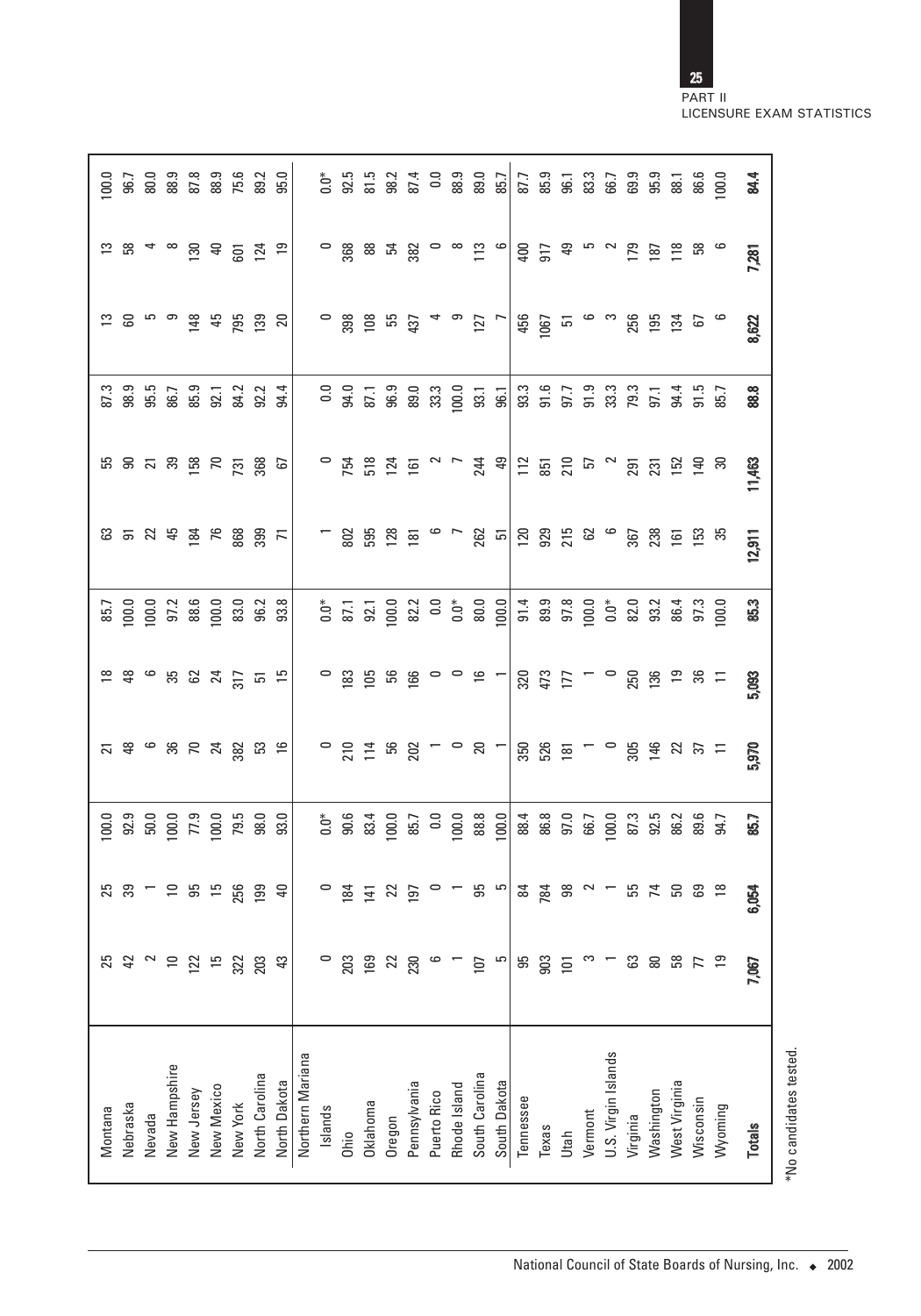| | | | | | | | | | | | | |
|---|---|---|---|---|---|---|---|---|---|---|---|---|
| Montana | 25 | 25 | 100.0 | 21 | 18 | 85.7 | 63 | 55 | 87.3 | 13 | 13 | 100.0 |
| Nebraska | 42 | 39 | 92.9 | 48 | 48 | 100.0 | 91 | 90 | 98.9 | 60 | 58 | 96.7 |
| Nevada | 2 | 1 | 50.0 | 6 | 6 | 100.0 | 22 | 21 | 95.5 | 5 | 4 | 80.0 |
| New Hampshire | 10 | 10 | 100.0 | 36 | 35 | 97.2 | 45 | 39 | 86.7 | 9 | 8 | 88.9 |
| New Jersey | 122 | 95 | 77.9 | 70 | 62 | 88.6 | 184 | 158 | 85.9 | 148 | 130 | 87.8 |
| New Mexico | 15 | 15 | 100.0 | 24 | 24 | 100.0 | 76 | 70 | 92.1 | 45 | 40 | 88.9 |
| New York | 322 | 256 | 79.5 | 382 | 317 | 83.0 | 868 | 731 | 84.2 | 795 | 601 | 75.6 |
| North Carolina | 203 | 199 | 98.0 | 53 | 51 | 96.2 | 399 | 368 | 92.2 | 139 | 124 | 89.2 |
| North Dakota | 43 | 40 | 93.0 | 16 | 15 | 93.8 | 71 | 67 | 94.4 | 20 | 19 | 95.0 |
| Northern Mariana Islands | 0 | 0 | 0.0* | 0 | 0 | 0.0* | 1 | 0 | 0.0 | 0 | 0 | 0.0* |
| Ohio | 203 | 184 | 90.6 | 210 | 183 | 87.1 | 802 | 754 | 94.0 | 398 | 368 | 92.5 |
| Oklahoma | 169 | 141 | 83.4 | 114 | 105 | 92.1 | 595 | 518 | 87.1 | 108 | 88 | 81.5 |
| Oregon | 22 | 22 | 100.0 | 56 | 56 | 100.0 | 128 | 124 | 96.9 | 55 | 54 | 98.2 |
| Pennsylvania | 230 | 197 | 85.7 | 202 | 166 | 82.2 | 181 | 161 | 89.0 | 437 | 382 | 87.4 |
| Puerto Rico | 6 | 0 | 0.0 | 1 | 0 | 0.0 | 6 | 2 | 33.3 | 4 | 0 | 0.0 |
| Rhode Island | 1 | 1 | 100.0 | 0 | 0 | 0.0* | 7 | 7 | 100.0 | 9 | 8 | 88.9 |
| South Carolina | 107 | 95 | 88.8 | 20 | 16 | 80.0 | 262 | 244 | 93.1 | 127 | 113 | 89.0 |
| South Dakota | 5 | 5 | 100.0 | 1 | 1 | 100.0 | 51 | 49 | 96.1 | 7 | 6 | 85.7 |
| Tennessee | 95 | 84 | 88.4 | 350 | 320 | 91.4 | 120 | 112 | 93.3 | 456 | 400 | 87.7 |
| Texas | 903 | 784 | 86.8 | 526 | 473 | 89.9 | 929 | 851 | 91.6 | 1067 | 917 | 85.9 |
| Utah | 101 | 98 | 97.0 | 181 | 177 | 97.8 | 215 | 210 | 97.7 | 51 | 49 | 96.1 |
| Vermont | 3 | 2 | 66.7 | 1 | 1 | 100.0 | 62 | 57 | 91.9 | 6 | 5 | 83.3 |
| U.S. Virgin Islands | 1 | 1 | 100.0 | 0 | 0 | 0.0* | 6 | 2 | 33.3 | 3 | 2 | 66.7 |
| Virginia | 63 | 55 | 87.3 | 305 | 250 | 82.0 | 367 | 291 | 79.3 | 256 | 179 | 69.9 |
| Washington | 80 | 74 | 92.5 | 146 | 136 | 93.2 | 238 | 231 | 97.1 | 195 | 187 | 95.9 |
| West Virginia | 58 | 50 | 86.2 | 22 | 19 | 86.4 | 161 | 152 | 94.4 | 134 | 118 | 88.1 |
| Wisconsin | 77 | 69 | 89.6 | 37 | 36 | 97.3 | 153 | 140 | 91.5 | 67 | 58 | 86.6 |
| Wyoming | 19 | 18 | 94.7 | 11 | 11 | 100.0 | 35 | 30 | 85.7 | 6 | 6 | 100.0 |
| **Totals** | **7,067** | **6,054** | **85.7** | **5,970** | **5,093** | **85.3** | **12,911** | **11,463** | **88.8** | **8,622** | **7,281** | **84.4** |

*No candidates tested.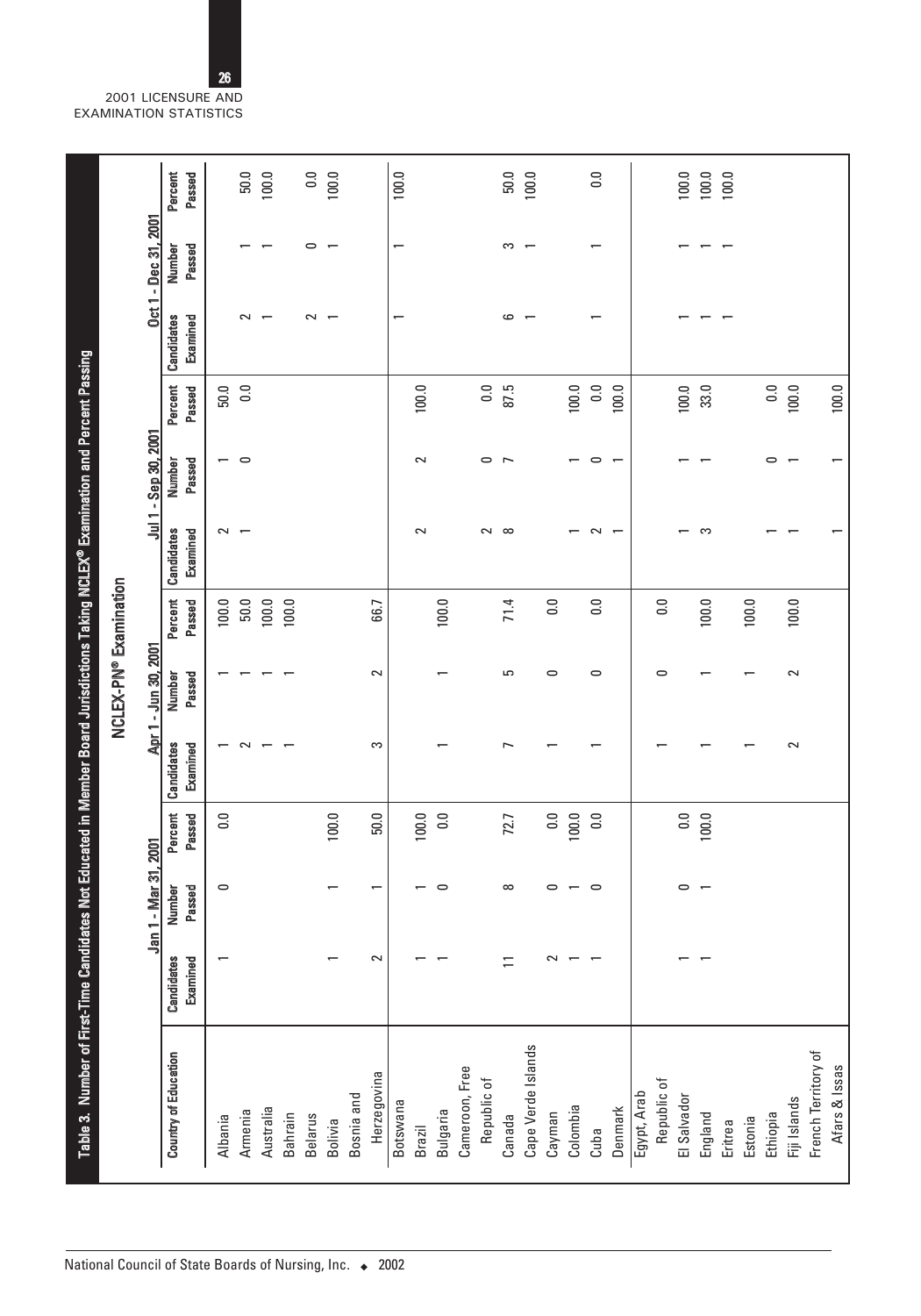**Table 3. Number of First-Time Candidates Not Educated in Member Board Jurisdictions Taking NCLEX® Examination and Percent Passing**

| Country of Education | NCLEX-PN® Examination | | | | | | | | | | | |
|---|---|---|---|---|---|---|---|---|---|---|---|---|
| | Jan 1 - Mar 31, 2001 | | | Apr 1 - Jun 30, 2001 | | | Jul 1 - Sep 30, 2001 | | | Oct 1 - Dec 31, 2001 | | |
| | Candidates Examined | Number Passed | Percent Passed | Candidates Examined | Number Passed | Percent Passed | Candidates Examined | Number Passed | Percent Passed | Candidates Examined | Number Passed | Percent Passed |
| Albania | 1 | 0 | 0.0 | 1 | 1 | 100.0 | 2 | 1 | 50.0 | | | |
| Armenia | | | | 2 | 1 | 50.0 | 1 | 0 | 0.0 | 2 | 1 | 50.0 |
| Australia | | | | 1 | 1 | 100.0 | | | | 1 | 1 | 100.0 |
| Bahrain | | | | 1 | 1 | 100.0 | | | | | | |
| Belarus | | | | | | | | | | 2 | 0 | 0.0 |
| Bolivia | 1 | 1 | 100.0 | | | | | | | 1 | 1 | 100.0 |
| Bosnia and Herzegovina | 2 | 1 | 50.0 | 3 | 2 | 66.7 | | | | | | |
| Botswana | | | | | | | | | | 1 | 1 | 100.0 |
| Brazil | 1 | 1 | 100.0 | | | | 2 | 2 | 100.0 | | | |
| Bulgaria | 1 | 0 | 0.0 | 1 | 1 | 100.0 | | | | | | |
| Cameroon, Free Republic of | | | | | | | 2 | 0 | 0.0 | | | |
| Canada | 11 | 8 | 72.7 | 7 | 5 | 71.4 | 8 | 7 | 87.5 | 6 | 3 | 50.0 |
| Cape Verde Islands | | | | | | | | | | 1 | 1 | 100.0 |
| Cayman | 2 | 0 | 0.0 | 1 | 0 | 0.0 | | | | | | |
| Colombia | 1 | 1 | 100.0 | | | | 1 | 1 | 100.0 | | | |
| Cuba | 1 | 0 | 0.0 | 1 | 0 | 0.0 | 2 | 0 | 0.0 | 1 | 1 | 0.0 |
| Denmark | | | | | | | 1 | 1 | 100.0 | | | |
| Egypt, Arab Republic of | | | | 1 | 0 | 0.0 | | | | | | |
| El Salvador | 1 | 0 | 0.0 | | | | 1 | 1 | 100.0 | 1 | 1 | 100.0 |
| England | 1 | 1 | 100.0 | 1 | 1 | 100.0 | 3 | 1 | 33.0 | 1 | 1 | 100.0 |
| Eritrea | | | | | | | | | | 1 | 1 | 100.0 |
| Estonia | | | | 1 | 1 | 100.0 | | | | | | |
| Ethiopia | | | | | | | 1 | 0 | 0.0 | | | |
| Fiji Islands | | | | 2 | 2 | 100.0 | 1 | 1 | 100.0 | | | |
| French Territory of Afars & Issas | | | | | | | 1 | 1 | 100.0 | | | |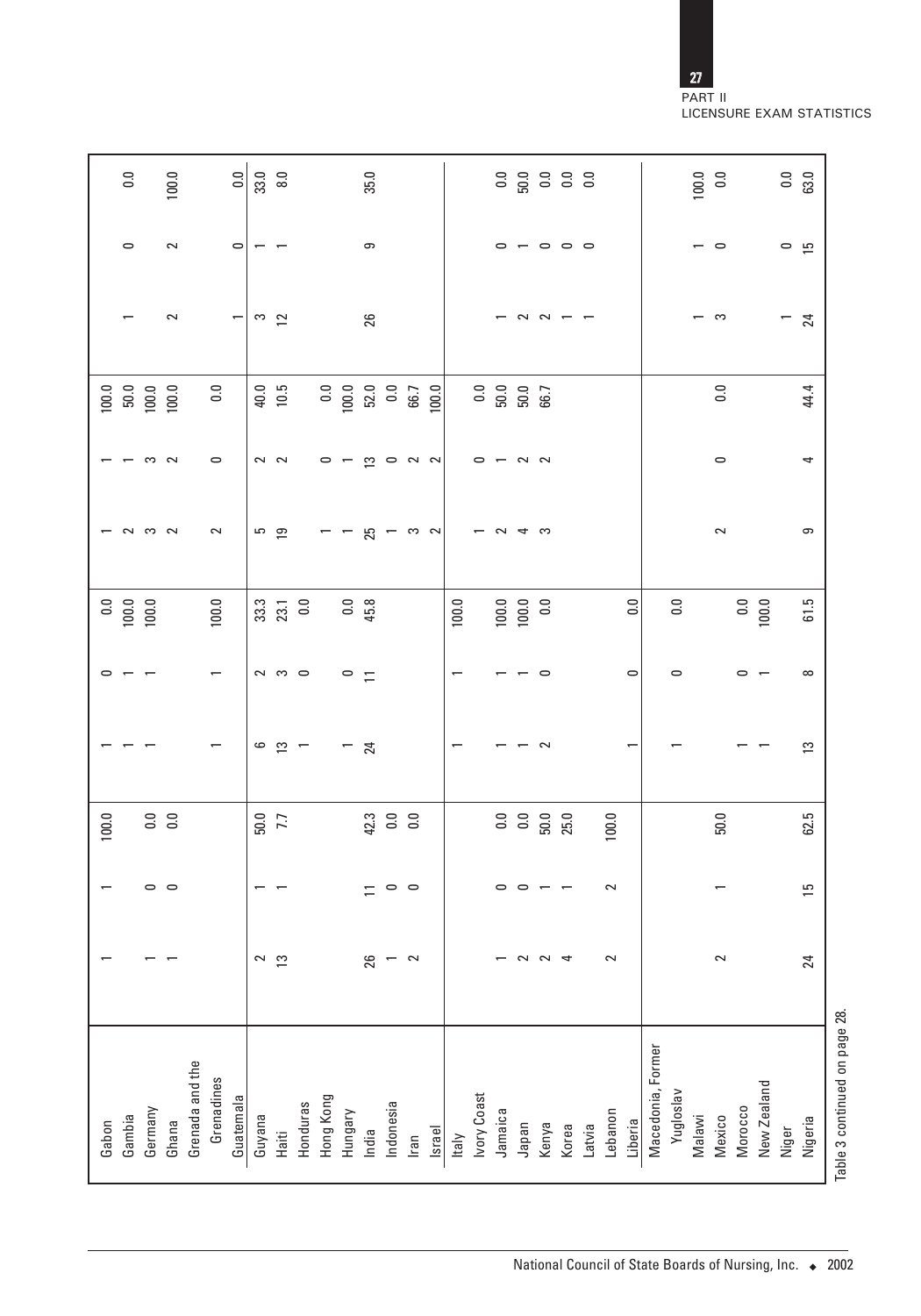| Country | | | | | | | | | | | | |
|---|---|---|---|---|---|---|---|---|---|---|---|---|
| Gabon | 1 | 1 | 100.0 | 1 | 0 | 0.0 | 1 | 1 | 100.0 | | | |
| Gambia | | | | 1 | 1 | 100.0 | 2 | 1 | 50.0 | 1 | 0 | 0.0 |
| Germany | 1 | 0 | 0.0 | 1 | 1 | 100.0 | 3 | 3 | 100.0 | | | |
| Ghana | 1 | 0 | 0.0 | | | | 2 | 2 | 100.0 | 2 | 2 | 100.0 |
| Grenada and the Grenadines | | | | 1 | 1 | 100.0 | 2 | 0 | 0.0 | | | |
| Guatemala | | | | | | | | | | 1 | 0 | 0.0 |
| Guyana | 2 | 1 | 50.0 | 6 | 2 | 33.3 | 5 | 2 | 40.0 | 3 | 1 | 33.0 |
| Haiti | 13 | 1 | 7.7 | 13 | 3 | 23.1 | 19 | 2 | 10.5 | 12 | 1 | 8.0 |
| Honduras | | | | 1 | 0 | 0.0 | | | | | | |
| Hong Kong | | | | | | | 1 | 0 | 0.0 | | | |
| Hungary | | | | 1 | 0 | 0.0 | 1 | 1 | 100.0 | | | |
| India | 26 | 11 | 42.3 | 24 | 11 | 45.8 | 25 | 13 | 52.0 | 26 | 9 | 35.0 |
| Indonesia | 1 | 0 | 0.0 | | | | 1 | 0 | 0.0 | | | |
| Iran | 2 | 0 | 0.0 | | | | 3 | 2 | 66.7 | | | |
| Israel | | | | | | | 2 | 2 | 100.0 | | | |
| Italy | | | | 1 | 1 | 100.0 | | | | | | |
| Ivory Coast | | | | | | | 1 | 0 | 0.0 | | | |
| Jamaica | 1 | 0 | 0.0 | 1 | 1 | 100.0 | 2 | 1 | 50.0 | 1 | 0 | 0.0 |
| Japan | 2 | 0 | 0.0 | 1 | 1 | 100.0 | 4 | 2 | 50.0 | 2 | 1 | 50.0 |
| Kenya | 2 | 1 | 50.0 | 2 | 0 | 0.0 | 3 | 2 | 66.7 | 2 | 0 | 0.0 |
| Korea | 4 | 1 | 25.0 | | | | | | | 1 | 0 | 0.0 |
| Latvia | | | | | | | | | | 1 | 0 | 0.0 |
| Lebanon | 2 | 2 | 100.0 | | | | | | | | | |
| Liberia | | | | 1 | 0 | 0.0 | | | | | | |
| Macedonia, Former Yugoslav | | | | 1 | 0 | 0.0 | | | | | | |
| Malawi | | | | | | | | | | 1 | 1 | 100.0 |
| Mexico | 2 | 1 | 50.0 | | | | 2 | 0 | 0.0 | 3 | 0 | 0.0 |
| Morocco | | | | 1 | 0 | 0.0 | | | | | | |
| New Zealand | | | | 1 | 1 | 100.0 | | | | | | |
| Niger | | | | | | | | | | 1 | 0 | 0.0 |
| Nigeria | 24 | 15 | 62.5 | 13 | 8 | 61.5 | 9 | 4 | 44.4 | 24 | 15 | 63.0 |

Table 3 continued on page 28.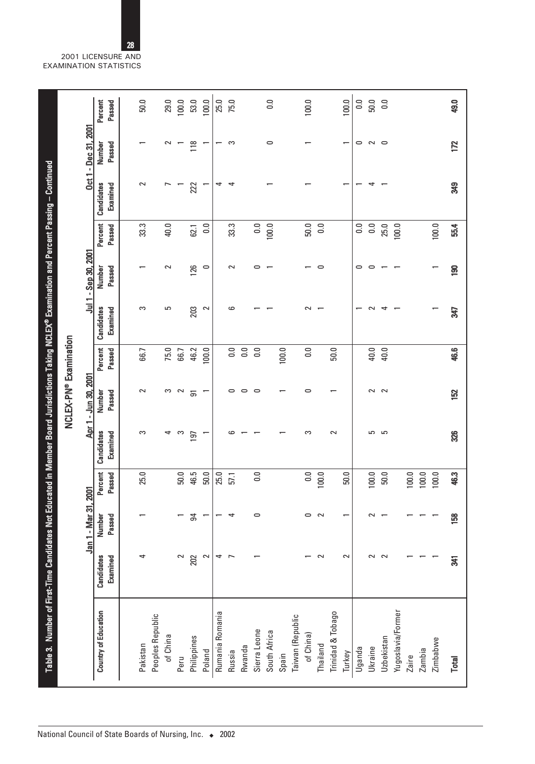**Table 3. Number of First-Time Candidates Not Educated in Member Board Jurisdictions Taking NCLEX® Examination and Percent Passing – Continued**

NCLEX-PN® Examination

| Country of Education | Jan 1 - Mar 31, 2001 | | | Apr 1 - Jun 30, 2001 | | | Jul 1 - Sep 30, 2001 | | | Oct 1 - Dec 31, 2001 | | |
|---|---|---|---|---|---|---|---|---|---|---|---|---|
| | Candidates Examined | Number Passed | Percent Passed | Candidates Examined | Number Passed | Percent Passed | Candidates Examined | Number Passed | Percent Passed | Candidates Examined | Number Passed | Percent Passed |
| Pakistan | 4 | 1 | 25.0 | 3 | 2 | 66.7 | 3 | 1 | 33.3 | 2 | 1 | 50.0 |
| Peoples Republic of China | | | | 4 | 3 | 75.0 | 5 | 2 | 40.0 | 7 | 2 | 29.0 |
| Peru | 2 | 1 | 50.0 | 3 | 2 | 66.7 | | | | 1 | 1 | 100.0 |
| Philippines | 202 | 94 | 46.5 | 197 | 91 | 46.2 | 203 | 126 | 62.1 | 222 | 118 | 53.0 |
| Poland | 2 | 1 | 50.0 | 1 | 1 | 100.0 | 2 | 0 | 0.0 | 1 | 1 | 100.0 |
| Rumania Romania | 4 | 1 | 25.0 | | | | | | | 4 | 1 | 25.0 |
| Russia | 7 | 4 | 57.1 | 6 | 0 | 0.0 | 6 | 2 | 33.3 | 4 | 3 | 75.0 |
| Rwanda | | | | 1 | 0 | 0.0 | | | | | | |
| Sierra Leone | 1 | 0 | 0.0 | 1 | 0 | 0.0 | 1 | 0 | 0.0 | | | |
| South Africa | | | | | | | 1 | 1 | 100.0 | 1 | 0 | 0.0 |
| Spain | | | | 1 | 1 | 100.0 | | | | | | |
| Taiwan (Republic of China) | 1 | 0 | 0.0 | 3 | 0 | 0.0 | 2 | 1 | 50.0 | 1 | 1 | 100.0 |
| Thailand | 2 | 2 | 100.0 | | | | 1 | 0 | 0.0 | | | |
| Trinidad & Tobago | | | | 2 | 1 | 50.0 | | | | | | |
| Turkey | 2 | 1 | 50.0 | | | | | | | 1 | 1 | 100.0 |
| Uganda | | | | | | | 1 | 0 | 0.0 | 1 | 0 | 0.0 |
| Ukraine | 2 | 2 | 100.0 | 5 | 2 | 40.0 | 2 | 0 | 0.0 | 4 | 2 | 50.0 |
| Uzbekistan | 2 | 1 | 50.0 | 5 | 2 | 40.0 | 4 | 1 | 25.0 | 1 | 0 | 0.0 |
| Yugoslavia/Former | | | | | | | 1 | 1 | 100.0 | | | |
| Zaire | 1 | 1 | 100.0 | | | | | | | | | |
| Zambia | 1 | 1 | 100.0 | | | | | | | | | |
| Zimbabwe | 1 | 1 | 100.0 | | | | 1 | 1 | 100.0 | | | |
| **Total** | **341** | **158** | **46.3** | **326** | **152** | **46.6** | **347** | **190** | **55.4** | **349** | **172** | **49.0** |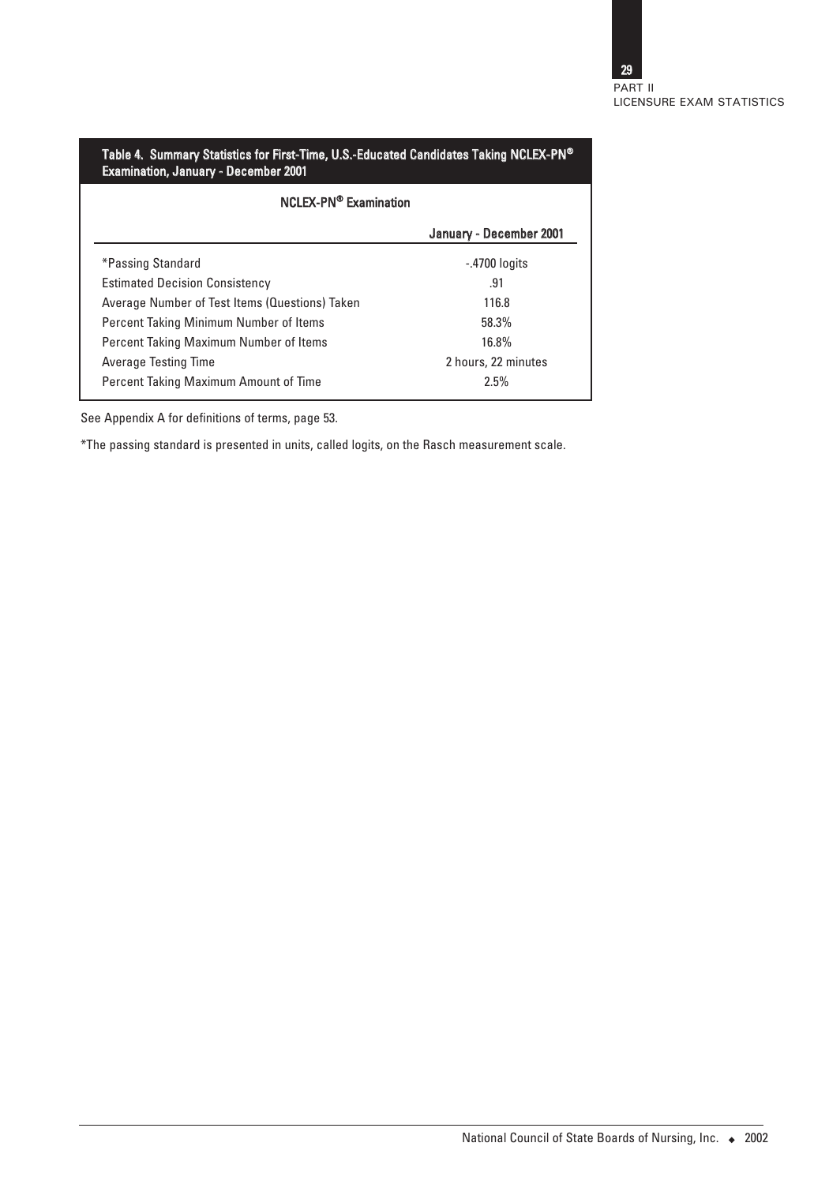**Table 4. Summary Statistics for First-Time, U.S.-Educated Candidates Taking NCLEX-PN® Examination, January - December 2001**

| NCLEX-PN® Examination | |
|---|---|
| | **January - December 2001** |
| *Passing Standard | -.4700 logits |
| Estimated Decision Consistency | .91 |
| Average Number of Test Items (Questions) Taken | 116.8 |
| Percent Taking Minimum Number of Items | 58.3% |
| Percent Taking Maximum Number of Items | 16.8% |
| Average Testing Time | 2 hours, 22 minutes |
| Percent Taking Maximum Amount of Time | 2.5% |

See Appendix A for definitions of terms, page 53.

*The passing standard is presented in units, called logits, on the Rasch measurement scale.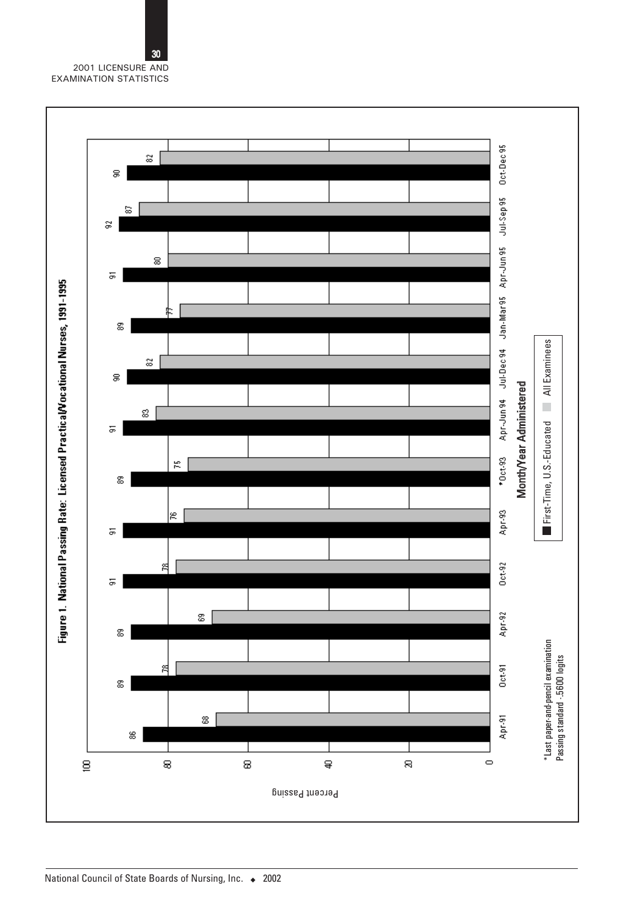**Figure 1. National Passing Rate: Licensed Practical/Vocational Nurses, 1991-1995**

| Month/Year Administered | First-Time, U.S.-Educated | All Examinees |
|---|---|---|
| Apr-91 | 86 | 68 |
| Oct-91 | 89 | 78 |
| Apr-92 | 89 | 69 |
| Oct-92 | 91 | 78 |
| Apr-93 | 91 | 76 |
| *Oct-93 | 89 | 75 |
| Apr-Jun 94 | 91 | 83 |
| Jul-Dec 94 | 90 | 82 |
| Jan-Mar 95 | 89 | 77 |
| Apr-Jun 95 | 91 | 80 |
| Jul-Sep 95 | 92 | 87 |
| Oct-Dec 95 | 90 | 82 |

Percent Passing

*Last paper-and-pencil examination
Passing standard -.5600 logits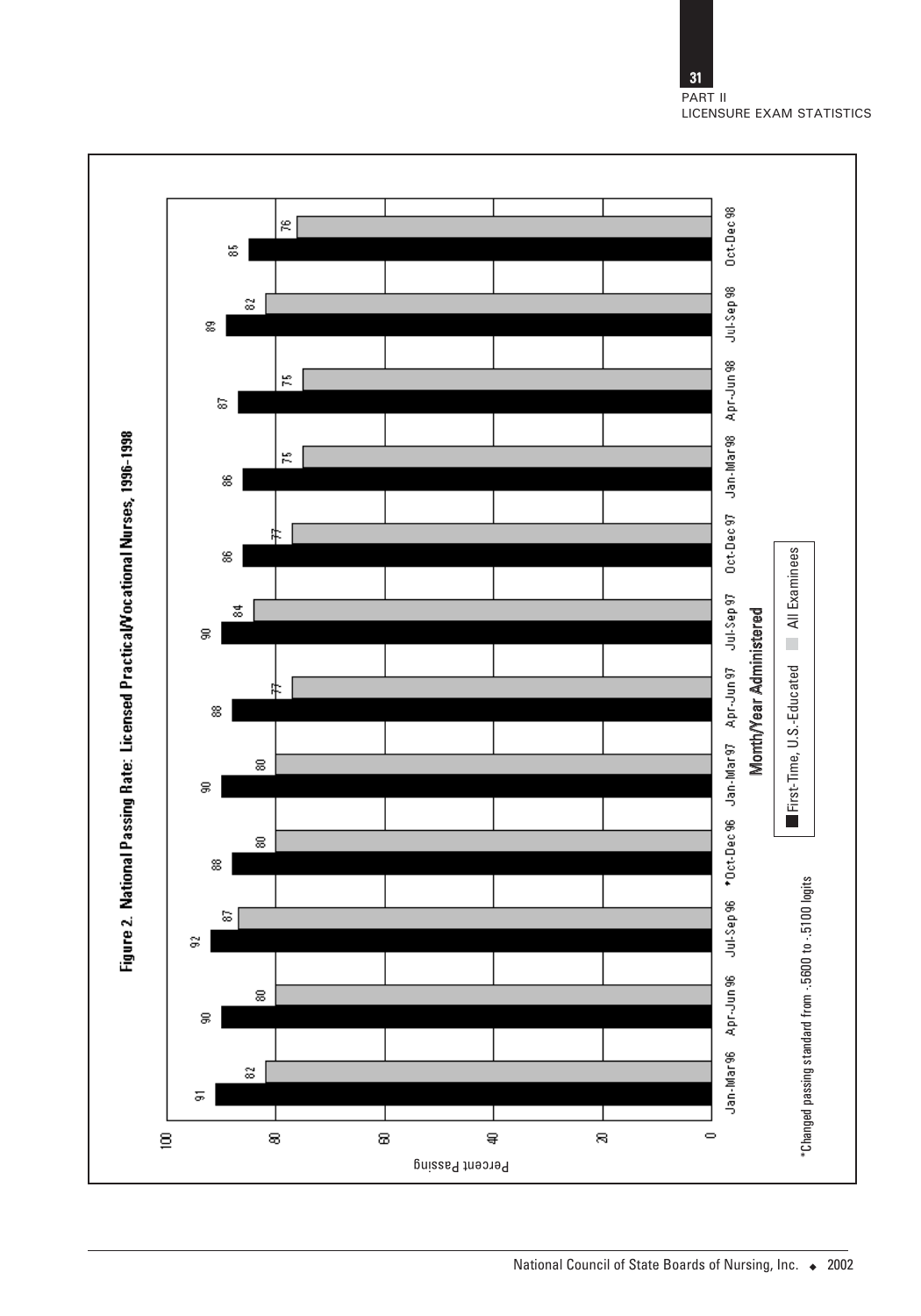**Figure 2. National Passing Rate: Licensed Practical/Vocational Nurses, 1996-1998**

| Month/Year Administered | First-Time, U.S.-Educated | All Examinees |
|---|---|---|
| Jan-Mar 96 | 91 | 82 |
| Apr-Jun 96 | 90 | 80 |
| Jul-Sep 96 | 92 | 87 |
| *Oct-Dec 96 | 88 | 80 |
| Jan-Mar 97 | 90 | 80 |
| Apr-Jun 97 | 88 | 77 |
| Jul-Sep 97 | 90 | 84 |
| Oct-Dec 97 | 86 | 77 |
| Jan-Mar 98 | 86 | 75 |
| Apr-Jun 98 | 87 | 75 |
| Jul-Sep 98 | 89 | 82 |
| Oct-Dec 98 | 85 | 76 |

Y-axis: Percent Passing (0–100)

*Changed passing standard from -.5600 to -.5100 logits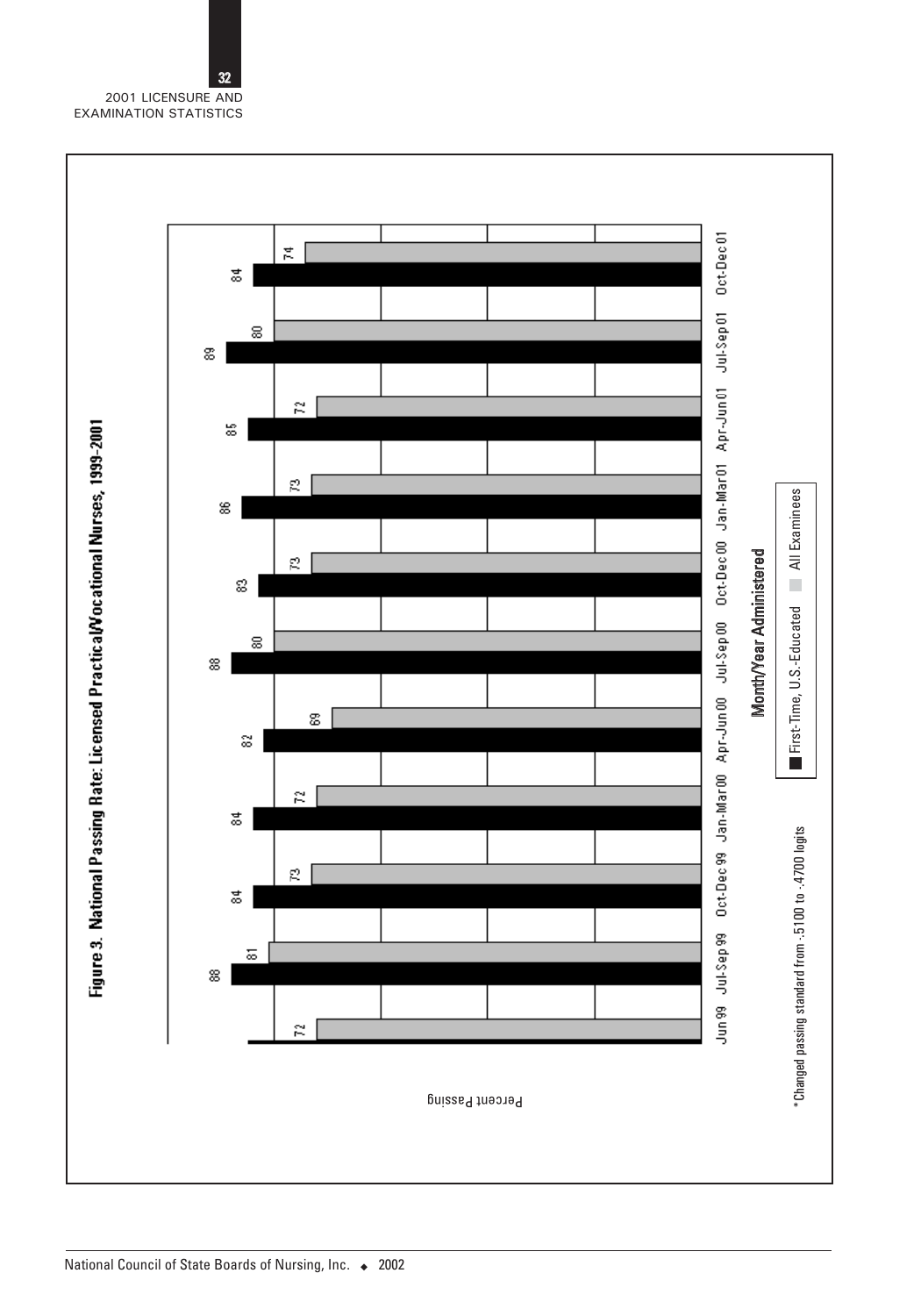Figure 3. National Passing Rate: Licensed Practical/Vocational Nurses, 1999-2001

| Month/Year Administered | First-Time, U.S.-Educated | All Examinees |
|---|---|---|
| Jun 99 | | 72 |
| Jul-Sep 99 | 88 | 81 |
| Oct-Dec 99 | 84 | 73 |
| Jan-Mar 00 | 84 | 72 |
| Apr-Jun 00 | 82 | 69 |
| Jul-Sep 00 | 88 | 80 |
| Oct-Dec 00 | 83 | 73 |
| Jan-Mar 01 | 86 | 73 |
| Apr-Jun 01 | 85 | 72 |
| Jul-Sep 01 | 89 | 80 |
| Oct-Dec 01 | 84 | 74 |

Percent Passing

*Changed passing standard from .5100 to .4700 logits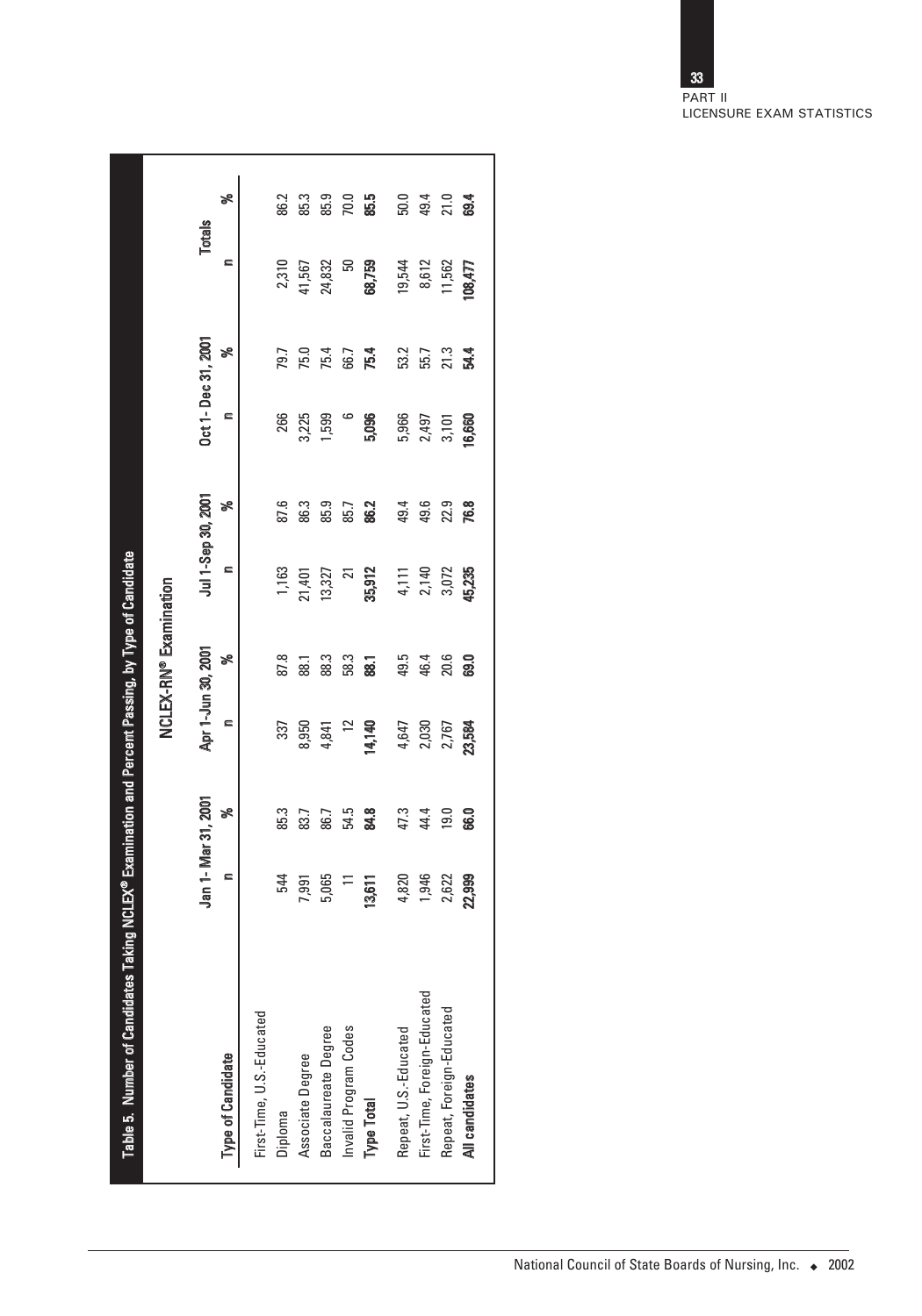**Table 5. Number of Candidates Taking NCLEX® Examination and Percent Passing, by Type of Candidate**

| Type of Candidate | NCLEX-RN® Examination | | | | | | | | | |
|---|---|---|---|---|---|---|---|---|---|---|
| | Jan 1- Mar 31, 2001 | | Apr 1-Jun 30, 2001 | | Jul 1-Sep 30, 2001 | | Oct 1- Dec 31, 2001 | | Totals | |
| | n | % | n | % | n | % | n | % | n | % |
| First-Time, U.S.-Educated | | | | | | | | | | |
| Diploma | 544 | 85.3 | 337 | 87.8 | 1,163 | 87.6 | 266 | 79.7 | 2,310 | 86.2 |
| Associate Degree | 7,991 | 83.7 | 8,950 | 88.1 | 21,401 | 86.3 | 3,225 | 75.0 | 41,567 | 85.3 |
| Baccalaureate Degree | 5,065 | 86.7 | 4,841 | 88.3 | 13,327 | 85.9 | 1,599 | 75.4 | 24,832 | 85.9 |
| Invalid Program Codes | 11 | 54.5 | 12 | 58.3 | 21 | 85.7 | 6 | 66.7 | 50 | 70.0 |
| **Type Total** | **13,611** | **84.8** | **14,140** | **88.1** | **35,912** | **86.2** | **5,096** | **75.4** | **68,759** | **85.5** |
| Repeat, U.S.-Educated | 4,820 | 47.3 | 4,647 | 49.5 | 4,111 | 49.4 | 5,966 | 53.2 | 19,544 | 50.0 |
| First-Time, Foreign-Educated | 1,946 | 44.4 | 2,030 | 46.4 | 2,140 | 49.6 | 2,497 | 55.7 | 8,612 | 49.4 |
| Repeat, Foreign-Educated | 2,622 | 19.0 | 2,767 | 20.6 | 3,072 | 22.9 | 3,101 | 21.3 | 11,562 | 21.0 |
| **All candidates** | **22,999** | **66.0** | **23,584** | **69.0** | **45,235** | **76.8** | **16,660** | **54.4** | **108,477** | **69.4** |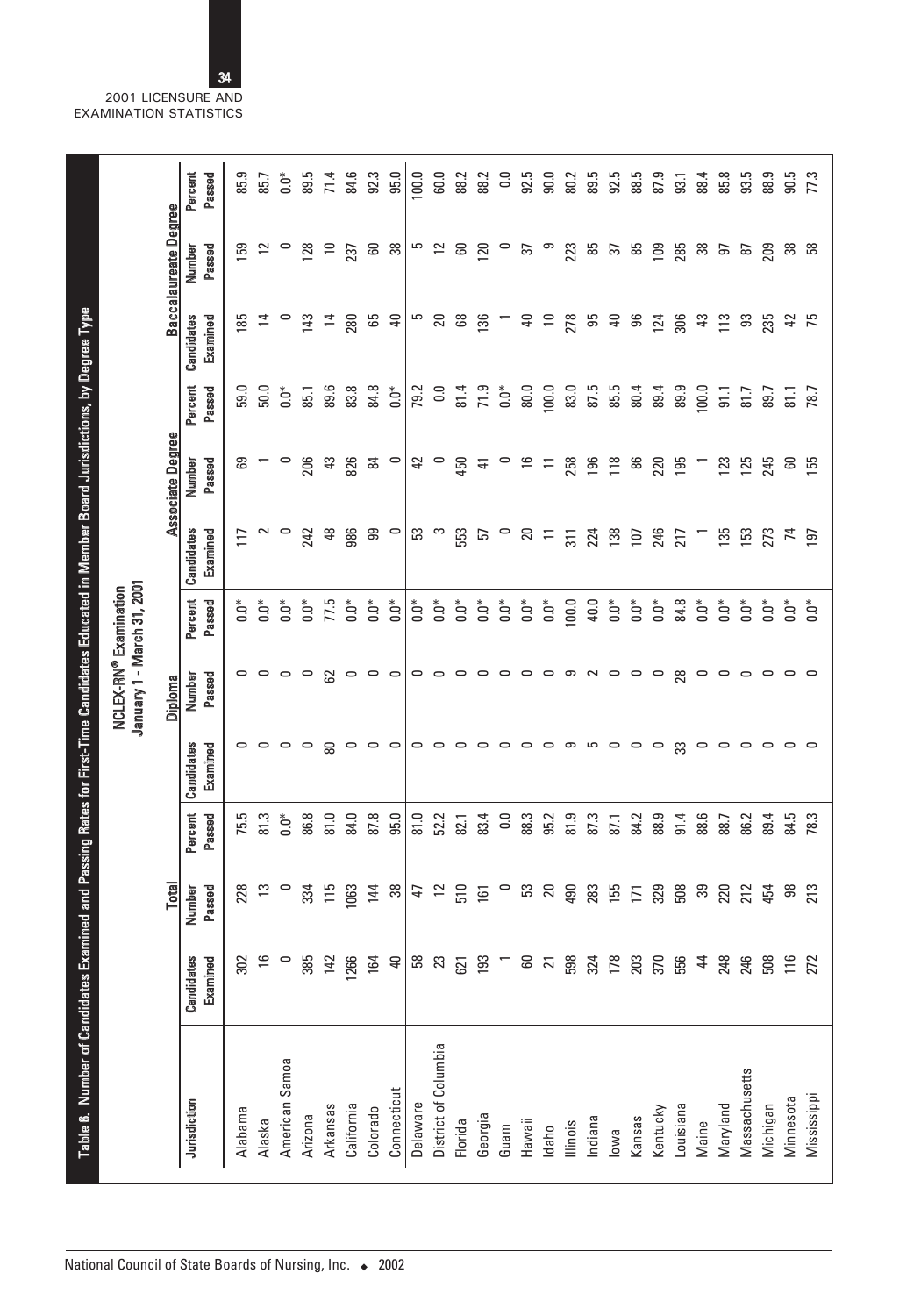## Table 6. Number of Candidates Examined and Passing Rates for First-Time Candidates Educated in Member Board Jurisdictions, by Degree Type

NCLEX-RN® Examination
January 1 - March 31, 2001

| Jurisdiction | Total | | | Diploma | | | Associate Degree | | | Baccalaureate Degree | | |
|---|---|---|---|---|---|---|---|---|---|---|---|---|
| | Candidates Examined | Number Passed | Percent Passed | Candidates Examined | Number Passed | Percent Passed | Candidates Examined | Number Passed | Percent Passed | Candidates Examined | Number Passed | Percent Passed |
| Alabama | 302 | 228 | 75.5 | 0 | 0 | 0.0* | 117 | 69 | 59.0 | 185 | 159 | 85.9 |
| Alaska | 16 | 13 | 81.3 | 0 | 0 | 0.0* | 2 | 1 | 50.0 | 14 | 12 | 85.7 |
| American Samoa | 0 | 0 | 0.0* | 0 | 0 | 0.0* | 0 | 0 | 0.0* | 0 | 0 | 0.0* |
| Arizona | 385 | 334 | 86.8 | 0 | 0 | 0.0* | 242 | 206 | 85.1 | 143 | 128 | 89.5 |
| Arkansas | 142 | 115 | 81.0 | 80 | 62 | 77.5 | 48 | 43 | 89.6 | 14 | 10 | 71.4 |
| California | 1266 | 1063 | 84.0 | 0 | 0 | 0.0* | 986 | 826 | 83.8 | 280 | 237 | 84.6 |
| Colorado | 164 | 144 | 87.8 | 0 | 0 | 0.0* | 99 | 84 | 84.8 | 65 | 60 | 92.3 |
| Connecticut | 40 | 38 | 95.0 | 0 | 0 | 0.0* | 0 | 0 | 0.0* | 40 | 38 | 95.0 |
| Delaware | 58 | 47 | 81.0 | 0 | 0 | 0.0* | 53 | 42 | 79.2 | 5 | 5 | 100.0 |
| District of Columbia | 23 | 12 | 52.2 | 0 | 0 | 0.0* | 3 | 0 | 0.0 | 20 | 12 | 60.0 |
| Florida | 621 | 510 | 82.1 | 0 | 0 | 0.0* | 553 | 450 | 81.4 | 68 | 60 | 88.2 |
| Georgia | 193 | 161 | 83.4 | 0 | 0 | 0.0* | 57 | 41 | 71.9 | 136 | 120 | 88.2 |
| Guam | 1 | 0 | 0.0 | 0 | 0 | 0.0* | 0 | 0 | 0.0* | 1 | 0 | 0.0 |
| Hawaii | 60 | 53 | 88.3 | 0 | 0 | 0.0* | 20 | 16 | 80.0 | 40 | 37 | 92.5 |
| Idaho | 21 | 20 | 95.2 | 0 | 0 | 0.0* | 11 | 11 | 100.0 | 10 | 9 | 90.0 |
| Illinois | 598 | 490 | 81.9 | 9 | 9 | 100.0 | 311 | 258 | 83.0 | 278 | 223 | 80.2 |
| Indiana | 324 | 283 | 87.3 | 5 | 2 | 40.0 | 224 | 196 | 87.5 | 95 | 85 | 89.5 |
| Iowa | 178 | 155 | 87.1 | 0 | 0 | 0.0* | 138 | 118 | 85.5 | 40 | 37 | 92.5 |
| Kansas | 203 | 171 | 84.2 | 0 | 0 | 0.0* | 107 | 86 | 80.4 | 96 | 85 | 88.5 |
| Kentucky | 370 | 329 | 88.9 | 0 | 0 | 0.0* | 246 | 220 | 89.4 | 124 | 109 | 87.9 |
| Louisiana | 556 | 508 | 91.4 | 33 | 28 | 84.8 | 217 | 195 | 89.9 | 306 | 285 | 93.1 |
| Maine | 44 | 39 | 88.6 | 0 | 0 | 0.0* | 1 | 1 | 100.0 | 43 | 38 | 88.4 |
| Maryland | 248 | 220 | 88.7 | 0 | 0 | 0.0* | 135 | 123 | 91.1 | 113 | 97 | 85.8 |
| Massachusetts | 246 | 212 | 86.2 | 0 | 0 | 0.0* | 153 | 125 | 81.7 | 93 | 87 | 93.5 |
| Michigan | 508 | 454 | 89.4 | 0 | 0 | 0.0* | 273 | 245 | 89.7 | 235 | 209 | 88.9 |
| Minnesota | 116 | 98 | 84.5 | 0 | 0 | 0.0* | 74 | 60 | 81.1 | 42 | 38 | 90.5 |
| Mississippi | 272 | 213 | 78.3 | 0 | 0 | 0.0* | 197 | 155 | 78.7 | 75 | 58 | 77.3 |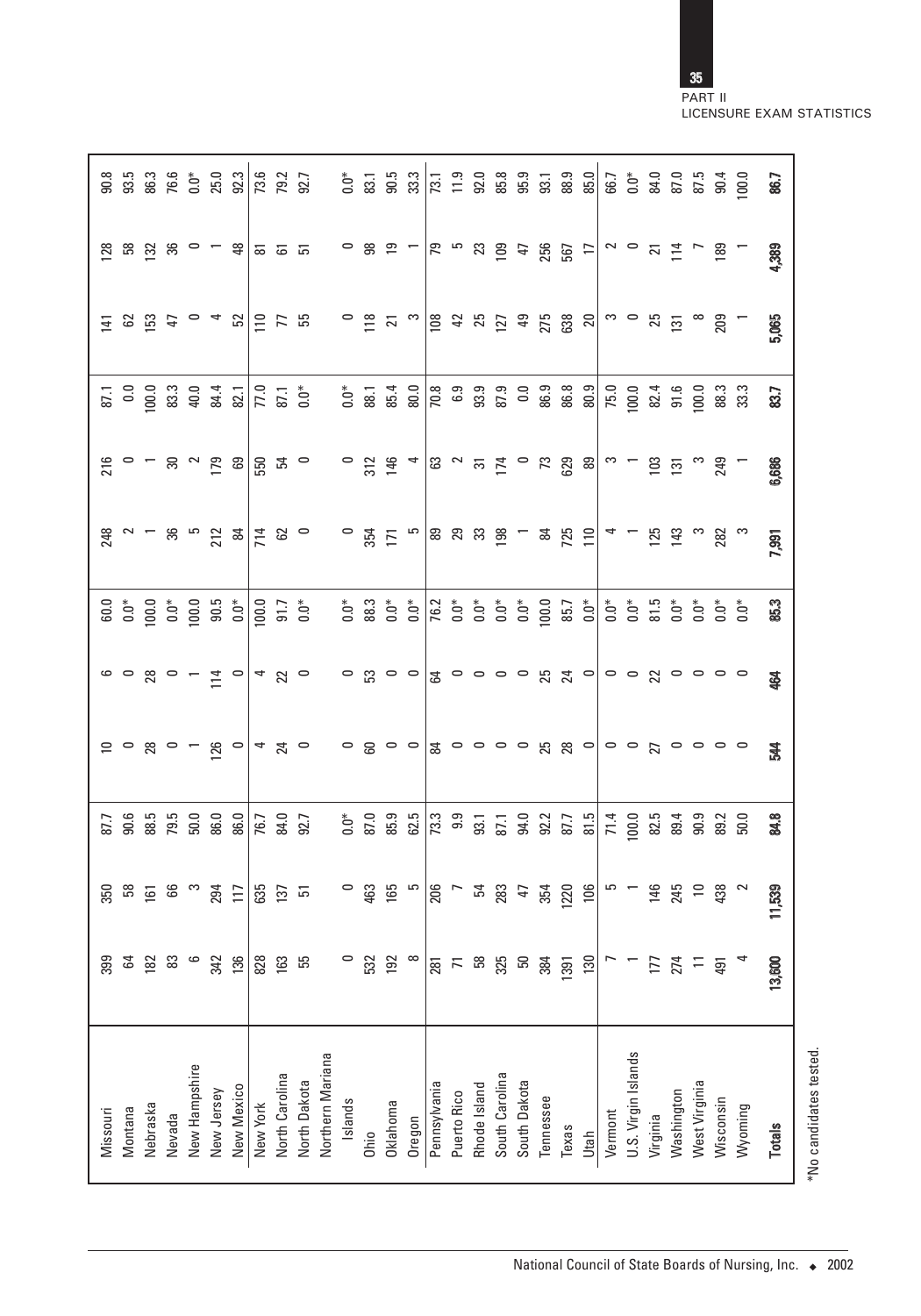| | | | | | | | | | | | | |
|---|---|---|---|---|---|---|---|---|---|---|---|---|
| Missouri | 399 | 350 | 87.7 | 10 | 6 | 60.0 | 248 | 216 | 87.1 | 141 | 128 | 90.8 |
| Montana | 64 | 58 | 90.6 | 0 | 0 | 0.0* | 2 | 0 | 0.0 | 62 | 58 | 93.5 |
| Nebraska | 182 | 161 | 88.5 | 28 | 28 | 100.0 | 1 | 1 | 100.0 | 153 | 132 | 86.3 |
| Nevada | 83 | 66 | 79.5 | 0 | 0 | 0.0* | 36 | 30 | 83.3 | 47 | 36 | 76.6 |
| New Hampshire | 6 | 3 | 50.0 | 1 | 1 | 100.0 | 5 | 2 | 40.0 | 0 | 0 | 0.0* |
| New Jersey | 342 | 294 | 86.0 | 126 | 114 | 90.5 | 212 | 179 | 84.4 | 4 | 1 | 25.0 |
| New Mexico | 136 | 117 | 86.0 | 0 | 0 | 0.0* | 84 | 69 | 82.1 | 52 | 48 | 92.3 |
| New York | 828 | 635 | 76.7 | 4 | 4 | 100.0 | 714 | 550 | 77.0 | 110 | 81 | 73.6 |
| North Carolina | 163 | 137 | 84.0 | 24 | 22 | 91.7 | 62 | 54 | 87.1 | 77 | 61 | 79.2 |
| North Dakota | 55 | 51 | 92.7 | 0 | 0 | 0.0* | 0 | 0 | 0.0* | 55 | 51 | 92.7 |
| Northern Mariana Islands | 0 | 0 | 0.0* | 0 | 0 | 0.0* | 0 | 0 | 0.0* | 0 | 0 | 0.0* |
| Ohio | 532 | 463 | 87.0 | 60 | 53 | 88.3 | 354 | 312 | 88.1 | 118 | 98 | 83.1 |
| Oklahoma | 192 | 165 | 85.9 | 0 | 0 | 0.0* | 171 | 146 | 85.4 | 21 | 19 | 90.5 |
| Oregon | 8 | 5 | 62.5 | 0 | 0 | 0.0* | 5 | 4 | 80.0 | 3 | 1 | 33.3 |
| Pennsylvania | 281 | 206 | 73.3 | 84 | 64 | 76.2 | 89 | 63 | 70.8 | 108 | 79 | 73.1 |
| Puerto Rico | 71 | 7 | 9.9 | 0 | 0 | 0.0* | 29 | 2 | 6.9 | 42 | 5 | 11.9 |
| Rhode Island | 58 | 54 | 93.1 | 0 | 0 | 0.0* | 33 | 31 | 93.9 | 25 | 23 | 92.0 |
| South Carolina | 325 | 283 | 87.1 | 0 | 0 | 0.0* | 198 | 174 | 87.9 | 127 | 109 | 85.8 |
| South Dakota | 50 | 47 | 94.0 | 0 | 0 | 0.0* | 1 | 0 | 0.0 | 49 | 47 | 95.9 |
| Tennessee | 384 | 354 | 92.2 | 25 | 25 | 100.0 | 84 | 73 | 86.9 | 275 | 256 | 93.1 |
| Texas | 1391 | 1220 | 87.7 | 28 | 24 | 85.7 | 725 | 629 | 86.8 | 638 | 567 | 88.9 |
| Utah | 130 | 106 | 81.5 | 0 | 0 | 0.0* | 110 | 89 | 80.9 | 20 | 17 | 85.0 |
| Vermont | 7 | 5 | 71.4 | 0 | 0 | 0.0* | 4 | 3 | 75.0 | 3 | 2 | 66.7 |
| U.S. Virgin Islands | 1 | 1 | 100.0 | 0 | 0 | 0.0* | 1 | 1 | 100.0 | 0 | 0 | 0.0* |
| Virginia | 177 | 146 | 82.5 | 27 | 22 | 81.5 | 125 | 103 | 82.4 | 25 | 21 | 84.0 |
| Washington | 274 | 245 | 89.4 | 0 | 0 | 0.0* | 143 | 131 | 91.6 | 131 | 114 | 87.0 |
| West Virginia | 11 | 10 | 90.9 | 0 | 0 | 0.0* | 3 | 3 | 100.0 | 8 | 7 | 87.5 |
| Wisconsin | 491 | 438 | 89.2 | 0 | 0 | 0.0* | 282 | 249 | 88.3 | 209 | 189 | 90.4 |
| Wyoming | 4 | 2 | 50.0 | 0 | 0 | 0.0* | 3 | 1 | 33.3 | 1 | 1 | 100.0 |
| **Totals** | **13,600** | **11,539** | **84.8** | **544** | **464** | **85.3** | **7,991** | **6,686** | **83.7** | **5,065** | **4,389** | **86.7** |

*No candidates tested.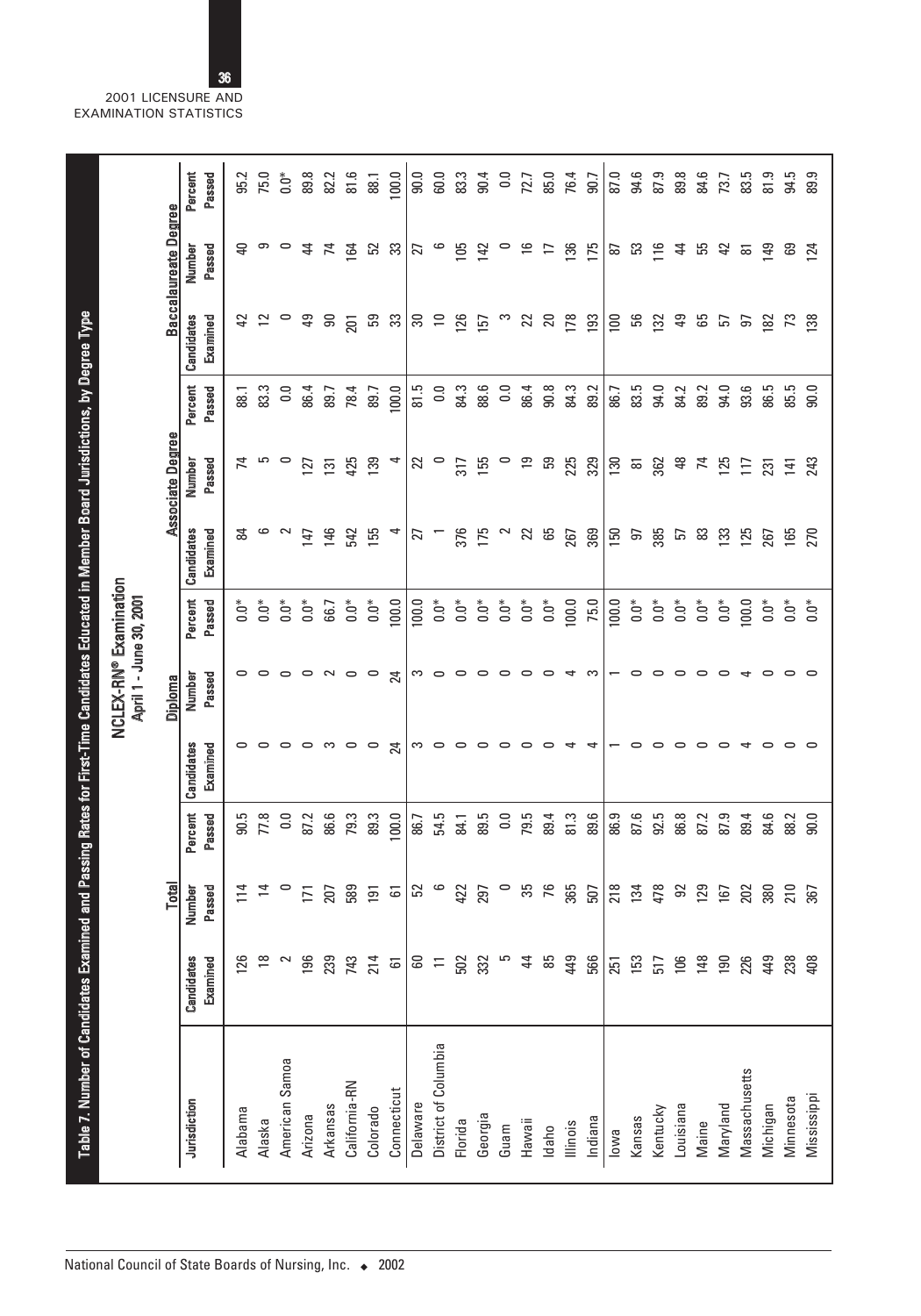## Table 7. Number of Candidates Examined and Passing Rates for First-Time Candidates Educated in Member Board Jurisdictions, by Degree Type

### NCLEX-RN® Examination
April 1 - June 30, 2001

| Jurisdiction | Total | | | Diploma | | | Associate Degree | | | Baccalaureate Degree | | |
|---|---|---|---|---|---|---|---|---|---|---|---|---|
| | Candidates Examined | Number Passed | Percent Passed | Candidates Examined | Number Passed | Percent Passed | Candidates Examined | Number Passed | Percent Passed | Candidates Examined | Number Passed | Percent Passed |
| Alabama | 126 | 114 | 90.5 | 0 | 0 | 0.0* | 84 | 74 | 88.1 | 42 | 40 | 95.2 |
| Alaska | 18 | 14 | 77.8 | 0 | 0 | 0.0* | 6 | 5 | 83.3 | 12 | 9 | 75.0 |
| American Samoa | 2 | 0 | 0.0 | 0 | 0 | 0.0* | 2 | 0 | 0.0 | 0 | 0 | 0.0* |
| Arizona | 196 | 171 | 87.2 | 0 | 0 | 0.0* | 147 | 127 | 86.4 | 49 | 44 | 89.8 |
| Arkansas | 239 | 207 | 86.6 | 3 | 2 | 66.7 | 146 | 131 | 89.7 | 90 | 74 | 82.2 |
| California-RN | 743 | 589 | 79.3 | 0 | 0 | 0.0* | 542 | 425 | 78.4 | 201 | 164 | 81.6 |
| Colorado | 214 | 191 | 89.3 | 0 | 0 | 0.0* | 155 | 139 | 89.7 | 59 | 52 | 88.1 |
| Connecticut | 61 | 61 | 100.0 | 24 | 24 | 100.0 | 4 | 4 | 100.0 | 33 | 33 | 100.0 |
| Delaware | 60 | 52 | 86.7 | 3 | 3 | 100.0 | 27 | 22 | 81.5 | 30 | 27 | 90.0 |
| District of Columbia | 11 | 6 | 54.5 | 0 | 0 | 0.0* | 1 | 0 | 0.0 | 10 | 6 | 60.0 |
| Florida | 502 | 422 | 84.1 | 0 | 0 | 0.0* | 376 | 317 | 84.3 | 126 | 105 | 83.3 |
| Georgia | 332 | 297 | 89.5 | 0 | 0 | 0.0* | 175 | 155 | 88.6 | 157 | 142 | 90.4 |
| Guam | 5 | 0 | 0.0 | 0 | 0 | 0.0* | 2 | 0 | 0.0 | 3 | 0 | 0.0 |
| Hawaii | 44 | 35 | 79.5 | 0 | 0 | 0.0* | 22 | 19 | 86.4 | 22 | 16 | 72.7 |
| Idaho | 85 | 76 | 89.4 | 0 | 0 | 0.0* | 65 | 59 | 90.8 | 20 | 17 | 85.0 |
| Illinois | 449 | 365 | 81.3 | 4 | 4 | 100.0 | 267 | 225 | 84.3 | 178 | 136 | 76.4 |
| Indiana | 566 | 507 | 89.6 | 4 | 3 | 75.0 | 369 | 329 | 89.2 | 193 | 175 | 90.7 |
| Iowa | 251 | 218 | 86.9 | 1 | 1 | 100.0 | 150 | 130 | 86.7 | 100 | 87 | 87.0 |
| Kansas | 153 | 134 | 87.6 | 0 | 0 | 0.0* | 97 | 81 | 83.5 | 56 | 53 | 94.6 |
| Kentucky | 517 | 478 | 92.5 | 0 | 0 | 0.0* | 385 | 362 | 94.0 | 132 | 116 | 87.9 |
| Louisiana | 106 | 92 | 86.8 | 0 | 0 | 0.0* | 57 | 48 | 84.2 | 49 | 44 | 89.8 |
| Maine | 148 | 129 | 87.2 | 0 | 0 | 0.0* | 83 | 74 | 89.2 | 65 | 55 | 84.6 |
| Maryland | 190 | 167 | 87.9 | 0 | 0 | 0.0* | 133 | 125 | 94.0 | 57 | 42 | 73.7 |
| Massachusetts | 226 | 202 | 89.4 | 4 | 4 | 100.0 | 125 | 117 | 93.6 | 97 | 81 | 83.5 |
| Michigan | 449 | 380 | 84.6 | 0 | 0 | 0.0* | 267 | 231 | 86.5 | 182 | 149 | 81.9 |
| Minnesota | 238 | 210 | 88.2 | 0 | 0 | 0.0* | 165 | 141 | 85.5 | 73 | 69 | 94.5 |
| Mississippi | 408 | 367 | 90.0 | 0 | 0 | 0.0* | 270 | 243 | 90.0 | 138 | 124 | 89.9 |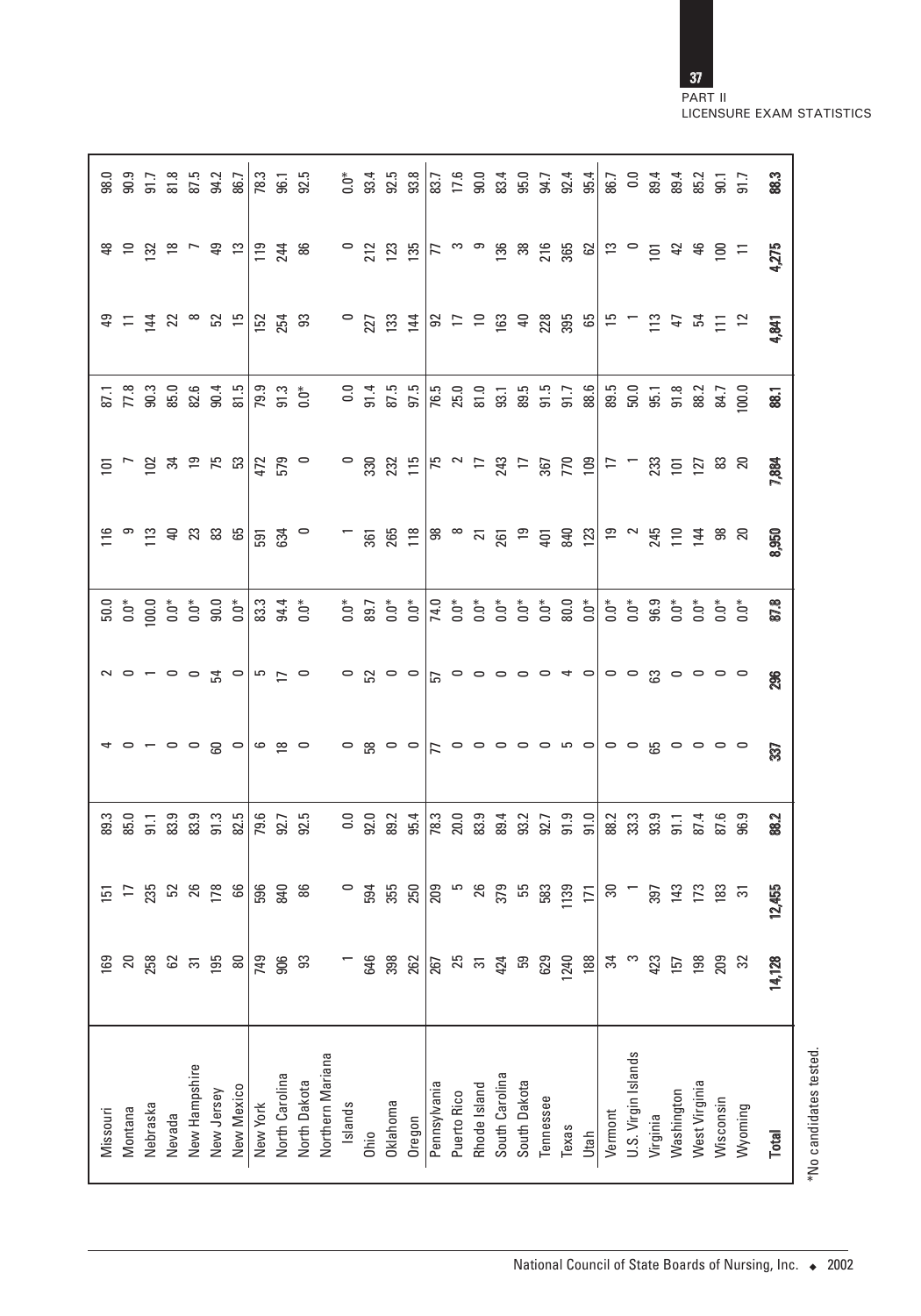| | | | | | | | | | | | |
|---|---|---|---|---|---|---|---|---|---|---|---|
| Missouri | 169 | 151 | 89.3 | 4 | 2 | 50.0 | 116 | 101 | 87.1 | 49 | 48 | 98.0 |
| Montana | 20 | 17 | 85.0 | 0 | 0 | 0.0* | 9 | 7 | 77.8 | 11 | 10 | 90.9 |
| Nebraska | 258 | 235 | 91.1 | 1 | 1 | 100.0 | 113 | 102 | 90.3 | 144 | 132 | 91.7 |
| Nevada | 62 | 52 | 83.9 | 0 | 0 | 0.0* | 40 | 34 | 85.0 | 22 | 18 | 81.8 |
| New Hampshire | 31 | 26 | 83.9 | 0 | 0 | 0.0* | 23 | 19 | 82.6 | 8 | 7 | 87.5 |
| New Jersey | 195 | 178 | 91.3 | 60 | 54 | 90.0 | 83 | 75 | 90.4 | 52 | 49 | 94.2 |
| New Mexico | 80 | 66 | 82.5 | 0 | 0 | 0.0* | 65 | 53 | 81.5 | 15 | 13 | 86.7 |
| New York | 749 | 596 | 79.6 | 6 | 5 | 83.3 | 591 | 472 | 79.9 | 152 | 119 | 78.3 |
| North Carolina | 906 | 840 | 92.7 | 18 | 17 | 94.4 | 634 | 579 | 91.3 | 254 | 244 | 96.1 |
| North Dakota | 93 | 86 | 92.5 | 0 | 0 | 0.0* | 0 | 0 | 0.0* | 93 | 86 | 92.5 |
| Northern Mariana Islands | 1 | 0 | 0.0 | 0 | 0 | 0.0* | 1 | 0 | 0.0 | 0 | 0 | 0.0* |
| Ohio | 646 | 594 | 92.0 | 58 | 52 | 89.7 | 361 | 330 | 91.4 | 227 | 212 | 93.4 |
| Oklahoma | 398 | 355 | 89.2 | 0 | 0 | 0.0* | 265 | 232 | 87.5 | 133 | 123 | 92.5 |
| Oregon | 262 | 250 | 95.4 | 0 | 0 | 0.0* | 118 | 115 | 97.5 | 144 | 135 | 93.8 |
| Pennsylvania | 267 | 209 | 78.3 | 77 | 57 | 74.0 | 98 | 75 | 76.5 | 92 | 77 | 83.7 |
| Puerto Rico | 25 | 5 | 20.0 | 0 | 0 | 0.0* | 8 | 2 | 25.0 | 17 | 3 | 17.6 |
| Rhode Island | 31 | 26 | 83.9 | 0 | 0 | 0.0* | 21 | 17 | 81.0 | 10 | 9 | 90.0 |
| South Carolina | 424 | 379 | 89.4 | 0 | 0 | 0.0* | 261 | 243 | 93.1 | 163 | 136 | 83.4 |
| South Dakota | 59 | 55 | 93.2 | 0 | 0 | 0.0* | 19 | 17 | 89.5 | 40 | 38 | 95.0 |
| Tennessee | 629 | 583 | 92.7 | 0 | 0 | 0.0* | 401 | 367 | 91.5 | 228 | 216 | 94.7 |
| Texas | 1240 | 1139 | 91.9 | 5 | 4 | 80.0 | 840 | 770 | 91.7 | 395 | 365 | 92.4 |
| Utah | 188 | 171 | 91.0 | 0 | 0 | 0.0* | 123 | 109 | 88.6 | 65 | 62 | 95.4 |
| Vermont | 34 | 30 | 88.2 | 0 | 0 | 0.0* | 19 | 17 | 89.5 | 15 | 13 | 86.7 |
| U.S. Virgin Islands | 3 | 1 | 33.3 | 0 | 0 | 0.0* | 2 | 1 | 50.0 | 1 | 0 | 0.0 |
| Virginia | 423 | 397 | 93.9 | 65 | 63 | 96.9 | 245 | 233 | 95.1 | 113 | 101 | 89.4 |
| Washington | 157 | 143 | 91.1 | 0 | 0 | 0.0* | 110 | 101 | 91.8 | 47 | 42 | 89.4 |
| West Virginia | 198 | 173 | 87.4 | 0 | 0 | 0.0* | 144 | 127 | 88.2 | 54 | 46 | 85.2 |
| Wisconsin | 209 | 183 | 87.6 | 0 | 0 | 0.0* | 98 | 83 | 84.7 | 111 | 100 | 90.1 |
| Wyoming | 32 | 31 | 96.9 | 0 | 0 | 0.0* | 20 | 20 | 100.0 | 12 | 11 | 91.7 |
| **Total** | **14,128** | **12,455** | **88.2** | **337** | **296** | **87.8** | **8,950** | **7,884** | **88.1** | **4,841** | **4,275** | **88.3** |

*No candidates tested.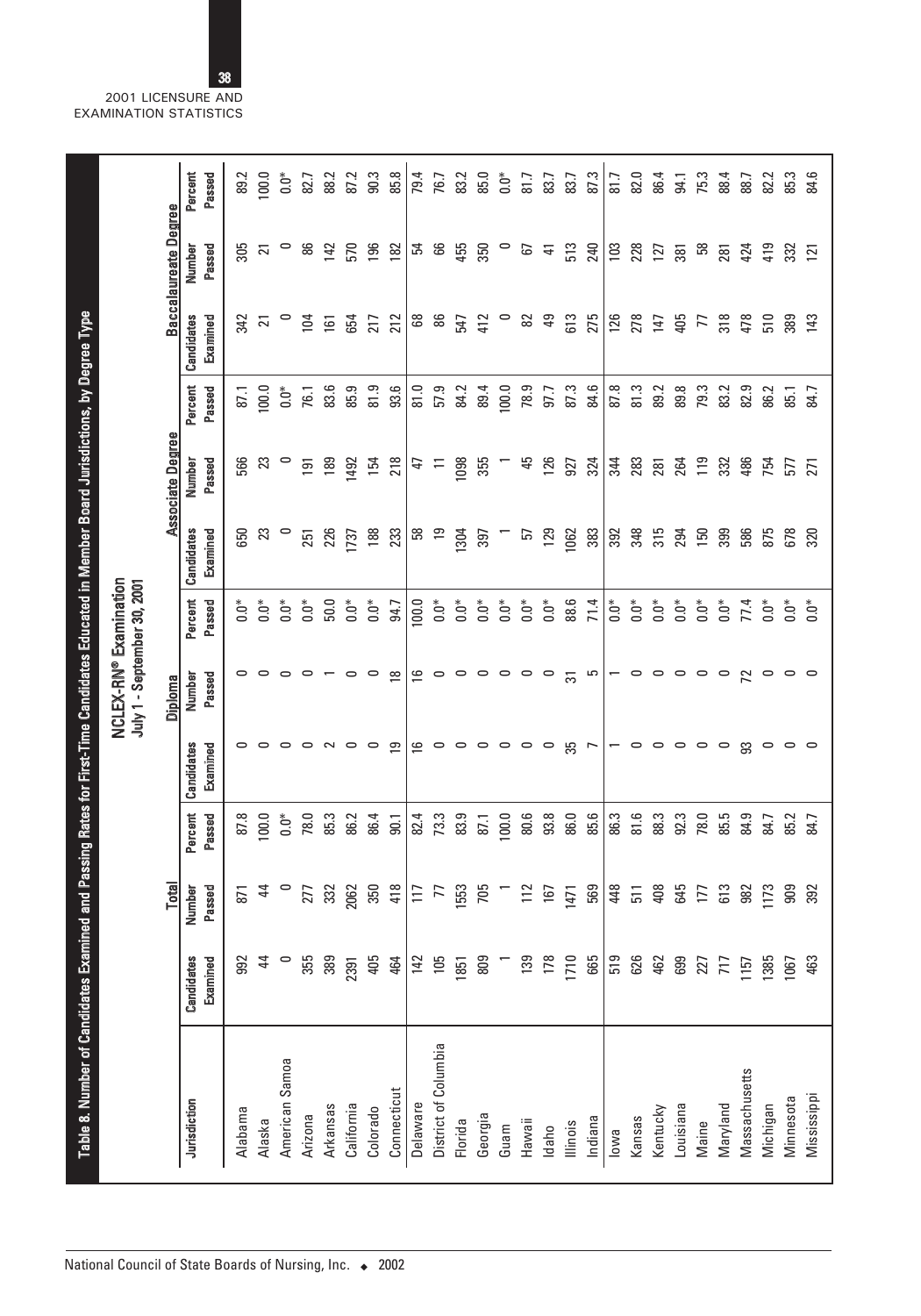## Table 8. Number of Candidates Examined and Passing Rates for First-Time Candidates Educated in Member Board Jurisdictions, by Degree Type

NCLEX-RN® Examination
July 1 - September 30, 2001

| Jurisdiction | Total | | | Diploma | | | Associate Degree | | | Baccalaureate Degree | | |
|---|---|---|---|---|---|---|---|---|---|---|---|---|
| | Candidates Examined | Number Passed | Percent Passed | Candidates Examined | Number Passed | Percent Passed | Candidates Examined | Number Passed | Percent Passed | Candidates Examined | Number Passed | Percent Passed |
| Alabama | 992 | 871 | 87.8 | 0 | 0 | 0.0* | 650 | 566 | 87.1 | 342 | 305 | 89.2 |
| Alaska | 44 | 44 | 100.0 | 0 | 0 | 0.0* | 23 | 23 | 100.0 | 21 | 21 | 100.0 |
| American Samoa | 0 | 0 | 0.0* | 0 | 0 | 0.0* | 0 | 0 | 0.0* | 0 | 0 | 0.0* |
| Arizona | 355 | 277 | 78.0 | 0 | 0 | 0.0* | 251 | 191 | 76.1 | 104 | 86 | 82.7 |
| Arkansas | 389 | 332 | 85.3 | 2 | 1 | 50.0 | 226 | 189 | 83.6 | 161 | 142 | 88.2 |
| California | 2391 | 2062 | 86.2 | 0 | 0 | 0.0* | 1737 | 1492 | 85.9 | 654 | 570 | 87.2 |
| Colorado | 405 | 350 | 86.4 | 0 | 0 | 0.0* | 188 | 154 | 81.9 | 217 | 196 | 90.3 |
| Connecticut | 464 | 418 | 90.1 | 19 | 18 | 94.7 | 233 | 218 | 93.6 | 212 | 182 | 85.8 |
| Delaware | 142 | 117 | 82.4 | 16 | 16 | 100.0 | 58 | 47 | 81.0 | 68 | 54 | 79.4 |
| District of Columbia | 105 | 77 | 73.3 | 0 | 0 | 0.0* | 19 | 11 | 57.9 | 86 | 66 | 76.7 |
| Florida | 1851 | 1553 | 83.9 | 0 | 0 | 0.0* | 1304 | 1098 | 84.2 | 547 | 455 | 83.2 |
| Georgia | 809 | 705 | 87.1 | 0 | 0 | 0.0* | 397 | 355 | 89.4 | 412 | 350 | 85.0 |
| Guam | 1 | 1 | 100.0 | 0 | 0 | 0.0* | 1 | 1 | 100.0 | 0 | 0 | 0.0* |
| Hawaii | 139 | 112 | 80.6 | 0 | 0 | 0.0* | 57 | 45 | 78.9 | 82 | 67 | 81.7 |
| Idaho | 178 | 167 | 93.8 | 0 | 0 | 0.0* | 129 | 126 | 97.7 | 49 | 41 | 83.7 |
| Illinois | 1710 | 1471 | 86.0 | 35 | 31 | 88.6 | 1062 | 927 | 87.3 | 613 | 513 | 83.7 |
| Indiana | 665 | 569 | 85.6 | 7 | 5 | 71.4 | 383 | 324 | 84.6 | 275 | 240 | 87.3 |
| Iowa | 519 | 448 | 86.3 | 1 | 1 | 0.0* | 392 | 344 | 87.8 | 126 | 103 | 81.7 |
| Kansas | 626 | 511 | 81.6 | 0 | 0 | 0.0* | 348 | 283 | 81.3 | 278 | 228 | 82.0 |
| Kentucky | 462 | 408 | 88.3 | 0 | 0 | 0.0* | 315 | 281 | 89.2 | 147 | 127 | 86.4 |
| Louisiana | 699 | 645 | 92.3 | 0 | 0 | 0.0* | 294 | 264 | 89.8 | 405 | 381 | 94.1 |
| Maine | 227 | 177 | 78.0 | 0 | 0 | 0.0* | 150 | 119 | 79.3 | 77 | 58 | 75.3 |
| Maryland | 717 | 613 | 85.5 | 0 | 0 | 0.0* | 399 | 332 | 83.2 | 318 | 281 | 88.4 |
| Massachusetts | 1157 | 982 | 84.9 | 93 | 72 | 77.4 | 586 | 486 | 82.9 | 478 | 424 | 88.7 |
| Michigan | 1385 | 1173 | 84.7 | 0 | 0 | 0.0* | 875 | 754 | 86.2 | 510 | 419 | 82.2 |
| Minnesota | 1067 | 909 | 85.2 | 0 | 0 | 0.0* | 678 | 577 | 85.1 | 389 | 332 | 85.3 |
| Mississippi | 463 | 392 | 84.7 | 0 | 0 | 0.0* | 320 | 271 | 84.7 | 143 | 121 | 84.6 |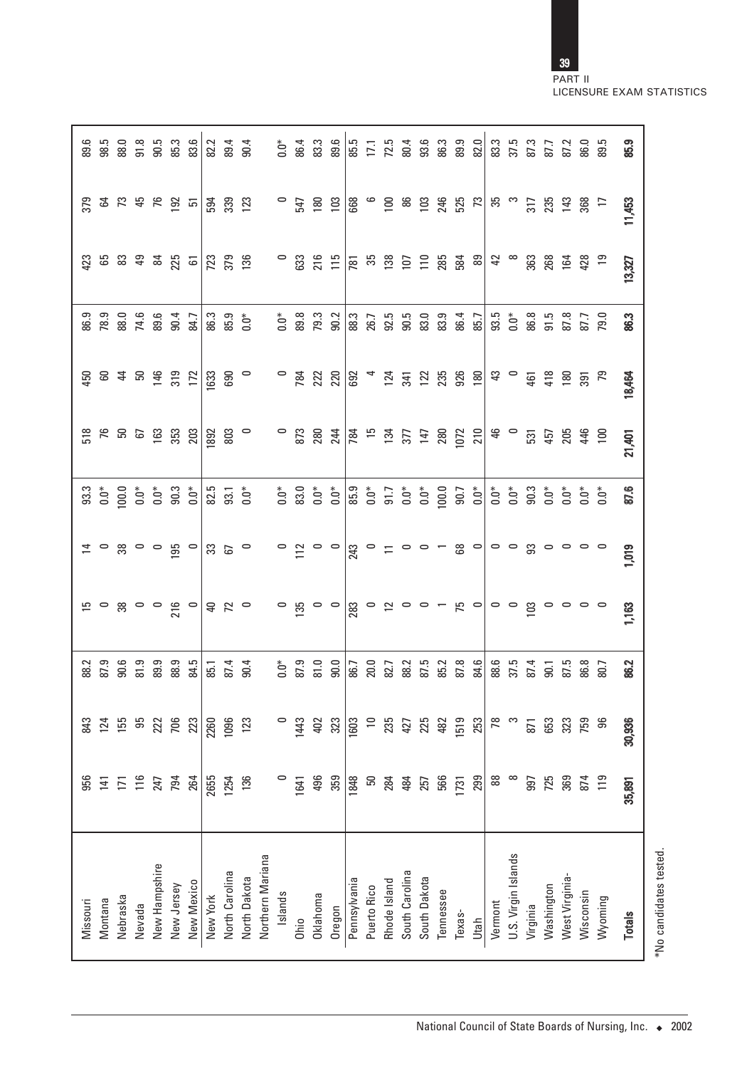| | | | | | | | | | | | |
|---|---|---|---|---|---|---|---|---|---|---|---|
| Missouri | 956 | 843 | 88.2 | 15 | 14 | 93.3 | 518 | 450 | 86.9 | 423 | 379 | 89.6 |
| Montana | 141 | 124 | 87.9 | 0 | 0 | 0.0* | 76 | 60 | 78.9 | 65 | 64 | 98.5 |
| Nebraska | 171 | 155 | 90.6 | 38 | 38 | 100.0 | 50 | 44 | 88.0 | 83 | 73 | 88.0 |
| Nevada | 116 | 95 | 81.9 | 0 | 0 | 0.0* | 67 | 50 | 74.6 | 49 | 45 | 91.8 |
| New Hampshire | 247 | 222 | 89.9 | 0 | 0 | 0.0* | 163 | 146 | 89.6 | 84 | 76 | 90.5 |
| New Jersey | 794 | 706 | 88.9 | 216 | 195 | 90.3 | 353 | 319 | 90.4 | 225 | 192 | 85.3 |
| New Mexico | 264 | 223 | 84.5 | 0 | 0 | 0.0* | 203 | 172 | 84.7 | 61 | 51 | 83.6 |
| New York | 2655 | 2260 | 85.1 | 40 | 33 | 82.5 | 1892 | 1633 | 86.3 | 723 | 594 | 82.2 |
| North Carolina | 1254 | 1096 | 87.4 | 72 | 67 | 93.1 | 803 | 690 | 85.9 | 379 | 339 | 89.4 |
| North Dakota | 136 | 123 | 90.4 | 0 | 0 | 0.0* | 0 | 0 | 0.0* | 136 | 123 | 90.4 |
| Northern Mariana Islands | 0 | 0 | 0.0* | 0 | 0 | 0.0* | 0 | 0 | 0.0* | 0 | 0 | 0.0* |
| Ohio | 1641 | 1443 | 87.9 | 135 | 112 | 83.0 | 873 | 784 | 89.8 | 633 | 547 | 86.4 |
| Oklahoma | 496 | 402 | 81.0 | 0 | 0 | 0.0* | 280 | 222 | 79.3 | 216 | 180 | 83.3 |
| Oregon | 359 | 323 | 90.0 | 0 | 0 | 0.0* | 244 | 220 | 90.2 | 115 | 103 | 89.6 |
| Pennsylvania | 1848 | 1603 | 86.7 | 283 | 243 | 85.9 | 784 | 692 | 88.3 | 781 | 668 | 85.5 |
| Puerto Rico | 50 | 10 | 20.0 | 0 | 0 | 0.0* | 15 | 4 | 26.7 | 35 | 6 | 17.1 |
| Rhode Island | 284 | 235 | 82.7 | 12 | 11 | 91.7 | 134 | 124 | 92.5 | 138 | 100 | 72.5 |
| South Carolina | 484 | 427 | 88.2 | 0 | 0 | 0.0* | 377 | 341 | 90.5 | 107 | 86 | 80.4 |
| South Dakota | 257 | 225 | 87.5 | 0 | 0 | 0.0* | 147 | 122 | 83.0 | 110 | 103 | 93.6 |
| Tennessee | 566 | 482 | 85.2 | 1 | 1 | 100.0 | 280 | 235 | 83.9 | 285 | 246 | 86.3 |
| Texas- | 1731 | 1519 | 87.8 | 75 | 68 | 90.7 | 1072 | 926 | 86.4 | 584 | 525 | 89.9 |
| Utah | 299 | 253 | 84.6 | 0 | 0 | 0.0* | 210 | 180 | 85.7 | 89 | 73 | 82.0 |
| Vermont | 88 | 78 | 88.6 | 0 | 0 | 0.0* | 46 | 43 | 93.5 | 42 | 35 | 83.3 |
| U.S. Virgin Islands | 8 | 3 | 37.5 | 0 | 0 | 0.0* | 0 | 0 | 0.0* | 8 | 3 | 37.5 |
| Virginia | 997 | 871 | 87.4 | 103 | 93 | 90.3 | 531 | 461 | 86.8 | 363 | 317 | 87.3 |
| Washington | 725 | 653 | 90.1 | 0 | 0 | 0.0* | 457 | 418 | 91.5 | 268 | 235 | 87.7 |
| West Virginia- | 369 | 323 | 87.5 | 0 | 0 | 0.0* | 205 | 180 | 87.8 | 164 | 143 | 87.2 |
| Wisconsin | 874 | 759 | 86.8 | 0 | 0 | 0.0* | 446 | 391 | 87.7 | 428 | 368 | 86.0 |
| Wyoming | 119 | 96 | 80.7 | 0 | 0 | 0.0* | 100 | 79 | 79.0 | 19 | 17 | 89.5 |
| **Totals** | **35,891** | **30,936** | **86.2** | **1,163** | **1,019** | **87.6** | **21,401** | **18,464** | **86.3** | **13,327** | **11,453** | **85.9** |

*No candidates tested.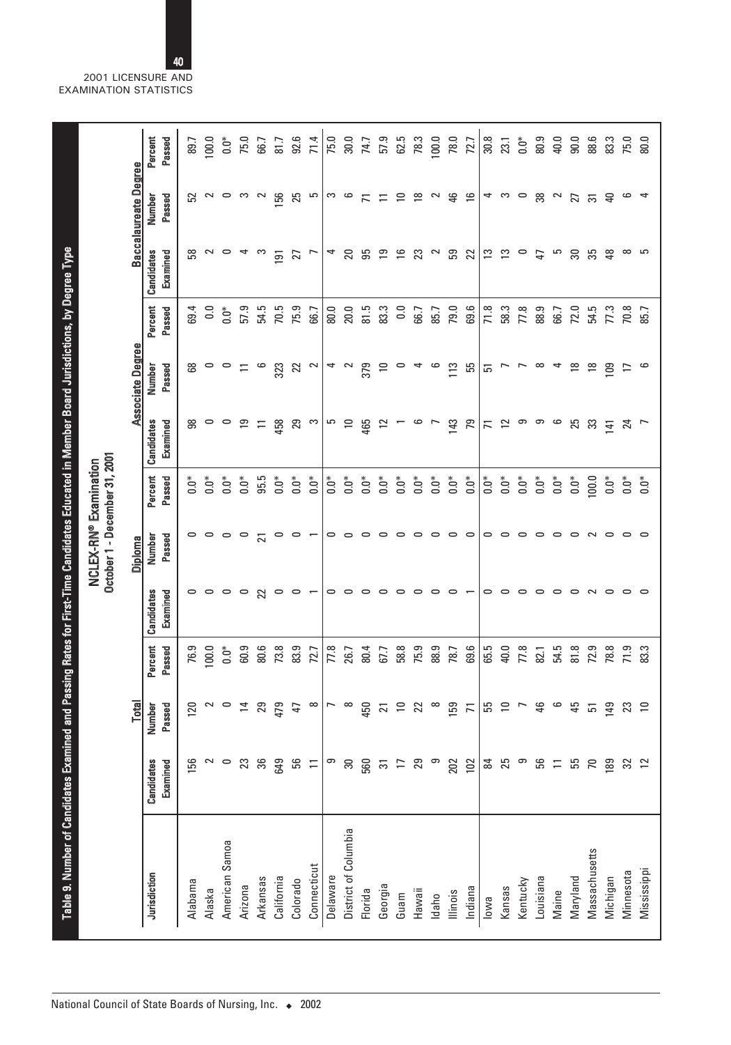## Table 9. Number of Candidates Examined and Passing Rates for First-Time Candidates Educated in Member Board Jurisdictions, by Degree Type

### NCLEX-RN® Examination
### October 1 - December 31, 2001

| Jurisdiction | Total | | | Diploma | | | Associate Degree | | | Baccalaureate Degree | | |
|---|---|---|---|---|---|---|---|---|---|---|---|---|
| | Candidates Examined | Number Passed | Percent Passed | Candidates Examined | Number Passed | Percent Passed | Candidates Examined | Number Passed | Percent Passed | Candidates Examined | Number Passed | Percent Passed |
| Alabama | 156 | 120 | 76.9 | 0 | 0 | 0.0* | 98 | 68 | 69.4 | 58 | 52 | 89.7 |
| Alaska | 2 | 2 | 100.0 | 0 | 0 | 0.0* | 0 | 0 | 0.0 | 2 | 2 | 100.0 |
| American Samoa | 0 | 0 | 0.0* | 0 | 0 | 0.0* | 0 | 0 | 0.0* | 0 | 0 | 0.0* |
| Arizona | 23 | 14 | 60.9 | 0 | 0 | 0.0* | 19 | 11 | 57.9 | 4 | 3 | 75.0 |
| Arkansas | 36 | 29 | 80.6 | 22 | 21 | 95.5 | 11 | 6 | 54.5 | 3 | 2 | 66.7 |
| California | 649 | 479 | 73.8 | 0 | 0 | 0.0* | 458 | 323 | 70.5 | 191 | 156 | 81.7 |
| Colorado | 56 | 47 | 83.9 | 0 | 0 | 0.0* | 29 | 22 | 75.9 | 27 | 25 | 92.6 |
| Connecticut | 11 | 8 | 72.7 | 1 | 1 | 0.0* | 3 | 2 | 66.7 | 7 | 5 | 71.4 |
| Delaware | 9 | 7 | 77.8 | 0 | 0 | 0.0* | 5 | 4 | 80.0 | 4 | 3 | 75.0 |
| District of Columbia | 30 | 8 | 26.7 | 0 | 0 | 0.0* | 10 | 2 | 20.0 | 20 | 6 | 30.0 |
| Florida | 560 | 450 | 80.4 | 0 | 0 | 0.0* | 465 | 379 | 81.5 | 95 | 71 | 74.7 |
| Georgia | 31 | 21 | 67.7 | 0 | 0 | 0.0* | 12 | 10 | 83.3 | 19 | 11 | 57.9 |
| Guam | 17 | 10 | 58.8 | 0 | 0 | 0.0* | 1 | 0 | 0.0 | 16 | 10 | 62.5 |
| Hawaii | 29 | 22 | 75.9 | 0 | 0 | 0.0* | 6 | 4 | 66.7 | 23 | 18 | 78.3 |
| Idaho | 9 | 8 | 88.9 | 0 | 0 | 0.0* | 7 | 6 | 85.7 | 2 | 2 | 100.0 |
| Illinois | 202 | 159 | 78.7 | 0 | 0 | 0.0* | 143 | 113 | 79.0 | 59 | 46 | 78.0 |
| Indiana | 102 | 71 | 69.6 | 1 | 0 | 0.0* | 79 | 55 | 69.6 | 22 | 16 | 72.7 |
| Iowa | 84 | 55 | 65.5 | 0 | 0 | 0.0* | 71 | 51 | 71.8 | 13 | 4 | 30.8 |
| Kansas | 25 | 10 | 40.0 | 0 | 0 | 0.0* | 12 | 7 | 58.3 | 13 | 3 | 23.1 |
| Kentucky | 9 | 7 | 77.8 | 0 | 0 | 0.0* | 9 | 7 | 77.8 | 0 | 0 | 0.0* |
| Louisiana | 56 | 46 | 82.1 | 0 | 0 | 0.0* | 9 | 8 | 88.9 | 47 | 38 | 80.9 |
| Maine | 11 | 6 | 54.5 | 0 | 0 | 0.0* | 6 | 4 | 66.7 | 5 | 2 | 40.0 |
| Maryland | 55 | 45 | 81.8 | 0 | 0 | 0.0* | 25 | 18 | 72.0 | 30 | 27 | 90.0 |
| Massachusetts | 70 | 51 | 72.9 | 2 | 2 | 100.0 | 33 | 18 | 54.5 | 35 | 31 | 88.6 |
| Michigan | 189 | 149 | 78.8 | 0 | 0 | 0.0* | 141 | 109 | 77.3 | 48 | 40 | 83.3 |
| Minnesota | 32 | 23 | 71.9 | 0 | 0 | 0.0* | 24 | 17 | 70.8 | 8 | 6 | 75.0 |
| Mississippi | 12 | 10 | 83.3 | 0 | 0 | 0.0* | 7 | 6 | 85.7 | 5 | 4 | 80.0 |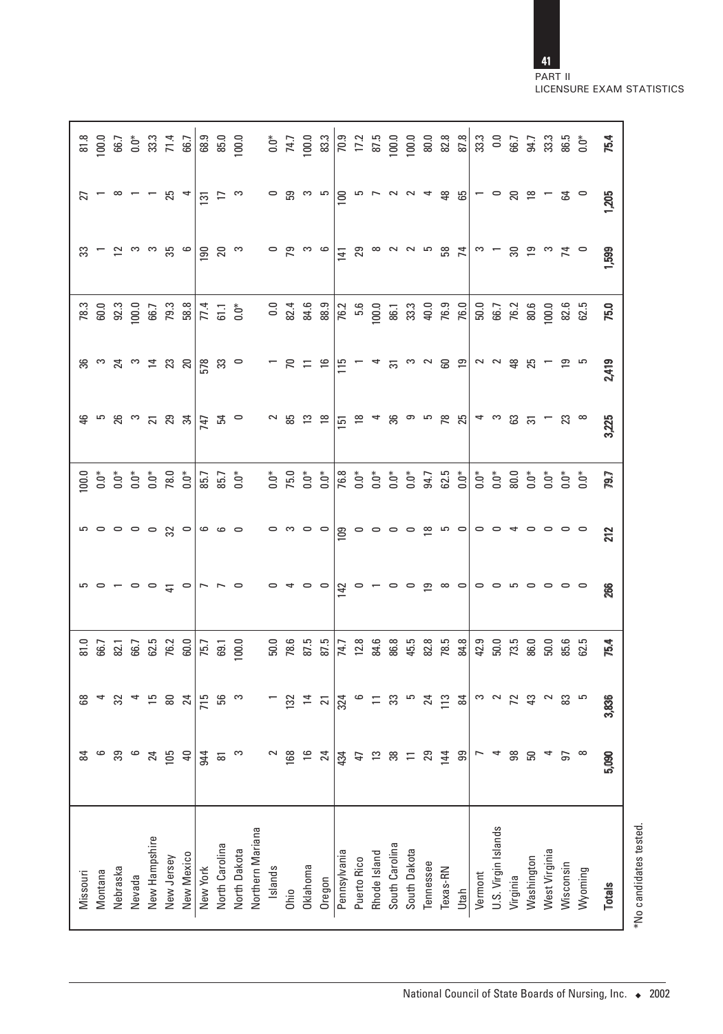| | | | | | | | | | | | | |
|---|---|---|---|---|---|---|---|---|---|---|---|---|
| Missouri | 84 | 68 | 81.0 | 5 | 5 | 100.0 | 46 | 36 | 78.3 | 33 | 27 | 81.8 |
| Montana | 6 | 4 | 66.7 | 0 | 0 | 0.0* | 5 | 3 | 60.0 | 1 | 1 | 100.0 |
| Nebraska | 39 | 32 | 82.1 | 1 | 0 | 0.0* | 26 | 24 | 92.3 | 12 | 8 | 66.7 |
| Nevada | 6 | 4 | 66.7 | 0 | 0 | 0.0* | 3 | 3 | 100.0 | 3 | 1 | 0.0* |
| New Hampshire | 24 | 15 | 62.5 | 0 | 0 | 0.0* | 21 | 14 | 66.7 | 3 | 1 | 33.3 |
| New Jersey | 105 | 80 | 76.2 | 41 | 32 | 78.0 | 29 | 23 | 79.3 | 35 | 25 | 71.4 |
| New Mexico | 40 | 24 | 60.0 | 0 | 0 | 0.0* | 34 | 20 | 58.8 | 6 | 4 | 66.7 |
| New York | 944 | 715 | 75.7 | 7 | 6 | 85.7 | 747 | 578 | 77.4 | 190 | 131 | 68.9 |
| North Carolina | 81 | 56 | 69.1 | 7 | 6 | 85.7 | 54 | 33 | 61.1 | 20 | 17 | 85.0 |
| North Dakota | 3 | 3 | 100.0 | 0 | 0 | 0.0* | 0 | 0 | 0.0* | 3 | 3 | 100.0 |
| Northern Mariana Islands | 2 | 1 | 50.0 | 0 | 0 | 0.0* | 2 | 1 | 0.0 | 0 | 0 | 0.0* |
| Ohio | 168 | 132 | 78.6 | 4 | 3 | 75.0 | 85 | 70 | 82.4 | 79 | 59 | 74.7 |
| Oklahoma | 16 | 14 | 87.5 | 0 | 0 | 0.0* | 13 | 11 | 84.6 | 3 | 3 | 100.0 |
| Oregon | 24 | 21 | 87.5 | 0 | 0 | 0.0* | 18 | 16 | 88.9 | 6 | 5 | 83.3 |
| Pennsylvania | 434 | 324 | 74.7 | 142 | 109 | 76.8 | 151 | 115 | 76.2 | 141 | 100 | 70.9 |
| Puerto Rico | 47 | 6 | 12.8 | 0 | 0 | 0.0* | 18 | 1 | 5.6 | 29 | 5 | 17.2 |
| Rhode Island | 13 | 11 | 84.6 | 1 | 0 | 0.0* | 4 | 4 | 100.0 | 8 | 7 | 87.5 |
| South Carolina | 38 | 33 | 86.8 | 0 | 0 | 0.0* | 36 | 31 | 86.1 | 2 | 2 | 100.0 |
| South Dakota | 11 | 5 | 45.5 | 0 | 0 | 0.0* | 9 | 3 | 33.3 | 2 | 2 | 100.0 |
| Tennessee | 29 | 24 | 82.8 | 19 | 18 | 94.7 | 5 | 2 | 40.0 | 5 | 4 | 80.0 |
| Texas-RN | 144 | 113 | 78.5 | 8 | 5 | 62.5 | 78 | 60 | 76.9 | 58 | 48 | 82.8 |
| Utah | 99 | 84 | 84.8 | 0 | 0 | 0.0* | 25 | 19 | 76.0 | 74 | 65 | 87.8 |
| Vermont | 7 | 3 | 42.9 | 0 | 0 | 0.0* | 4 | 2 | 50.0 | 3 | 1 | 33.3 |
| U.S. Virgin Islands | 4 | 2 | 50.0 | 0 | 0 | 0.0* | 3 | 2 | 66.7 | 1 | 0 | 0.0 |
| Virginia | 98 | 72 | 73.5 | 5 | 4 | 80.0 | 63 | 48 | 76.2 | 30 | 20 | 66.7 |
| Washington | 50 | 43 | 86.0 | 0 | 0 | 0.0* | 31 | 25 | 80.6 | 19 | 18 | 94.7 |
| West Virginia | 4 | 2 | 50.0 | 0 | 0 | 0.0* | 1 | 1 | 100.0 | 3 | 1 | 33.3 |
| Wisconsin | 97 | 83 | 85.6 | 0 | 0 | 0.0* | 23 | 19 | 82.6 | 74 | 64 | 86.5 |
| Wyoming | 8 | 5 | 62.5 | 0 | 0 | 0.0* | 8 | 5 | 62.5 | 0 | 0 | 0.0* |
| **Totals** | **5,090** | **3,836** | **75.4** | **266** | **212** | **79.7** | **3,225** | **2,419** | **75.0** | **1,599** | **1,205** | **75.4** |

*No candidates tested.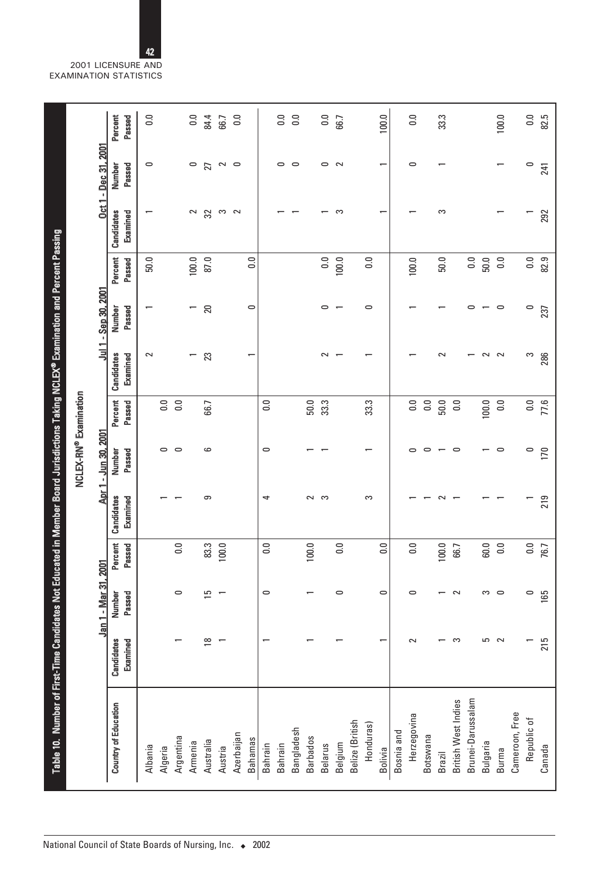## Table 10. Number of First-Time Candidates Not Educated in Member Board Jurisdictions Taking NCLEX® Examination and Percent Passing

### NCLEX-RN® Examination

| Country of Education | Jan 1 - Mar 31, 2001 | | | Apr 1 - Jun 30, 2001 | | | Jul 1 - Sep 30, 2001 | | | Oct 1 - Dec 31, 2001 | | |
|---|---|---|---|---|---|---|---|---|---|---|---|---|
| | Candidates Examined | Number Passed | Percent Passed | Candidates Examined | Number Passed | Percent Passed | Candidates Examined | Number Passed | Percent Passed | Candidates Examined | Number Passed | Percent Passed |
| Albania | | | | | | | 2 | 1 | 50.0 | 1 | 0 | 0.0 |
| Algeria | | | | 1 | 0 | 0.0 | | | | | | |
| Argentina | 1 | 0 | 0.0 | 1 | 0 | 0.0 | | | | | | |
| Armenia | | | | | | | 1 | 1 | 100.0 | 2 | 0 | 0.0 |
| Australia | 18 | 15 | 83.3 | 9 | 6 | 66.7 | 23 | 20 | 87.0 | 32 | 27 | 84.4 |
| Austria | 1 | 1 | 100.0 | | | | | | | 3 | 2 | 66.7 |
| Azerbaijan | | | | | | | | | | 2 | 0 | 0.0 |
| Bahamas | | | | | | | 1 | 0 | 0.0 | | | |
| Bahrain | 1 | 0 | 0.0 | 4 | 0 | 0.0 | | | | | | |
| Bahrain | | | | | | | | | | 1 | 0 | 0.0 |
| Bangladesh | | | | | | | | | | 1 | 0 | 0.0 |
| Barbados | 1 | 1 | 100.0 | 2 | 1 | 50.0 | | | | | | |
| Belarus | | | | 3 | 1 | 33.3 | 2 | 0 | 0.0 | 1 | 0 | 0.0 |
| Belgium | 1 | 0 | 0.0 | | | | 1 | 1 | 100.0 | 3 | 2 | 66.7 |
| Belize (British Honduras) | | | | 3 | 1 | 33.3 | 1 | 0 | 0.0 | | | |
| Bolivia | 1 | 0 | 0.0 | | | | | | | 1 | 1 | 100.0 |
| Bosnia and Herzegovina | 2 | 0 | 0.0 | 1 | 0 | 0.0 | 1 | 1 | 100.0 | 1 | 0 | 0.0 |
| Botswana | | | | 1 | 0 | 0.0 | | | | | | |
| Brazil | 1 | 1 | 100.0 | 2 | 1 | 50.0 | 2 | 1 | 50.0 | 3 | 1 | 33.3 |
| British West Indies | 3 | 2 | 66.7 | 1 | 0 | 0.0 | | | | | | |
| Brunei-Darussalam | | | | | | | 1 | 0 | 0.0 | | | |
| Bulgaria | 5 | 3 | 60.0 | 1 | 1 | 100.0 | 2 | 1 | 50.0 | | | |
| Burma | 2 | 0 | 0.0 | 1 | 0 | 0.0 | 2 | 0 | 0.0 | 1 | 1 | 100.0 |
| Cameroon, Free Republic of | 1 | 0 | 0.0 | 1 | 0 | 0.0 | 3 | 0 | 0.0 | 1 | 0 | 0.0 |
| Canada | 215 | 165 | 76.7 | 219 | 170 | 77.6 | 286 | 237 | 82.9 | 292 | 241 | 82.5 |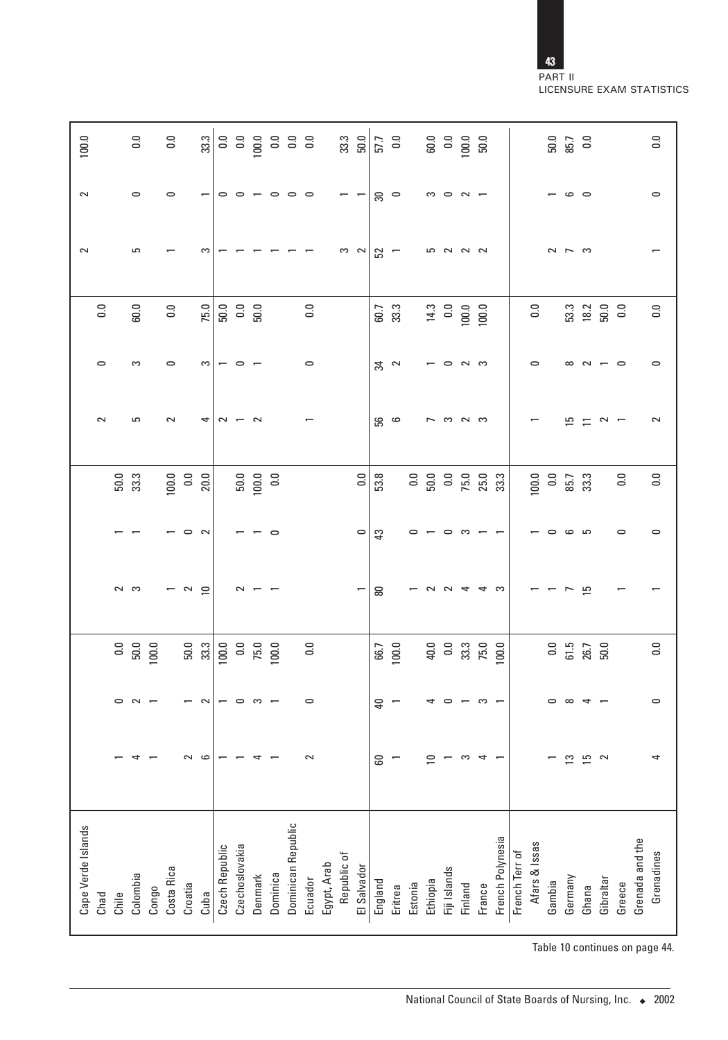| Country | | | | | | | | | | | | |
|---|---|---|---|---|---|---|---|---|---|---|---|---|
| Cape Verde Islands | | | | | | | | | | 2 | 2 | 100.0 |
| Chad | | | | | | | 2 | 0 | 0.0 | | | |
| Chile | 1 | 0 | 0.0 | 2 | 1 | 50.0 | | | | | | |
| Colombia | 4 | 2 | 50.0 | 3 | 1 | 33.3 | 5 | 3 | 60.0 | 5 | 0 | 0.0 |
| Congo | 1 | 1 | 100.0 | | | | | | | | | |
| Costa Rica | | | | 1 | 1 | 100.0 | 2 | 0 | 0.0 | 1 | 0 | 0.0 |
| Croatia | 2 | 1 | 50.0 | 2 | 0 | 0.0 | | | | | | |
| Cuba | 6 | 2 | 33.3 | 10 | 2 | 20.0 | 4 | 3 | 75.0 | 3 | 1 | 33.3 |
| Czech Republic | 1 | 1 | 100.0 | | | | 2 | 1 | 50.0 | 1 | 0 | 0.0 |
| Czechoslovakia | 1 | 0 | 0.0 | 2 | 1 | 50.0 | 1 | 0 | 0.0 | 1 | 0 | 0.0 |
| Denmark | 4 | 3 | 75.0 | 1 | 1 | 100.0 | 2 | 1 | 50.0 | 1 | 1 | 100.0 |
| Dominica | 1 | 1 | 100.0 | 1 | 0 | 0.0 | | | | 1 | 0 | 0.0 |
| Dominican Republic | | | | | | | | | | 1 | 0 | 0.0 |
| Ecuador | 2 | 0 | 0.0 | | | | 1 | 0 | 0.0 | 1 | 0 | 0.0 |
| Egypt, Arab Republic of | | | | | | | | | | 3 | 1 | 33.3 |
| El Salvador | | | | 1 | 0 | 0.0 | | | | 2 | 1 | 50.0 |
| England | 60 | 40 | 66.7 | 80 | 43 | 53.8 | 56 | 34 | 60.7 | 52 | 30 | 57.7 |
| Eritrea | 1 | 1 | 100.0 | | | | 6 | 2 | 33.3 | 1 | 0 | 0.0 |
| Estonia | | | | 1 | 0 | 0.0 | | | | | | |
| Ethiopia | 10 | 4 | 40.0 | 2 | 1 | 50.0 | 7 | 1 | 14.3 | 5 | 3 | 60.0 |
| Fiji Islands | 1 | 0 | 0.0 | 2 | 0 | 0.0 | 3 | 0 | 0.0 | 2 | 0 | 0.0 |
| Finland | 3 | 1 | 33.3 | 4 | 3 | 75.0 | 2 | 2 | 100.0 | 2 | 2 | 100.0 |
| France | 4 | 3 | 75.0 | 4 | 1 | 25.0 | 3 | 3 | 100.0 | 2 | 1 | 50.0 |
| French Polynesia | 1 | 1 | 100.0 | 3 | 1 | 33.3 | | | | | | |
| French Terr of Afars & Issas | | | | 1 | 1 | 100.0 | 1 | 0 | 0.0 | | | |
| Gambia | 1 | 0 | 0.0 | 1 | 0 | 0.0 | | | | 2 | 1 | 50.0 |
| Germany | 13 | 8 | 61.5 | 7 | 6 | 85.7 | 15 | 8 | 53.3 | 7 | 6 | 85.7 |
| Ghana | 15 | 4 | 26.7 | 15 | 5 | 33.3 | 11 | 2 | 18.2 | 3 | 0 | 0.0 |
| Gibraltar | 2 | 1 | 50.0 | | | | 2 | 1 | 50.0 | | | |
| Greece | | | | 1 | 0 | 0.0 | 1 | 0 | 0.0 | | | |
| Grenada and the Grenadines | 4 | 0 | 0.0 | 1 | 0 | 0.0 | 2 | 0 | 0.0 | 1 | 0 | 0.0 |

Table 10 continues on page 44.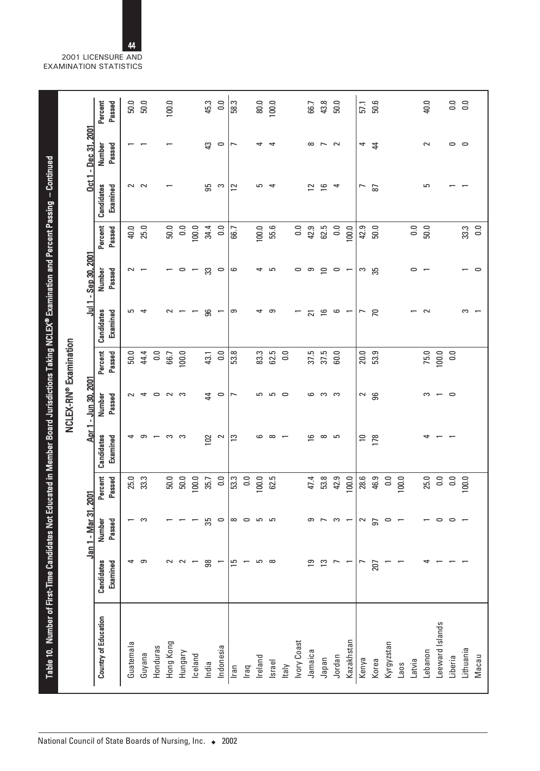## Table 10. Number of First-Time Candidates Not Educated in Member Board Jurisdictions Taking NCLEX® Examination and Percent Passing – Continued

### NCLEX-RN® Examination

| Country of Education | Jan 1 - Mar 31, 2001 | | | Apr 1 - Jun 30, 2001 | | | Jul 1 - Sep 30, 2001 | | | Oct 1 - Dec 31, 2001 | | |
|---|---|---|---|---|---|---|---|---|---|---|---|---|
| | Candidates Examined | Number Passed | Percent Passed | Candidates Examined | Number Passed | Percent Passed | Candidates Examined | Number Passed | Percent Passed | Candidates Examined | Number Passed | Percent Passed |
| Guatemala | 4 | 1 | 25.0 | 4 | 2 | 50.0 | 5 | 2 | 40.0 | 2 | 1 | 50.0 |
| Guyana | 9 | 3 | 33.3 | 9 | 4 | 44.4 | 4 | 1 | 25.0 | 2 | 1 | 50.0 |
| Honduras | | | | 1 | 0 | 0.0 | | | | | | |
| Hong Kong | 2 | 1 | 50.0 | 3 | 2 | 66.7 | 2 | 1 | 50.0 | 1 | 1 | 100.0 |
| Hungary | 2 | 1 | 50.0 | 3 | 3 | 100.0 | 1 | 0 | 0.0 | | | |
| Iceland | 1 | 1 | 100.0 | | | | 1 | 1 | 100.0 | | | |
| India | 98 | 35 | 35.7 | 102 | 44 | 43.1 | 96 | 33 | 34.4 | 95 | 43 | 45.3 |
| Indonesia | 1 | 0 | 0.0 | 2 | 0 | 0.0 | 1 | 0 | 0.0 | 3 | 0 | 0.0 |
| Iran | 15 | 8 | 53.3 | 13 | 7 | 53.8 | 9 | 6 | 66.7 | 12 | 7 | 58.3 |
| Iraq | 1 | 0 | 0.0 | | | | | | | | | |
| Ireland | 5 | 5 | 100.0 | 6 | 5 | 83.3 | 4 | 4 | 100.0 | 5 | 4 | 80.0 |
| Israel | 8 | 5 | 62.5 | 8 | 5 | 62.5 | 9 | 5 | 55.6 | 4 | 4 | 100.0 |
| Italy | | | | 1 | 0 | 0.0 | | | | | | |
| Ivory Coast | | | | | | | 1 | 0 | 0.0 | | | |
| Jamaica | 19 | 9 | 47.4 | 16 | 6 | 37.5 | 21 | 9 | 42.9 | 12 | 8 | 66.7 |
| Japan | 13 | 7 | 53.8 | 8 | 3 | 37.5 | 16 | 10 | 62.5 | 16 | 7 | 43.8 |
| Jordan | 7 | 3 | 42.9 | 5 | 3 | 60.0 | 6 | 0 | 0.0 | 4 | 2 | 50.0 |
| Kazakhstan | 1 | 1 | 100.0 | | | | 1 | 1 | 100.0 | | | |
| Kenya | 7 | 2 | 28.6 | 10 | 2 | 20.0 | 7 | 3 | 42.9 | 7 | 4 | 57.1 |
| Korea | 207 | 97 | 46.9 | 178 | 96 | 53.9 | 70 | 35 | 50.0 | 87 | 44 | 50.6 |
| Kyrgyzstan | 1 | 0 | 0.0 | | | | | | | | | |
| Laos | 1 | 1 | 100.0 | | | | | | | | | |
| Latvia | | | | | | | 1 | 0 | 0.0 | | | |
| Lebanon | 4 | 1 | 25.0 | 4 | 3 | 75.0 | 2 | 1 | 50.0 | 5 | 2 | 40.0 |
| Leeward Islands | 1 | 0 | 0.0 | 1 | 1 | 100.0 | | | | | | |
| Liberia | 1 | 0 | 0.0 | 1 | 0 | 0.0 | | | | 1 | 0 | 0.0 |
| Lithuania | 1 | 1 | 100.0 | | | | 3 | 1 | 33.3 | 1 | 0 | 0.0 |
| Macau | | | | | | | 1 | 0 | 0.0 | | | |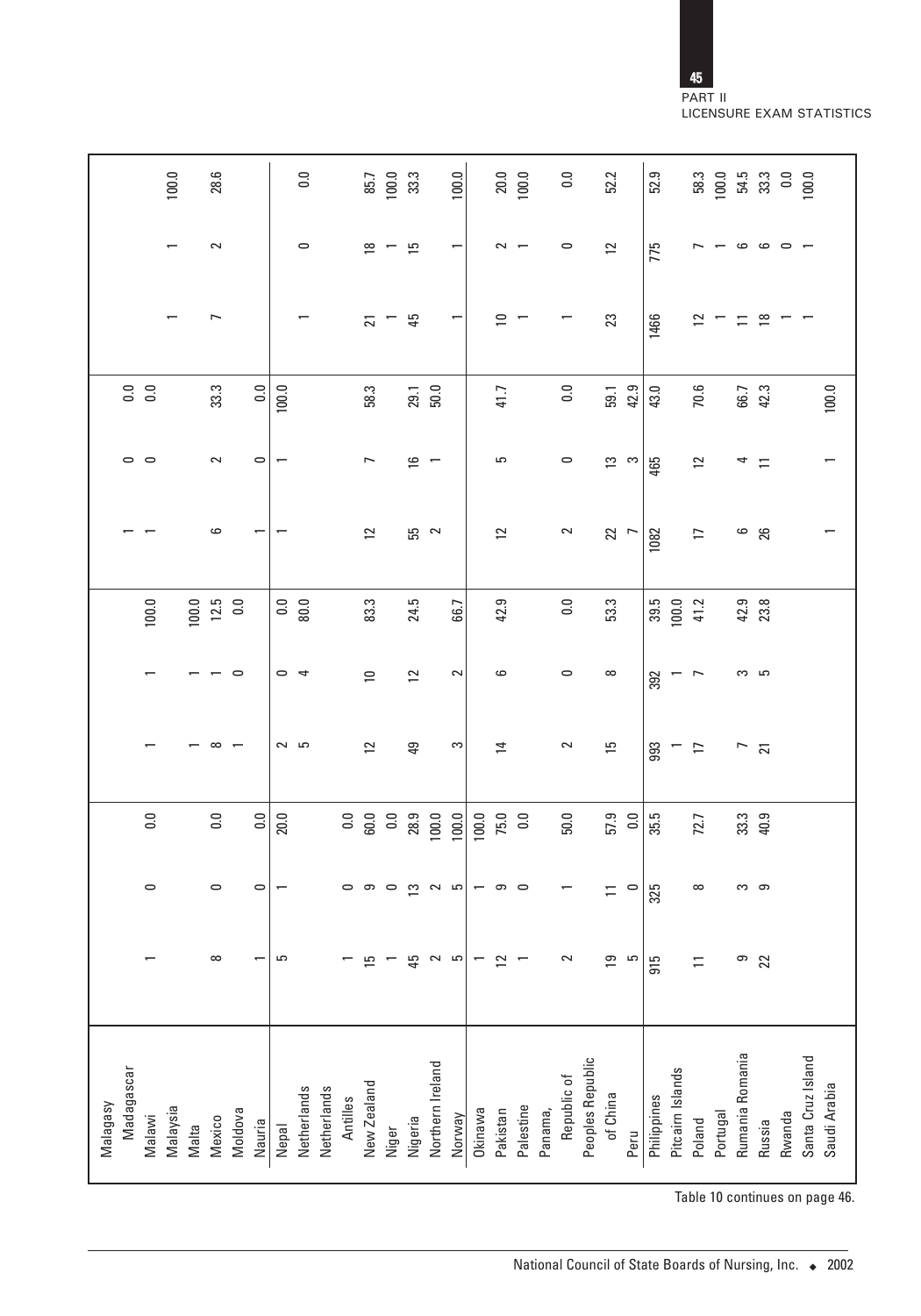| | | | | | | | | | | | | |
|---|---|---|---|---|---|---|---|---|---|---|---|---|
| Malagasy | | | | | | | 1 | 0 | 0.0 | | | |
| Madagascar | | | | | | | 1 | 0 | 0.0 | | | |
| Malawi | 1 | 0 | 0.0 | 1 | 1 | 100.0 | | | | | | |
| Malaysia | | | | | | | | | | 1 | 1 | 100.0 |
| Malta | | | | 1 | 1 | 100.0 | | | | | | |
| Mexico | 8 | 0 | 0.0 | 8 | 1 | 12.5 | 6 | 2 | 33.3 | 7 | 2 | 28.6 |
| Moldova | | | | 1 | 0 | 0.0 | | | | | | |
| Nauria | 1 | 0 | 0.0 | | | | 1 | 0 | 0.0 | | | |
| Nepal | 5 | 1 | 20.0 | 2 | 0 | 0.0 | 1 | 1 | 100.0 | | | |
| Netherlands | | | | 5 | 4 | 80.0 | | | | 1 | 0 | 0.0 |
| Netherlands Antilles | 1 | 0 | 0.0 | | | | | | | | | |
| New Zealand | 15 | 9 | 60.0 | 12 | 10 | 83.3 | 12 | 7 | 58.3 | 21 | 18 | 85.7 |
| Niger | 1 | 0 | 0.0 | | | | | | | 1 | 1 | 100.0 |
| Nigeria | 45 | 13 | 28.9 | 49 | 12 | 24.5 | 55 | 16 | 29.1 | 45 | 15 | 33.3 |
| Northern Ireland | 2 | 2 | 100.0 | | | | 2 | 1 | 50.0 | | | |
| Norway | 5 | 5 | 100.0 | 3 | 2 | 66.7 | | | | 1 | 1 | 100.0 |
| Okinawa | 1 | 1 | 100.0 | | | | | | | | | |
| Pakistan | 12 | 9 | 75.0 | 14 | 6 | 42.9 | 12 | 5 | 41.7 | 10 | 2 | 20.0 |
| Palestine | 1 | 0 | 0.0 | | | | | | | 1 | 1 | 100.0 |
| Panama, Republic of | 2 | 1 | 50.0 | 2 | 0 | 0.0 | 2 | 0 | 0.0 | 1 | 0 | 0.0 |
| Peoples Republic of China | 19 | 11 | 57.9 | 15 | 8 | 53.3 | 22 | 13 | 59.1 | 23 | 12 | 52.2 |
| Peru | 5 | 0 | 0.0 | | | | 7 | 3 | 42.9 | | | |
| Philippines | 915 | 325 | 35.5 | 993 | 392 | 39.5 | 1082 | 465 | 43.0 | 1466 | 775 | 52.9 |
| Pitcairn Islands | | | | 1 | 1 | 100.0 | | | | | | |
| Poland | 11 | 8 | 72.7 | 17 | 7 | 41.2 | 17 | 12 | 70.6 | 12 | 7 | 58.3 |
| Portugal | | | | | | | | | | 1 | 1 | 100.0 |
| Rumania Romania | 9 | 3 | 33.3 | 7 | 3 | 42.9 | 6 | 4 | 66.7 | 11 | 6 | 54.5 |
| Russia | 22 | 9 | 40.9 | 21 | 5 | 23.8 | 26 | 11 | 42.3 | 18 | 6 | 33.3 |
| Rwanda | | | | | | | | | | 1 | 0 | 0.0 |
| Santa Cruz Island | | | | | | | | | | 1 | 1 | 100.0 |
| Saudi Arabia | | | | | | | 1 | 1 | 100.0 | | | |

Table 10 continues on page 46.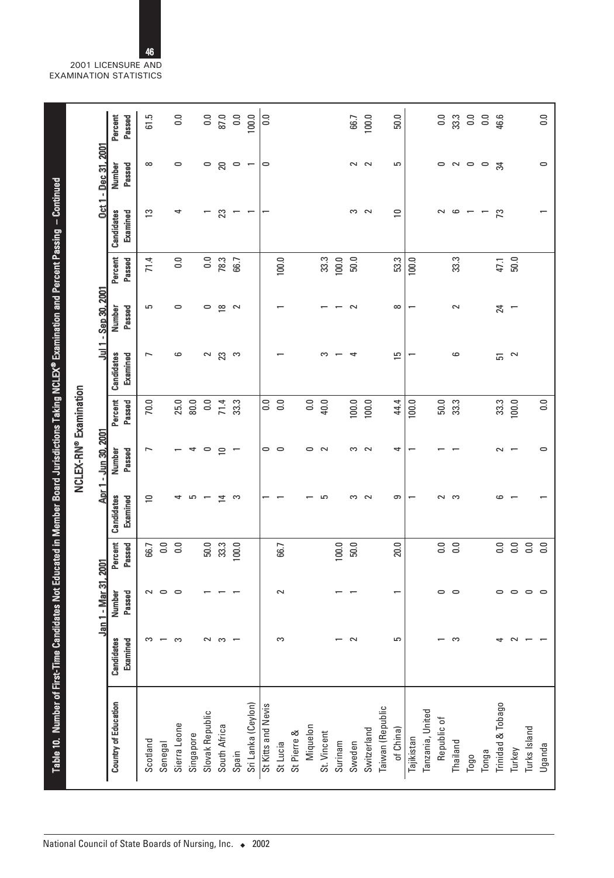# Table 10. Number of First-Time Candidates Not Educated in Member Board Jurisdictions Taking NCLEX® Examination and Percent Passing – Continued

## NCLEX-RN® Examination

| Country of Education | Jan 1 - Mar 31, 2001 | | | Apr 1 - Jun 30, 2001 | | | Jul 1 - Sep 30, 2001 | | | Oct 1 - Dec 31, 2001 | | |
|---|---|---|---|---|---|---|---|---|---|---|---|---|
| | Candidates Examined | Number Passed | Percent Passed | Candidates Examined | Number Passed | Percent Passed | Candidates Examined | Number Passed | Percent Passed | Candidates Examined | Number Passed | Percent Passed |
| Scotland | 3 | 2 | 66.7 | 10 | 7 | 70.0 | 7 | 5 | 71.4 | 13 | 8 | 61.5 |
| Senegal | 1 | 0 | 0.0 | | | | | | | | | |
| Sierra Leone | 3 | 0 | 0.0 | 4 | 1 | 25.0 | 6 | 0 | 0.0 | 4 | 0 | 0.0 |
| Singapore | | | | 5 | 4 | 80.0 | | | | | | |
| Slovak Republic | 2 | 1 | 50.0 | 1 | 0 | 0.0 | 2 | 0 | 0.0 | 1 | 0 | 0.0 |
| South Africa | 3 | 1 | 33.3 | 14 | 10 | 71.4 | 23 | 18 | 78.3 | 23 | 20 | 87.0 |
| Spain | 1 | 1 | 100.0 | 3 | 1 | 33.3 | 3 | 2 | 66.7 | 1 | 0 | 0.0 |
| Sri Lanka (Ceylon) | | | | | | | | | | 1 | 1 | 100.0 |
| St Kitts and Nevis | | | | 1 | 0 | 0.0 | | | | 1 | 0 | 0.0 |
| St Lucia | 3 | 2 | 66.7 | 1 | 0 | 0.0 | 1 | 1 | 100.0 | | | |
| St Pierre & Miquelon | | | | 1 | 0 | 0.0 | | | | | | |
| St. Vincent | | | | 5 | 2 | 40.0 | 3 | 1 | 33.3 | | | |
| Surinam | 1 | 1 | 100.0 | | | | 1 | 1 | 100.0 | | | |
| Sweden | 2 | 1 | 50.0 | 3 | 3 | 100.0 | 4 | 2 | 50.0 | 3 | 2 | 66.7 |
| Switzerland | | | | 2 | 2 | 100.0 | | | | 2 | 2 | 100.0 |
| Taiwan (Republic of China) | 5 | 1 | 20.0 | 9 | 4 | 44.4 | 15 | 8 | 53.3 | 10 | 5 | 50.0 |
| Tajikistan | | | | 1 | 1 | 100.0 | 1 | 1 | 100.0 | | | |
| Tanzania, United Republic of | 1 | 0 | 0.0 | 2 | 1 | 50.0 | | | | 2 | 0 | 0.0 |
| Thailand | 3 | 0 | 0.0 | 3 | 1 | 33.3 | 6 | 2 | 33.3 | 6 | 2 | 33.3 |
| Togo | | | | | | | | | | 1 | 0 | 0.0 |
| Tonga | | | | | | | | | | 1 | 0 | 0.0 |
| Trinidad & Tobago | 4 | 0 | 0.0 | 6 | 2 | 33.3 | 51 | 24 | 47.1 | 73 | 34 | 46.6 |
| Turkey | 2 | 0 | 0.0 | 1 | 1 | 100.0 | 2 | 1 | 50.0 | | | |
| Turks Island | 1 | 0 | 0.0 | | | | | | | | | |
| Uganda | 1 | 0 | 0.0 | 1 | 0 | 0.0 | | | | 1 | 0 | 0.0 |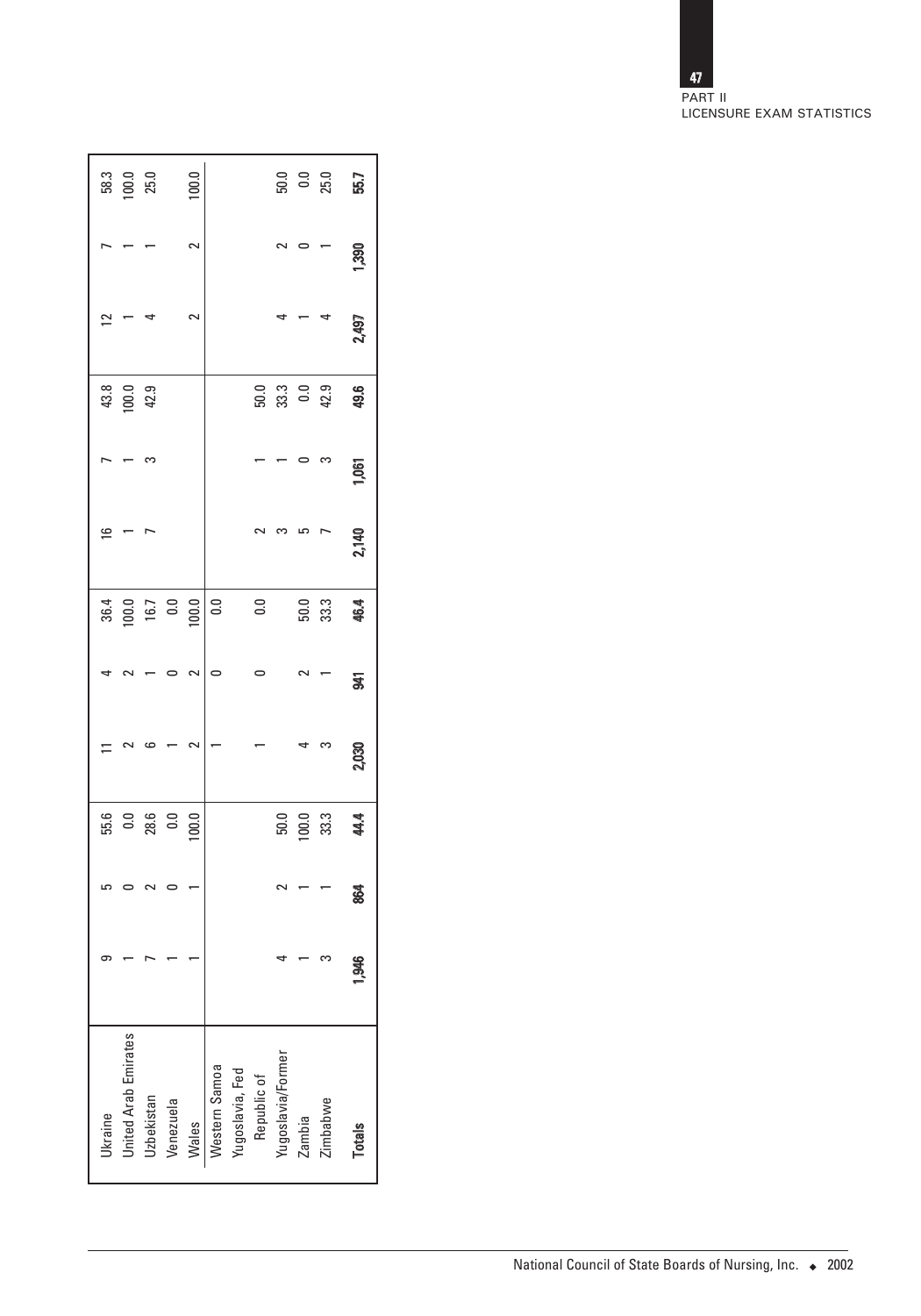| | | | | | | | | | | | | |
|---|---|---|---|---|---|---|---|---|---|---|---|---|
| Ukraine | 9 | 5 | 55.6 | 11 | 4 | 36.4 | 16 | 7 | 43.8 | 12 | 7 | 58.3 |
| United Arab Emirates | 1 | 0 | 0.0 | 2 | 2 | 100.0 | 1 | 1 | 100.0 | 1 | 1 | 100.0 |
| Uzbekistan | 7 | 2 | 28.6 | 6 | 1 | 16.7 | 7 | 3 | 42.9 | 4 | 1 | 25.0 |
| Venezuela | 1 | 0 | 0.0 | 1 | 0 | 0.0 | | | | | | |
| Wales | 1 | 1 | 100.0 | 2 | 2 | 100.0 | | | | 2 | 2 | 100.0 |
| Western Samoa | | | | 1 | 0 | 0.0 | | | | | | |
| Yugoslavia, Fed Republic of | | | | 1 | 0 | 0.0 | 2 | 1 | 50.0 | | | |
| Yugoslavia/Former | 4 | 2 | 50.0 | | | | 3 | 1 | 33.3 | 4 | 2 | 50.0 |
| Zambia | 1 | 1 | 100.0 | 4 | 2 | 50.0 | 5 | 0 | 0.0 | 1 | 0 | 0.0 |
| Zimbabwe | 3 | 1 | 33.3 | 3 | 1 | 33.3 | 7 | 3 | 42.9 | 4 | 1 | 25.0 |
| **Totals** | **1,946** | **864** | **44.4** | **2,030** | **941** | **46.4** | **2,140** | **1,061** | **49.6** | **2,497** | **1,390** | **55.7** |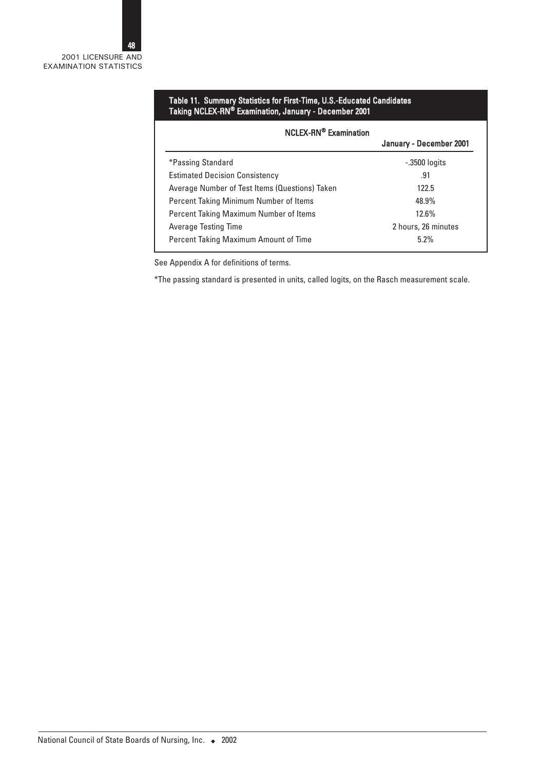## Table 11. Summary Statistics for First-Time, U.S.-Educated Candidates Taking NCLEX-RN® Examination, January - December 2001

| NCLEX-RN® Examination | January - December 2001 |
|---|---|
| *Passing Standard | -.3500 logits |
| Estimated Decision Consistency | .91 |
| Average Number of Test Items (Questions) Taken | 122.5 |
| Percent Taking Minimum Number of Items | 48.9% |
| Percent Taking Maximum Number of Items | 12.6% |
| Average Testing Time | 2 hours, 26 minutes |
| Percent Taking Maximum Amount of Time | 5.2% |

See Appendix A for definitions of terms.

*The passing standard is presented in units, called logits, on the Rasch measurement scale.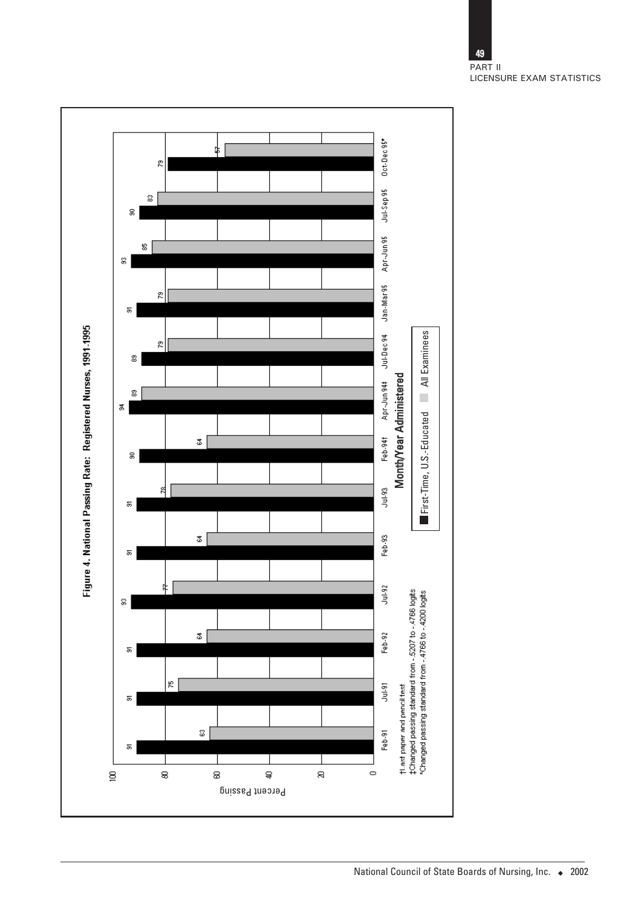**Figure 4. National Passing Rate: Registered Nurses, 1991-1995**

| Month/Year Administered | First-Time, U.S.-Educated | All Examinees |
|---|---|---|
| Feb-91 | 91 | 63 |
| Jul-91 | 91 | 75 |
| Feb-92 | 91 | 64 |
| Jul-92 | 93 | 77 |
| Feb-93 | 91 | 64 |
| Jul-93 | 91 | 78 |
| Feb-94† | 90 | 64 |
| Apr-Jun 94‡ | 94 | 89 |
| Jul-Dec 94 | 89 | 79 |
| Jan-Mar 95 | 91 | 79 |
| Apr-Jun 95 | 93 | 85 |
| Jul-Sep 95 | 90 | 83 |
| Oct-Dec 95* | 79 | 57 |

Percent Passing

†Last paper and pencil test
‡Changed passing standard from -.5207 to -.4766 logits
*Changed passing standard from -.4766 to -.4200 logits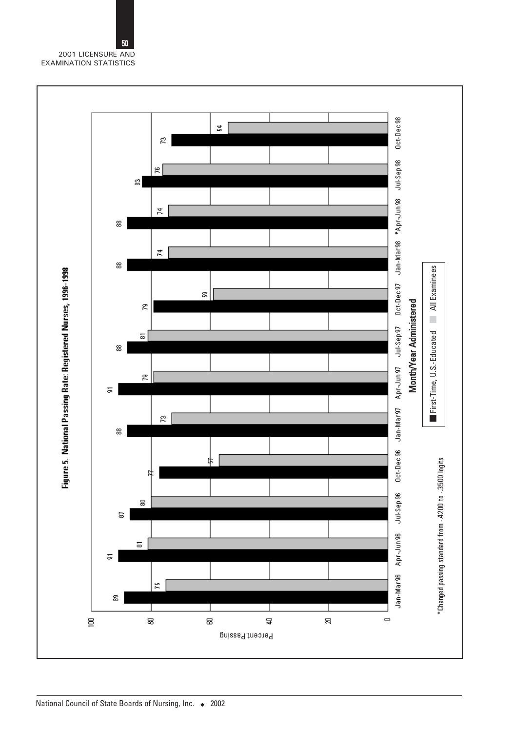**Figure 5. National Passing Rate: Registered Nurses, 1996-1998**

| Month/Year Administered | First-Time, U.S.-Educated | All Examinees |
|---|---|---|
| Jan-Mar 96 | 89 | 75 |
| Apr-Jun 96 | 91 | 81 |
| Jul-Sep 96 | 87 | 80 |
| Oct-Dec 96 | 77 | 57 |
| Jan-Mar 97 | 88 | 73 |
| Apr-Jun 97 | 91 | 79 |
| Jul-Sep 97 | 88 | 81 |
| Oct-Dec 97 | 79 | 59 |
| Jan-Mar 98 | 88 | 74 |
| *Apr-Jun 98 | 88 | 74 |
| Jul-Sep 98 | 83 | 76 |
| Oct-Dec 98 | 73 | 54 |

Percent Passing

*Changed passing standard from -.4200 to -.3500 logits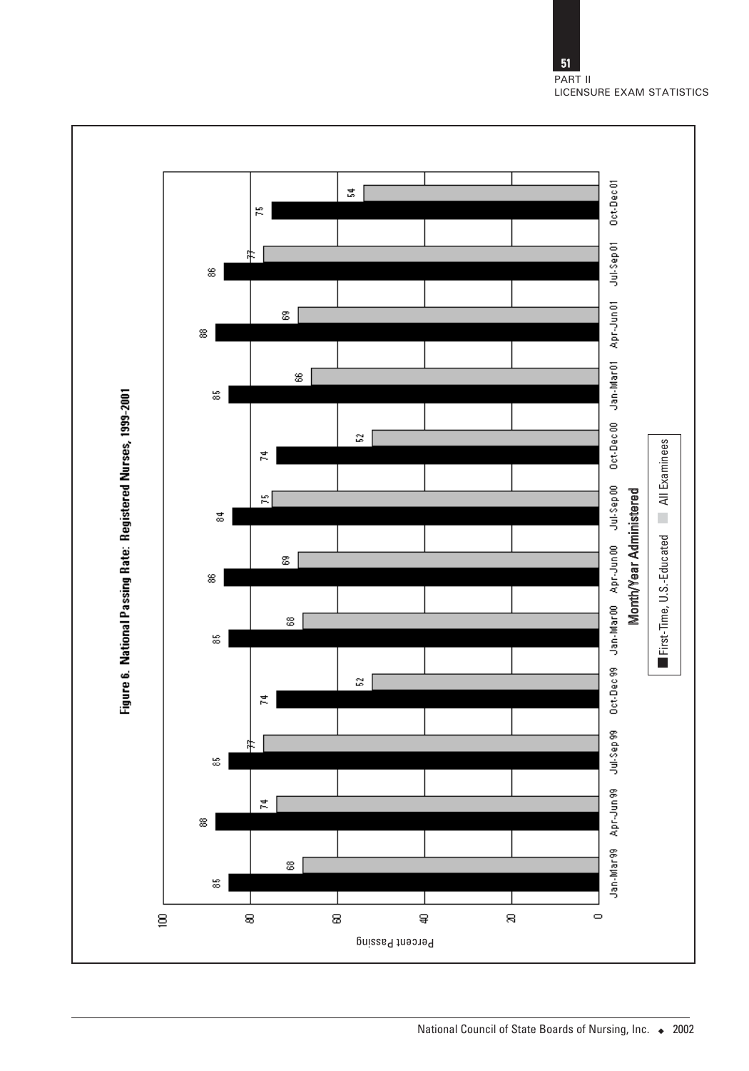**Figure 6. National Passing Rate: Registered Nurses, 1999-2001**

| Month/Year Administered | First-Time, U.S.-Educated | All Examinees |
|---|---|---|
| Jan-Mar 99 | 85 | 68 |
| Apr-Jun 99 | 88 | 74 |
| Jul-Sep 99 | 85 | 77 |
| Oct-Dec 99 | 74 | 52 |
| Jan-Mar 00 | 85 | 68 |
| Apr-Jun 00 | 86 | 69 |
| Jul-Sep 00 | 84 | 75 |
| Oct-Dec 00 | 74 | 52 |
| Jan-Mar 01 | 85 | 66 |
| Apr-Jun 01 | 88 | 69 |
| Jul-Sep 01 | 86 | 77 |
| Oct-Dec 01 | 75 | 54 |

Y-axis: Percent Passing (0–100)

X-axis: Month/Year Administered

Legend: First-Time, U.S.-Educated; All Examinees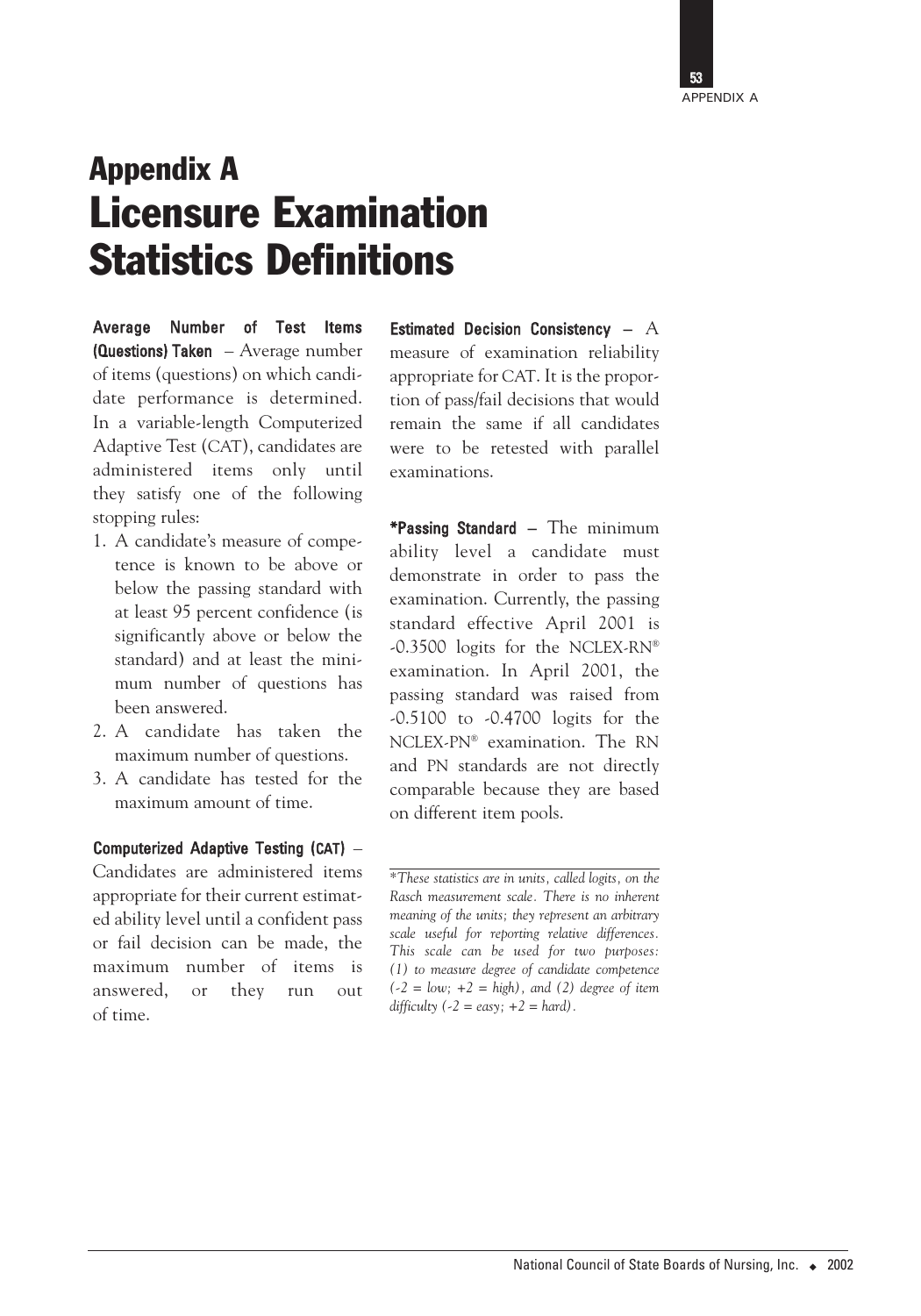# Appendix A
# Licensure Examination Statistics Definitions

**Average Number of Test Items (Questions) Taken** – Average number of items (questions) on which candidate performance is determined. In a variable-length Computerized Adaptive Test (CAT), candidates are administered items only until they satisfy one of the following stopping rules:

1. A candidate's measure of competence is known to be above or below the passing standard with at least 95 percent confidence (is significantly above or below the standard) and at least the minimum number of questions has been answered.
2. A candidate has taken the maximum number of questions.
3. A candidate has tested for the maximum amount of time.

**Computerized Adaptive Testing (CAT)** – Candidates are administered items appropriate for their current estimated ability level until a confident pass or fail decision can be made, the maximum number of items is answered, or they run out of time.

**Estimated Decision Consistency** – A measure of examination reliability appropriate for CAT. It is the proportion of pass/fail decisions that would remain the same if all candidates were to be retested with parallel examinations.

**\*Passing Standard** – The minimum ability level a candidate must demonstrate in order to pass the examination. Currently, the passing standard effective April 2001 is -0.3500 logits for the NCLEX-RN® examination. In April 2001, the passing standard was raised from -0.5100 to -0.4700 logits for the NCLEX-PN® examination. The RN and PN standards are not directly comparable because they are based on different item pools.

---

*\*These statistics are in units, called logits, on the Rasch measurement scale. There is no inherent meaning of the units; they represent an arbitrary scale useful for reporting relative differences. This scale can be used for two purposes: (1) to measure degree of candidate competence (-2 = low; +2 = high), and (2) degree of item difficulty (-2 = easy; +2 = hard).*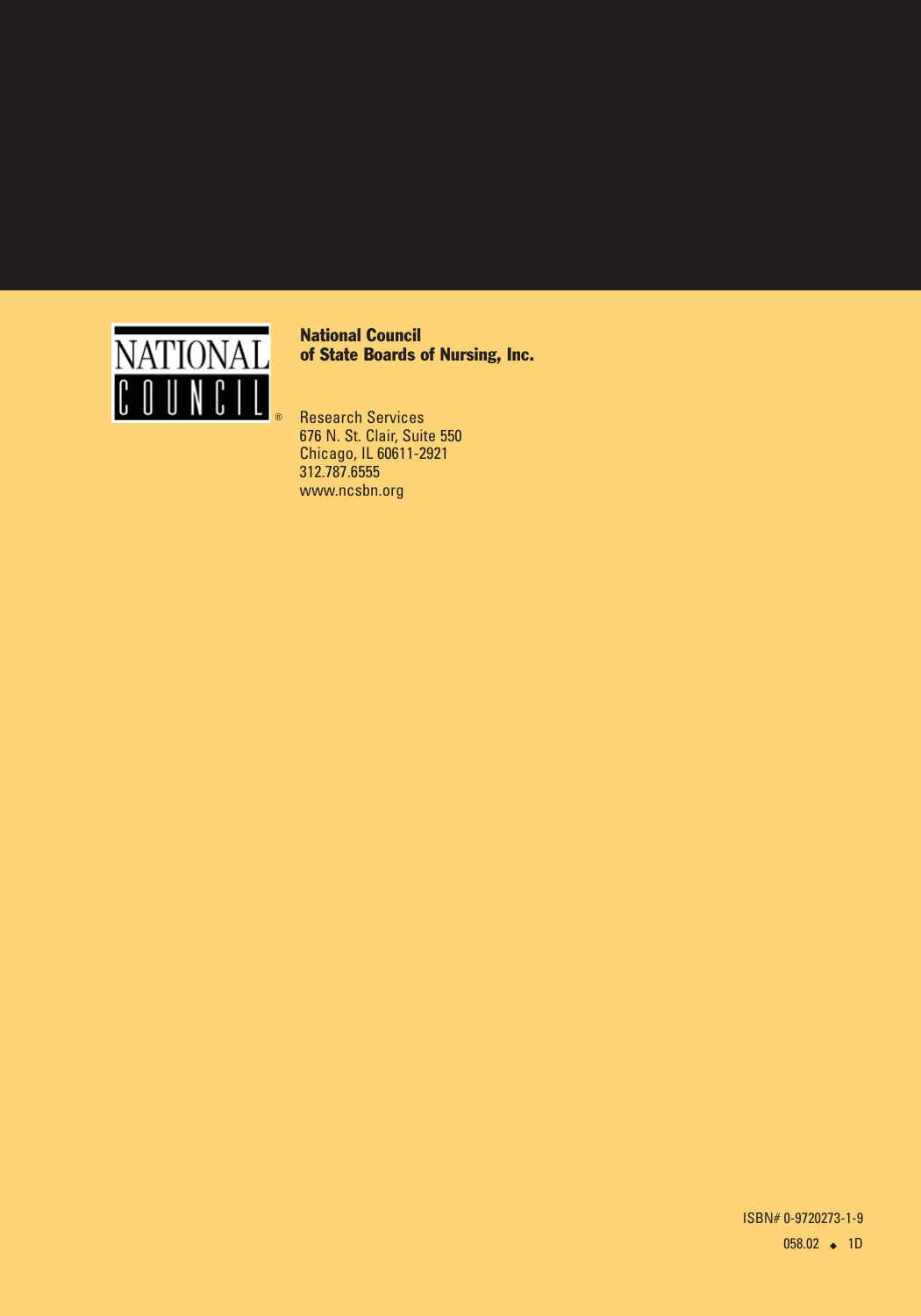NATIONAL COUNCIL®

**National Council of State Boards of Nursing, Inc.**

Research Services
676 N. St. Clair, Suite 550
Chicago, IL 60611-2921
312.787.6555
www.ncsbn.org

ISBN# 0-9720273-1-9

058.02 ◆ 1D